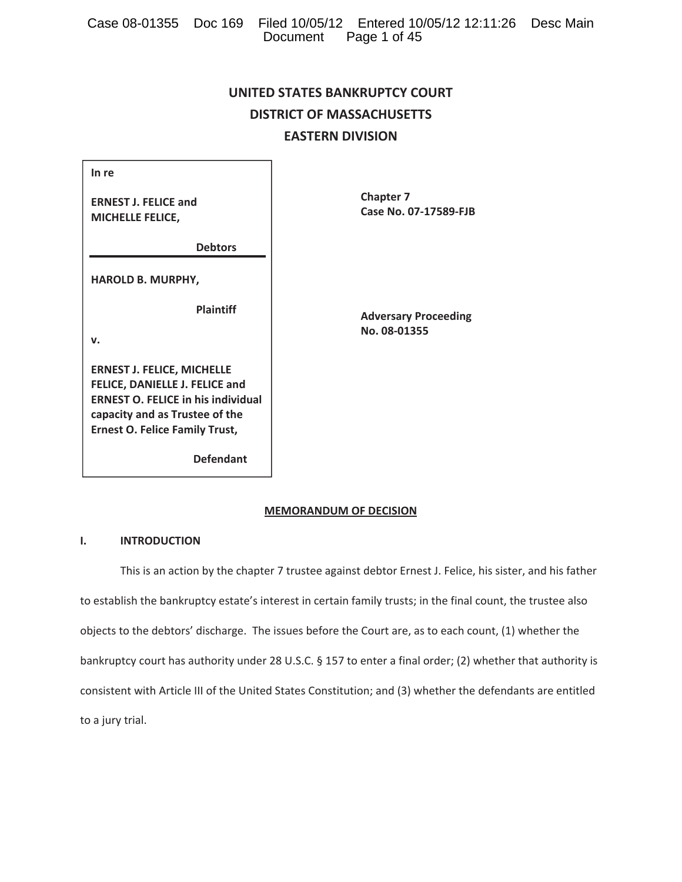# UNITED STATES BANKRUPTCY COURT
## DISTRICT OF MASSACHUSETTS
## EASTERN DIVISION

| | |
|---|---|
| **In re**<br><br>**ERNEST J. FELICE and MICHELLE FELICE,**<br><br>**Debtors** | **Chapter 7**<br>**Case No. 07-17589-FJB** |
| **HAROLD B. MURPHY,**<br><br>**Plaintiff**<br><br>**v.**<br><br>**ERNEST J. FELICE, MICHELLE FELICE, DANIELLE J. FELICE and ERNEST O. FELICE in his individual capacity and as Trustee of the Ernest O. Felice Family Trust,**<br><br>**Defendant** | **Adversary Proceeding**<br>**No. 08-01355** |

## MEMORANDUM OF DECISION

### I. INTRODUCTION

This is an action by the chapter 7 trustee against debtor Ernest J. Felice, his sister, and his father to establish the bankruptcy estate's interest in certain family trusts; in the final count, the trustee also objects to the debtors' discharge. The issues before the Court are, as to each count, (1) whether the bankruptcy court has authority under 28 U.S.C. § 157 to enter a final order; (2) whether that authority is consistent with Article III of the United States Constitution; and (3) whether the defendants are entitled to a jury trial.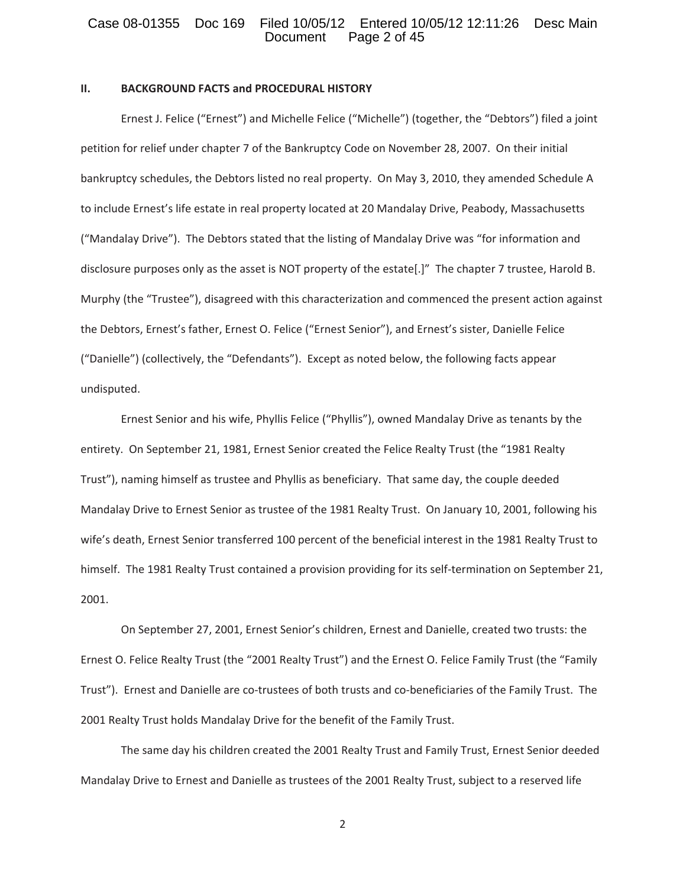## II. BACKGROUND FACTS and PROCEDURAL HISTORY

Ernest J. Felice ("Ernest") and Michelle Felice ("Michelle") (together, the "Debtors") filed a joint petition for relief under chapter 7 of the Bankruptcy Code on November 28, 2007. On their initial bankruptcy schedules, the Debtors listed no real property. On May 3, 2010, they amended Schedule A to include Ernest's life estate in real property located at 20 Mandalay Drive, Peabody, Massachusetts ("Mandalay Drive"). The Debtors stated that the listing of Mandalay Drive was "for information and disclosure purposes only as the asset is NOT property of the estate[.]" The chapter 7 trustee, Harold B. Murphy (the "Trustee"), disagreed with this characterization and commenced the present action against the Debtors, Ernest's father, Ernest O. Felice ("Ernest Senior"), and Ernest's sister, Danielle Felice ("Danielle") (collectively, the "Defendants"). Except as noted below, the following facts appear undisputed.

Ernest Senior and his wife, Phyllis Felice ("Phyllis"), owned Mandalay Drive as tenants by the entirety. On September 21, 1981, Ernest Senior created the Felice Realty Trust (the "1981 Realty Trust"), naming himself as trustee and Phyllis as beneficiary. That same day, the couple deeded Mandalay Drive to Ernest Senior as trustee of the 1981 Realty Trust. On January 10, 2001, following his wife's death, Ernest Senior transferred 100 percent of the beneficial interest in the 1981 Realty Trust to himself. The 1981 Realty Trust contained a provision providing for its self-termination on September 21, 2001.

On September 27, 2001, Ernest Senior's children, Ernest and Danielle, created two trusts: the Ernest O. Felice Realty Trust (the "2001 Realty Trust") and the Ernest O. Felice Family Trust (the "Family Trust"). Ernest and Danielle are co-trustees of both trusts and co-beneficiaries of the Family Trust. The 2001 Realty Trust holds Mandalay Drive for the benefit of the Family Trust.

The same day his children created the 2001 Realty Trust and Family Trust, Ernest Senior deeded Mandalay Drive to Ernest and Danielle as trustees of the 2001 Realty Trust, subject to a reserved life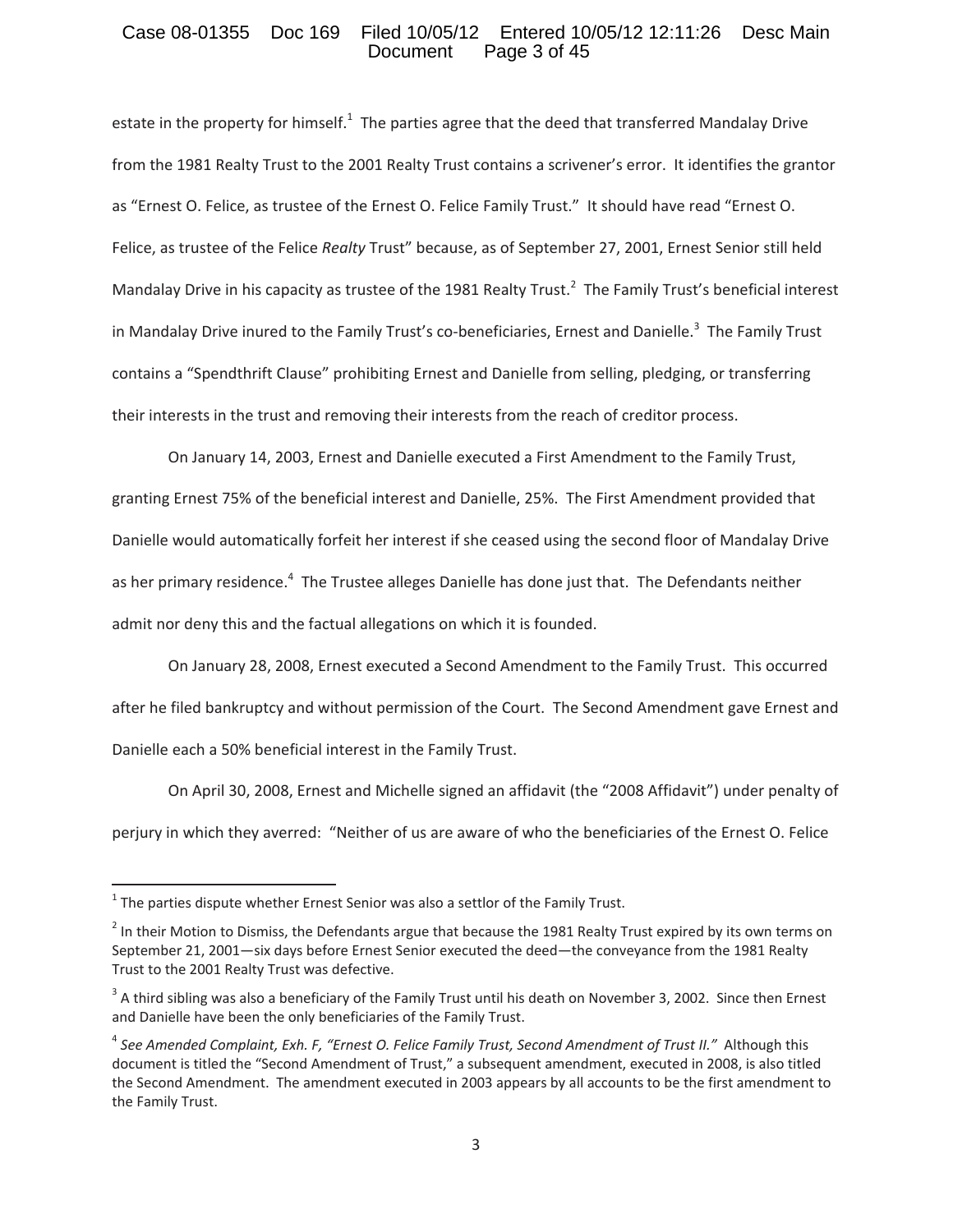estate in the property for himself.[1] The parties agree that the deed that transferred Mandalay Drive from the 1981 Realty Trust to the 2001 Realty Trust contains a scrivener's error. It identifies the grantor as "Ernest O. Felice, as trustee of the Ernest O. Felice Family Trust." It should have read "Ernest O. Felice, as trustee of the Felice *Realty* Trust" because, as of September 27, 2001, Ernest Senior still held Mandalay Drive in his capacity as trustee of the 1981 Realty Trust.[2] The Family Trust's beneficial interest in Mandalay Drive inured to the Family Trust's co-beneficiaries, Ernest and Danielle.[3] The Family Trust contains a "Spendthrift Clause" prohibiting Ernest and Danielle from selling, pledging, or transferring their interests in the trust and removing their interests from the reach of creditor process.

On January 14, 2003, Ernest and Danielle executed a First Amendment to the Family Trust, granting Ernest 75% of the beneficial interest and Danielle, 25%. The First Amendment provided that Danielle would automatically forfeit her interest if she ceased using the second floor of Mandalay Drive as her primary residence.[4] The Trustee alleges Danielle has done just that. The Defendants neither admit nor deny this and the factual allegations on which it is founded.

On January 28, 2008, Ernest executed a Second Amendment to the Family Trust. This occurred after he filed bankruptcy and without permission of the Court. The Second Amendment gave Ernest and Danielle each a 50% beneficial interest in the Family Trust.

On April 30, 2008, Ernest and Michelle signed an affidavit (the "2008 Affidavit") under penalty of perjury in which they averred: "Neither of us are aware of who the beneficiaries of the Ernest O. Felice

---

[1] The parties dispute whether Ernest Senior was also a settlor of the Family Trust.

[2] In their Motion to Dismiss, the Defendants argue that because the 1981 Realty Trust expired by its own terms on September 21, 2001—six days before Ernest Senior executed the deed—the conveyance from the 1981 Realty Trust to the 2001 Realty Trust was defective.

[3] A third sibling was also a beneficiary of the Family Trust until his death on November 3, 2002. Since then Ernest and Danielle have been the only beneficiaries of the Family Trust.

[4] *See Amended Complaint, Exh. F, "Ernest O. Felice Family Trust, Second Amendment of Trust II."* Although this document is titled the "Second Amendment of Trust," a subsequent amendment, executed in 2008, is also titled the Second Amendment. The amendment executed in 2003 appears by all accounts to be the first amendment to the Family Trust.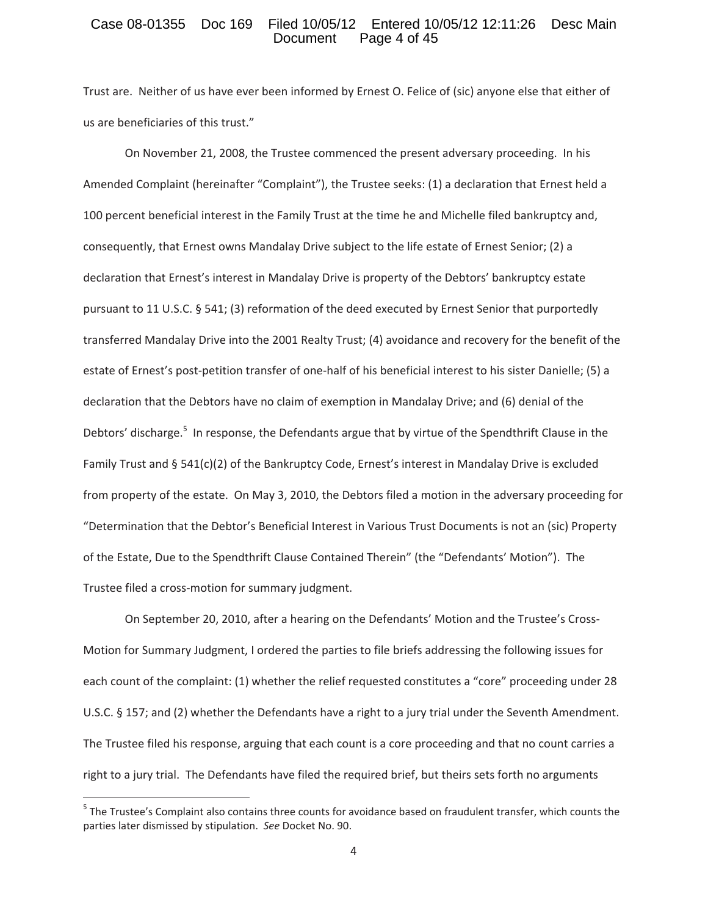Trust are. Neither of us have ever been informed by Ernest O. Felice of (sic) anyone else that either of us are beneficiaries of this trust."

On November 21, 2008, the Trustee commenced the present adversary proceeding. In his Amended Complaint (hereinafter "Complaint"), the Trustee seeks: (1) a declaration that Ernest held a 100 percent beneficial interest in the Family Trust at the time he and Michelle filed bankruptcy and, consequently, that Ernest owns Mandalay Drive subject to the life estate of Ernest Senior; (2) a declaration that Ernest's interest in Mandalay Drive is property of the Debtors' bankruptcy estate pursuant to 11 U.S.C. § 541; (3) reformation of the deed executed by Ernest Senior that purportedly transferred Mandalay Drive into the 2001 Realty Trust; (4) avoidance and recovery for the benefit of the estate of Ernest's post-petition transfer of one-half of his beneficial interest to his sister Danielle; (5) a declaration that the Debtors have no claim of exemption in Mandalay Drive; and (6) denial of the Debtors' discharge.[5] In response, the Defendants argue that by virtue of the Spendthrift Clause in the Family Trust and § 541(c)(2) of the Bankruptcy Code, Ernest's interest in Mandalay Drive is excluded from property of the estate. On May 3, 2010, the Debtors filed a motion in the adversary proceeding for "Determination that the Debtor's Beneficial Interest in Various Trust Documents is not an (sic) Property of the Estate, Due to the Spendthrift Clause Contained Therein" (the "Defendants' Motion"). The Trustee filed a cross-motion for summary judgment.

On September 20, 2010, after a hearing on the Defendants' Motion and the Trustee's Cross-Motion for Summary Judgment, I ordered the parties to file briefs addressing the following issues for each count of the complaint: (1) whether the relief requested constitutes a "core" proceeding under 28 U.S.C. § 157; and (2) whether the Defendants have a right to a jury trial under the Seventh Amendment. The Trustee filed his response, arguing that each count is a core proceeding and that no count carries a right to a jury trial. The Defendants have filed the required brief, but theirs sets forth no arguments

---

[5] The Trustee's Complaint also contains three counts for avoidance based on fraudulent transfer, which counts the parties later dismissed by stipulation. *See* Docket No. 90.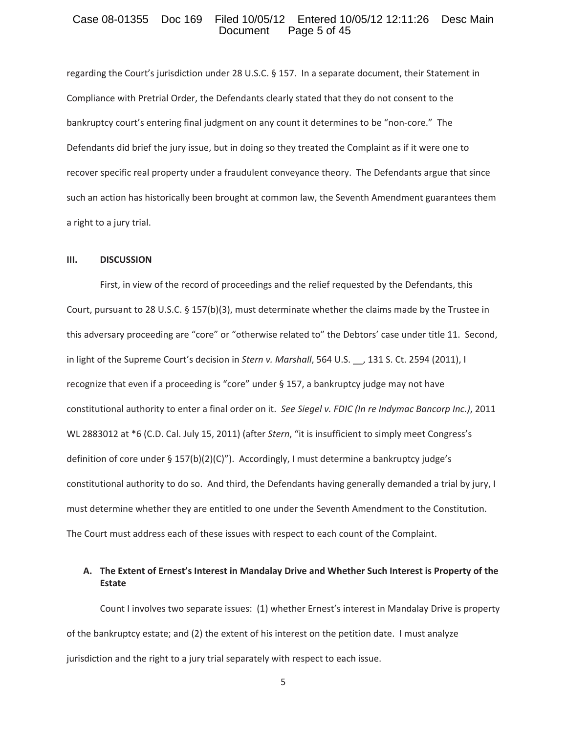regarding the Court's jurisdiction under 28 U.S.C. § 157. In a separate document, their Statement in Compliance with Pretrial Order, the Defendants clearly stated that they do not consent to the bankruptcy court's entering final judgment on any count it determines to be "non-core." The Defendants did brief the jury issue, but in doing so they treated the Complaint as if it were one to recover specific real property under a fraudulent conveyance theory. The Defendants argue that since such an action has historically been brought at common law, the Seventh Amendment guarantees them a right to a jury trial.

## III. DISCUSSION

First, in view of the record of proceedings and the relief requested by the Defendants, this Court, pursuant to 28 U.S.C. § 157(b)(3), must determinate whether the claims made by the Trustee in this adversary proceeding are "core" or "otherwise related to" the Debtors' case under title 11. Second, in light of the Supreme Court's decision in *Stern v. Marshall*, 564 U.S. __, 131 S. Ct. 2594 (2011), I recognize that even if a proceeding is "core" under § 157, a bankruptcy judge may not have constitutional authority to enter a final order on it. *See Siegel v. FDIC (In re Indymac Bancorp Inc.)*, 2011 WL 2883012 at *6 (C.D. Cal. July 15, 2011) (after *Stern*, "it is insufficient to simply meet Congress's definition of core under § 157(b)(2)(C)"). Accordingly, I must determine a bankruptcy judge's constitutional authority to do so. And third, the Defendants having generally demanded a trial by jury, I must determine whether they are entitled to one under the Seventh Amendment to the Constitution. The Court must address each of these issues with respect to each count of the Complaint.

### A. The Extent of Ernest's Interest in Mandalay Drive and Whether Such Interest is Property of the Estate

Count I involves two separate issues: (1) whether Ernest's interest in Mandalay Drive is property of the bankruptcy estate; and (2) the extent of his interest on the petition date. I must analyze jurisdiction and the right to a jury trial separately with respect to each issue.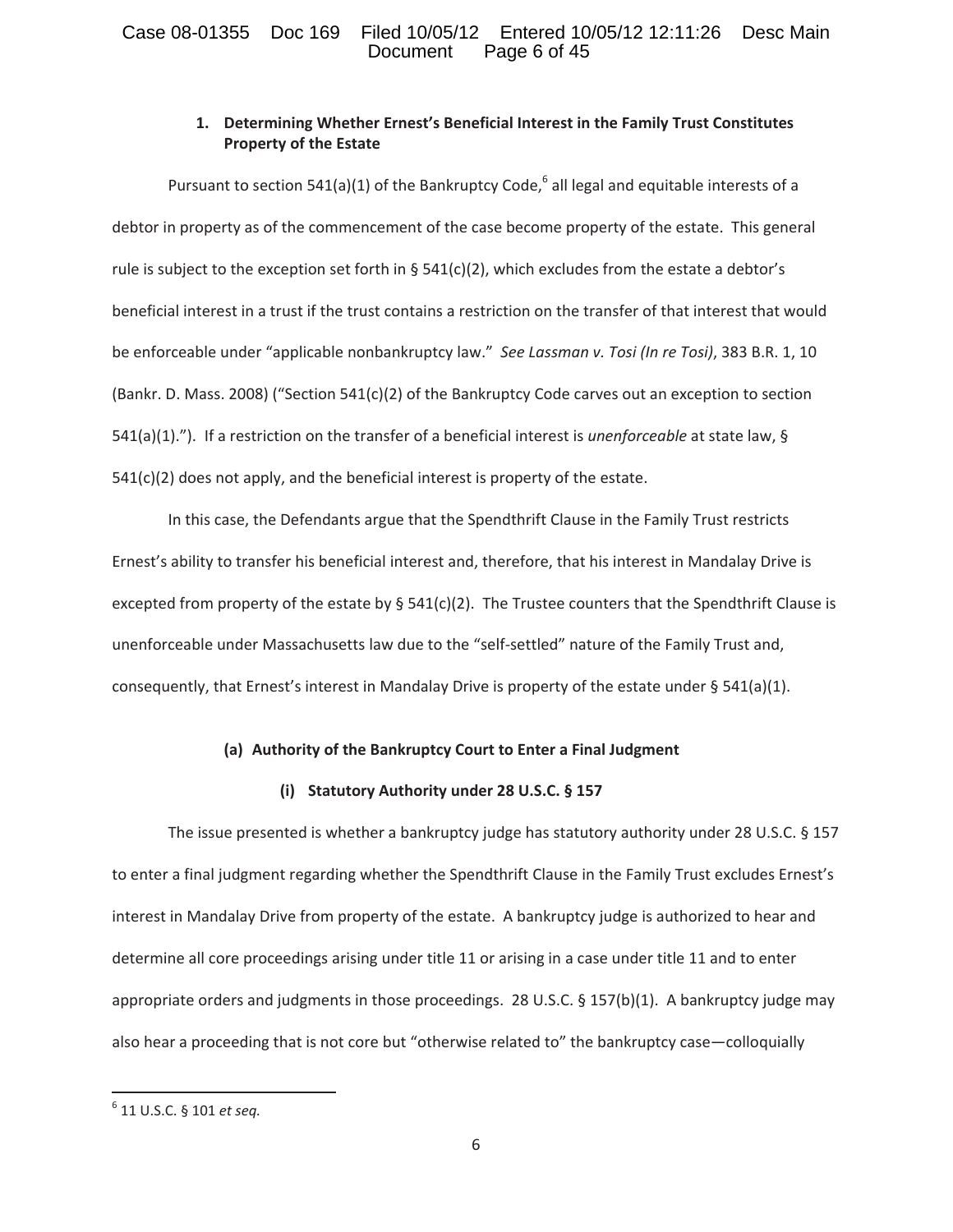### 1. Determining Whether Ernest's Beneficial Interest in the Family Trust Constitutes Property of the Estate

Pursuant to section 541(a)(1) of the Bankruptcy Code,[6] all legal and equitable interests of a debtor in property as of the commencement of the case become property of the estate. This general rule is subject to the exception set forth in § 541(c)(2), which excludes from the estate a debtor's beneficial interest in a trust if the trust contains a restriction on the transfer of that interest that would be enforceable under "applicable nonbankruptcy law." *See Lassman v. Tosi (In re Tosi)*, 383 B.R. 1, 10 (Bankr. D. Mass. 2008) ("Section 541(c)(2) of the Bankruptcy Code carves out an exception to section 541(a)(1)."). If a restriction on the transfer of a beneficial interest is *unenforceable* at state law, § 541(c)(2) does not apply, and the beneficial interest is property of the estate.

In this case, the Defendants argue that the Spendthrift Clause in the Family Trust restricts Ernest's ability to transfer his beneficial interest and, therefore, that his interest in Mandalay Drive is excepted from property of the estate by § 541(c)(2). The Trustee counters that the Spendthrift Clause is unenforceable under Massachusetts law due to the "self-settled" nature of the Family Trust and, consequently, that Ernest's interest in Mandalay Drive is property of the estate under § 541(a)(1).

#### (a) Authority of the Bankruptcy Court to Enter a Final Judgment

##### (i) Statutory Authority under 28 U.S.C. § 157

The issue presented is whether a bankruptcy judge has statutory authority under 28 U.S.C. § 157 to enter a final judgment regarding whether the Spendthrift Clause in the Family Trust excludes Ernest's interest in Mandalay Drive from property of the estate. A bankruptcy judge is authorized to hear and determine all core proceedings arising under title 11 or arising in a case under title 11 and to enter appropriate orders and judgments in those proceedings. 28 U.S.C. § 157(b)(1). A bankruptcy judge may also hear a proceeding that is not core but "otherwise related to" the bankruptcy case—colloquially

---

[6] 11 U.S.C. § 101 *et seq.*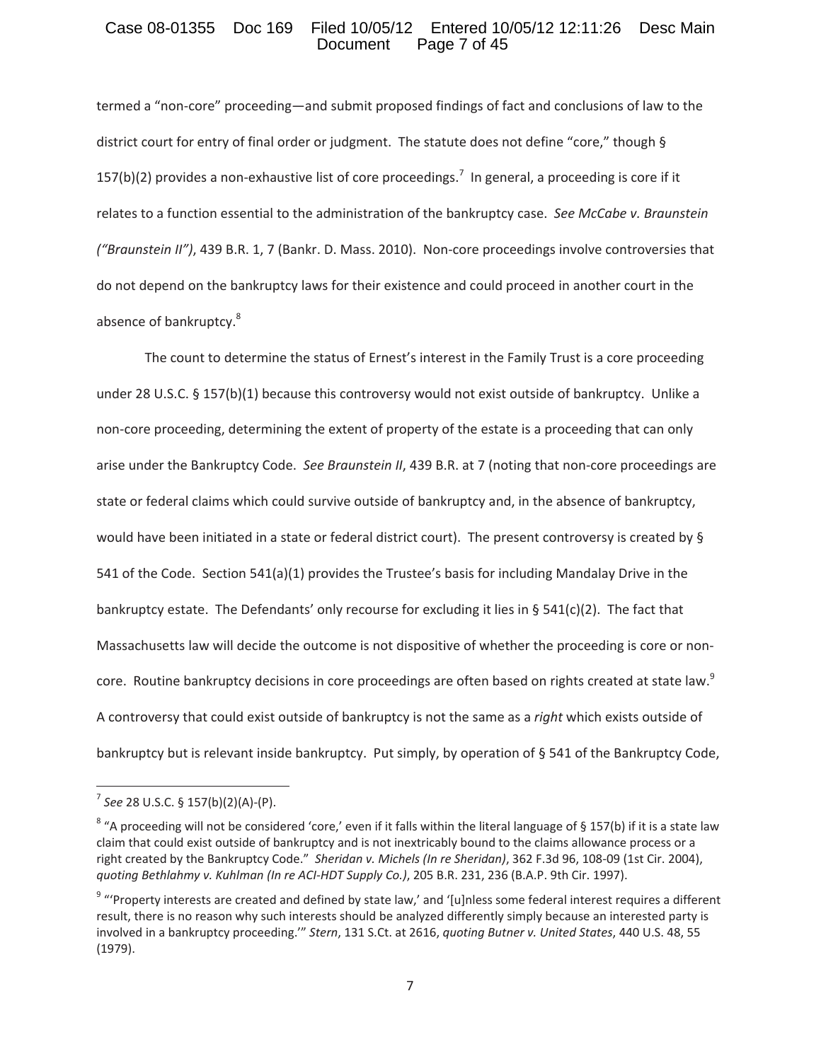termed a "non-core" proceeding—and submit proposed findings of fact and conclusions of law to the district court for entry of final order or judgment. The statute does not define "core," though § 157(b)(2) provides a non-exhaustive list of core proceedings.[7] In general, a proceeding is core if it relates to a function essential to the administration of the bankruptcy case. *See McCabe v. Braunstein ("Braunstein II")*, 439 B.R. 1, 7 (Bankr. D. Mass. 2010). Non-core proceedings involve controversies that do not depend on the bankruptcy laws for their existence and could proceed in another court in the absence of bankruptcy.[8]

The count to determine the status of Ernest's interest in the Family Trust is a core proceeding under 28 U.S.C. § 157(b)(1) because this controversy would not exist outside of bankruptcy. Unlike a non-core proceeding, determining the extent of property of the estate is a proceeding that can only arise under the Bankruptcy Code. *See Braunstein II*, 439 B.R. at 7 (noting that non-core proceedings are state or federal claims which could survive outside of bankruptcy and, in the absence of bankruptcy, would have been initiated in a state or federal district court). The present controversy is created by § 541 of the Code. Section 541(a)(1) provides the Trustee's basis for including Mandalay Drive in the bankruptcy estate. The Defendants' only recourse for excluding it lies in § 541(c)(2). The fact that Massachusetts law will decide the outcome is not dispositive of whether the proceeding is core or non-core. Routine bankruptcy decisions in core proceedings are often based on rights created at state law.[9] A controversy that could exist outside of bankruptcy is not the same as a *right* which exists outside of bankruptcy but is relevant inside bankruptcy. Put simply, by operation of § 541 of the Bankruptcy Code,

---

[7] *See* 28 U.S.C. § 157(b)(2)(A)-(P).

[8] "A proceeding will not be considered 'core,' even if it falls within the literal language of § 157(b) if it is a state law claim that could exist outside of bankruptcy and is not inextricably bound to the claims allowance process or a right created by the Bankruptcy Code." *Sheridan v. Michels (In re Sheridan)*, 362 F.3d 96, 108-09 (1st Cir. 2004), *quoting Bethlahmy v. Kuhlman (In re ACI-HDT Supply Co.)*, 205 B.R. 231, 236 (B.A.P. 9th Cir. 1997).

[9] "'Property interests are created and defined by state law,' and '[u]nless some federal interest requires a different result, there is no reason why such interests should be analyzed differently simply because an interested party is involved in a bankruptcy proceeding.'" *Stern*, 131 S.Ct. at 2616, *quoting Butner v. United States*, 440 U.S. 48, 55 (1979).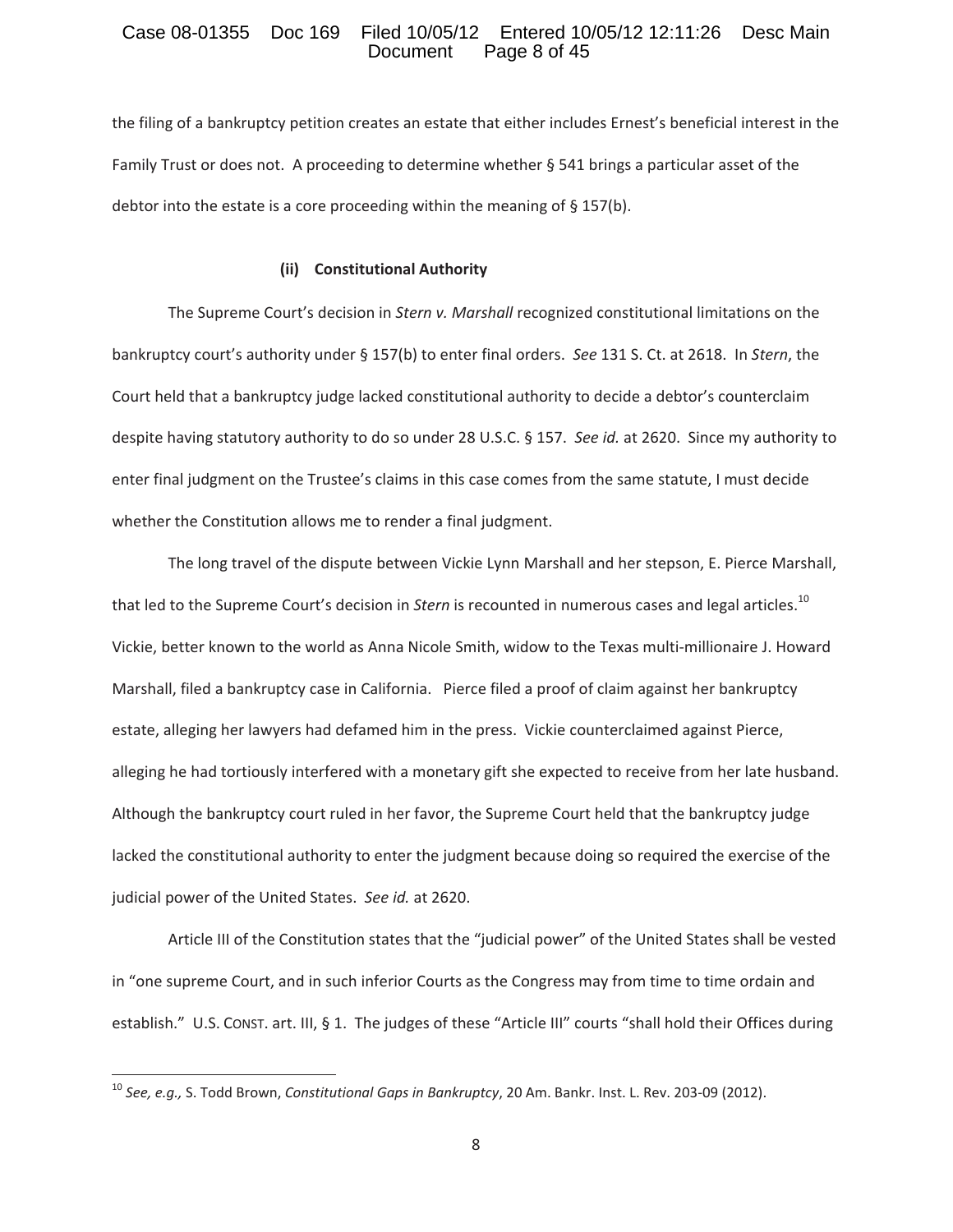the filing of a bankruptcy petition creates an estate that either includes Ernest's beneficial interest in the Family Trust or does not. A proceeding to determine whether § 541 brings a particular asset of the debtor into the estate is a core proceeding within the meaning of § 157(b).

**(ii) Constitutional Authority**

The Supreme Court's decision in *Stern v. Marshall* recognized constitutional limitations on the bankruptcy court's authority under § 157(b) to enter final orders. *See* 131 S. Ct. at 2618. In *Stern*, the Court held that a bankruptcy judge lacked constitutional authority to decide a debtor's counterclaim despite having statutory authority to do so under 28 U.S.C. § 157. *See id.* at 2620. Since my authority to enter final judgment on the Trustee's claims in this case comes from the same statute, I must decide whether the Constitution allows me to render a final judgment.

The long travel of the dispute between Vickie Lynn Marshall and her stepson, E. Pierce Marshall, that led to the Supreme Court's decision in *Stern* is recounted in numerous cases and legal articles.[10] Vickie, better known to the world as Anna Nicole Smith, widow to the Texas multi-millionaire J. Howard Marshall, filed a bankruptcy case in California. Pierce filed a proof of claim against her bankruptcy estate, alleging her lawyers had defamed him in the press. Vickie counterclaimed against Pierce, alleging he had tortiously interfered with a monetary gift she expected to receive from her late husband. Although the bankruptcy court ruled in her favor, the Supreme Court held that the bankruptcy judge lacked the constitutional authority to enter the judgment because doing so required the exercise of the judicial power of the United States. *See id.* at 2620.

Article III of the Constitution states that the "judicial power" of the United States shall be vested in "one supreme Court, and in such inferior Courts as the Congress may from time to time ordain and establish." U.S. CONST. art. III, § 1. The judges of these "Article III" courts "shall hold their Offices during

---

[10] *See, e.g.,* S. Todd Brown, *Constitutional Gaps in Bankruptcy*, 20 Am. Bankr. Inst. L. Rev. 203-09 (2012).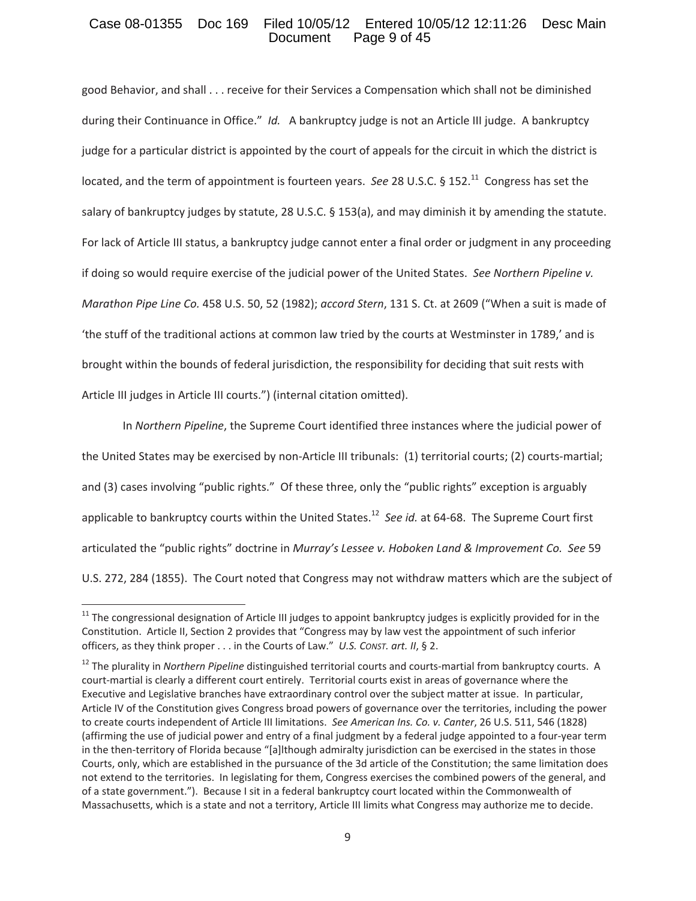good Behavior, and shall . . . receive for their Services a Compensation which shall not be diminished during their Continuance in Office." *Id.* A bankruptcy judge is not an Article III judge. A bankruptcy judge for a particular district is appointed by the court of appeals for the circuit in which the district is located, and the term of appointment is fourteen years. *See* 28 U.S.C. § 152.[11] Congress has set the salary of bankruptcy judges by statute, 28 U.S.C. § 153(a), and may diminish it by amending the statute. For lack of Article III status, a bankruptcy judge cannot enter a final order or judgment in any proceeding if doing so would require exercise of the judicial power of the United States. *See Northern Pipeline v. Marathon Pipe Line Co.* 458 U.S. 50, 52 (1982); *accord Stern*, 131 S. Ct. at 2609 ("When a suit is made of 'the stuff of the traditional actions at common law tried by the courts at Westminster in 1789,' and is brought within the bounds of federal jurisdiction, the responsibility for deciding that suit rests with Article III judges in Article III courts.") (internal citation omitted).

In *Northern Pipeline*, the Supreme Court identified three instances where the judicial power of the United States may be exercised by non-Article III tribunals: (1) territorial courts; (2) courts-martial; and (3) cases involving "public rights." Of these three, only the "public rights" exception is arguably applicable to bankruptcy courts within the United States.[12] *See id.* at 64-68. The Supreme Court first articulated the "public rights" doctrine in *Murray's Lessee v. Hoboken Land & Improvement Co. See* 59 U.S. 272, 284 (1855). The Court noted that Congress may not withdraw matters which are the subject of

---

[11] The congressional designation of Article III judges to appoint bankruptcy judges is explicitly provided for in the Constitution. Article II, Section 2 provides that "Congress may by law vest the appointment of such inferior officers, as they think proper . . . in the Courts of Law." *U.S. Const. art. II*, § 2.

[12] The plurality in *Northern Pipeline* distinguished territorial courts and courts-martial from bankruptcy courts. A court-martial is clearly a different court entirely. Territorial courts exist in areas of governance where the Executive and Legislative branches have extraordinary control over the subject matter at issue. In particular, Article IV of the Constitution gives Congress broad powers of governance over the territories, including the power to create courts independent of Article III limitations. *See American Ins. Co. v. Canter*, 26 U.S. 511, 546 (1828) (affirming the use of judicial power and entry of a final judgment by a federal judge appointed to a four-year term in the then-territory of Florida because "[a]lthough admiralty jurisdiction can be exercised in the states in those Courts, only, which are established in the pursuance of the 3d article of the Constitution; the same limitation does not extend to the territories. In legislating for them, Congress exercises the combined powers of the general, and of a state government."). Because I sit in a federal bankruptcy court located within the Commonwealth of Massachusetts, which is a state and not a territory, Article III limits what Congress may authorize me to decide.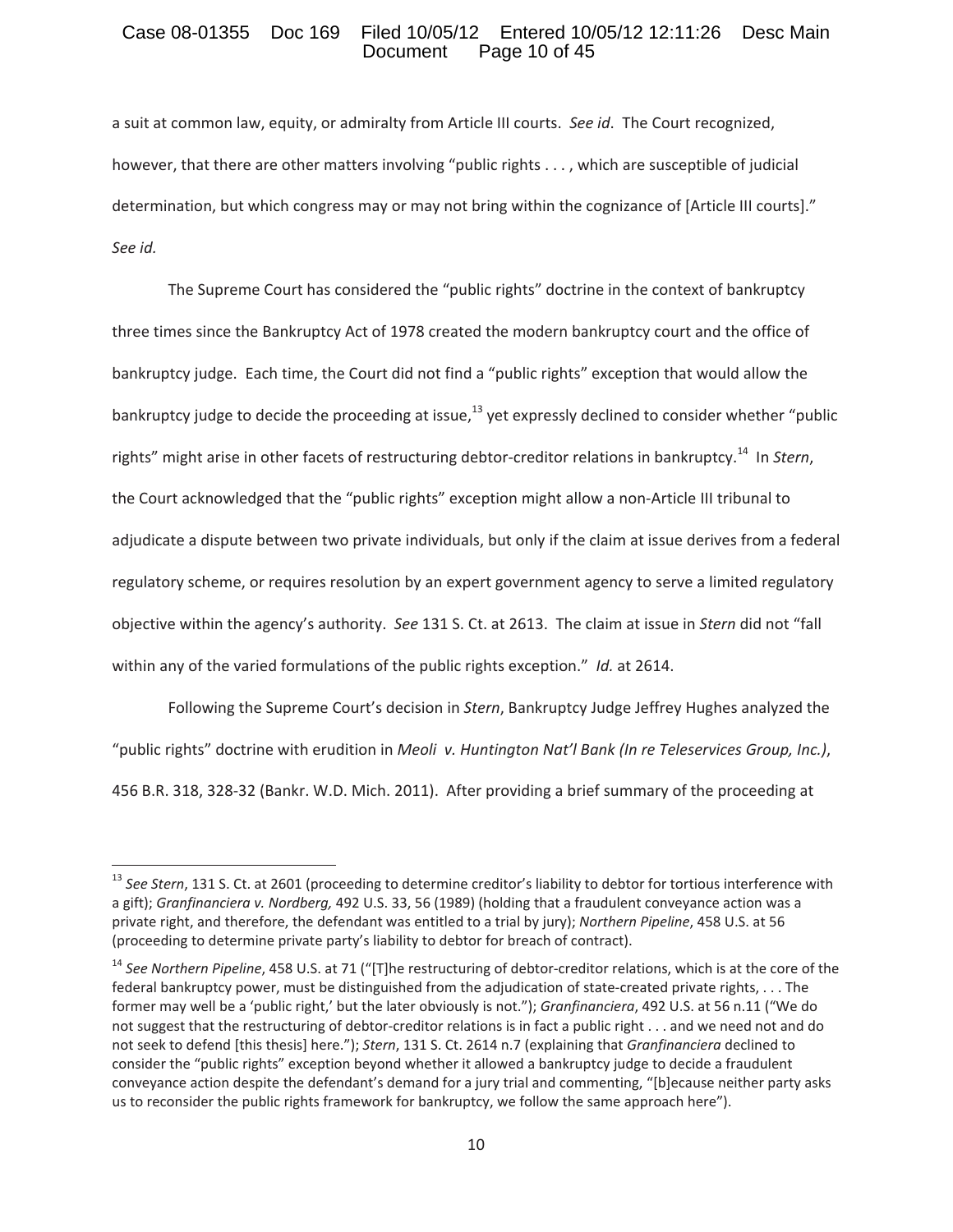a suit at common law, equity, or admiralty from Article III courts. *See id*. The Court recognized, however, that there are other matters involving "public rights . . . , which are susceptible of judicial determination, but which congress may or may not bring within the cognizance of [Article III courts]." *See id.*

The Supreme Court has considered the "public rights" doctrine in the context of bankruptcy three times since the Bankruptcy Act of 1978 created the modern bankruptcy court and the office of bankruptcy judge. Each time, the Court did not find a "public rights" exception that would allow the bankruptcy judge to decide the proceeding at issue,[13] yet expressly declined to consider whether "public rights" might arise in other facets of restructuring debtor-creditor relations in bankruptcy.[14] In *Stern*, the Court acknowledged that the "public rights" exception might allow a non-Article III tribunal to adjudicate a dispute between two private individuals, but only if the claim at issue derives from a federal regulatory scheme, or requires resolution by an expert government agency to serve a limited regulatory objective within the agency's authority. *See* 131 S. Ct. at 2613. The claim at issue in *Stern* did not "fall within any of the varied formulations of the public rights exception." *Id.* at 2614.

Following the Supreme Court's decision in *Stern*, Bankruptcy Judge Jeffrey Hughes analyzed the "public rights" doctrine with erudition in *Meoli v. Huntington Nat'l Bank (In re Teleservices Group, Inc.)*, 456 B.R. 318, 328-32 (Bankr. W.D. Mich. 2011). After providing a brief summary of the proceeding at

---

[13] *See Stern*, 131 S. Ct. at 2601 (proceeding to determine creditor's liability to debtor for tortious interference with a gift); *Granfinanciera v. Nordberg,* 492 U.S. 33, 56 (1989) (holding that a fraudulent conveyance action was a private right, and therefore, the defendant was entitled to a trial by jury); *Northern Pipeline*, 458 U.S. at 56 (proceeding to determine private party's liability to debtor for breach of contract).

[14] *See Northern Pipeline*, 458 U.S. at 71 ("[T]he restructuring of debtor-creditor relations, which is at the core of the federal bankruptcy power, must be distinguished from the adjudication of state-created private rights, . . . The former may well be a 'public right,' but the later obviously is not."); *Granfinanciera*, 492 U.S. at 56 n.11 ("We do not suggest that the restructuring of debtor-creditor relations is in fact a public right . . . and we need not and do not seek to defend [this thesis] here."); *Stern*, 131 S. Ct. 2614 n.7 (explaining that *Granfinanciera* declined to consider the "public rights" exception beyond whether it allowed a bankruptcy judge to decide a fraudulent conveyance action despite the defendant's demand for a jury trial and commenting, "[b]ecause neither party asks us to reconsider the public rights framework for bankruptcy, we follow the same approach here").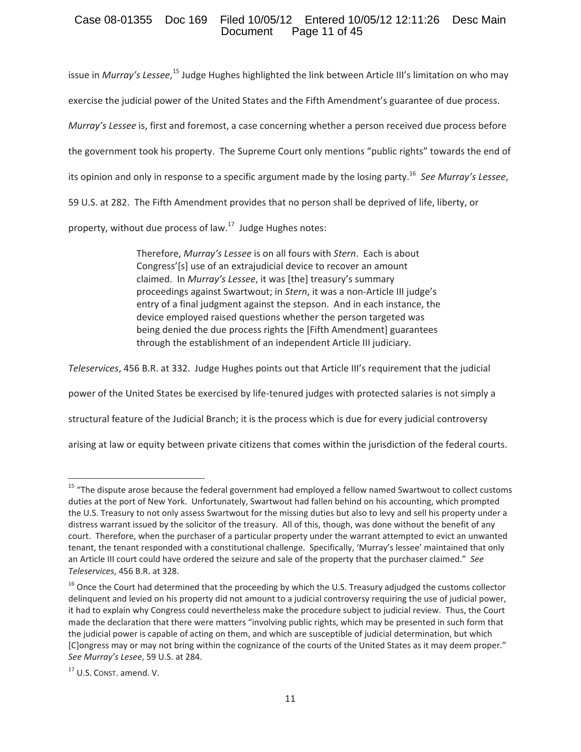issue in *Murray's Lessee*,[15] Judge Hughes highlighted the link between Article III's limitation on who may exercise the judicial power of the United States and the Fifth Amendment's guarantee of due process. *Murray's Lessee* is, first and foremost, a case concerning whether a person received due process before the government took his property. The Supreme Court only mentions "public rights" towards the end of its opinion and only in response to a specific argument made by the losing party.[16] *See Murray's Lessee*, 59 U.S. at 282. The Fifth Amendment provides that no person shall be deprived of life, liberty, or property, without due process of law.[17] Judge Hughes notes:

> Therefore, *Murray's Lessee* is on all fours with *Stern*. Each is about Congress'[s] use of an extrajudicial device to recover an amount claimed. In *Murray's Lessee*, it was [the] treasury's summary proceedings against Swartwout; in *Stern*, it was a non-Article III judge's entry of a final judgment against the stepson. And in each instance, the device employed raised questions whether the person targeted was being denied the due process rights the [Fifth Amendment] guarantees through the establishment of an independent Article III judiciary.

*Teleservices*, 456 B.R. at 332. Judge Hughes points out that Article III's requirement that the judicial power of the United States be exercised by life-tenured judges with protected salaries is not simply a structural feature of the Judicial Branch; it is the process which is due for every judicial controversy arising at law or equity between private citizens that comes within the jurisdiction of the federal courts.

---

[15] "The dispute arose because the federal government had employed a fellow named Swartwout to collect customs duties at the port of New York. Unfortunately, Swartwout had fallen behind on his accounting, which prompted the U.S. Treasury to not only assess Swartwout for the missing duties but also to levy and sell his property under a distress warrant issued by the solicitor of the treasury. All of this, though, was done without the benefit of any court. Therefore, when the purchaser of a particular property under the warrant attempted to evict an unwanted tenant, the tenant responded with a constitutional challenge. Specifically, 'Murray's lessee' maintained that only an Article III court could have ordered the seizure and sale of the property that the purchaser claimed." *See Teleservices*, 456 B.R. at 328.

[16] Once the Court had determined that the proceeding by which the U.S. Treasury adjudged the customs collector delinquent and levied on his property did not amount to a judicial controversy requiring the use of judicial power, it had to explain why Congress could nevertheless make the procedure subject to judicial review. Thus, the Court made the declaration that there were matters "involving public rights, which may be presented in such form that the judicial power is capable of acting on them, and which are susceptible of judicial determination, but which [C]ongress may or may not bring within the cognizance of the courts of the United States as it may deem proper." *See Murray's Lesee*, 59 U.S. at 284.

[17] U.S. CONST. amend. V.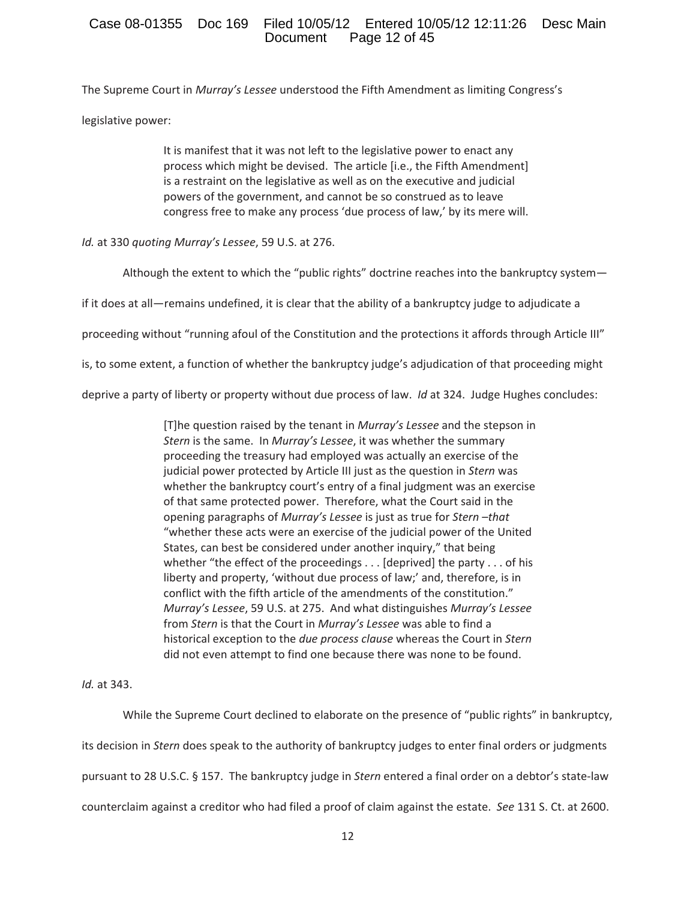The Supreme Court in *Murray's Lessee* understood the Fifth Amendment as limiting Congress's legislative power:

> It is manifest that it was not left to the legislative power to enact any process which might be devised. The article [i.e., the Fifth Amendment] is a restraint on the legislative as well as on the executive and judicial powers of the government, and cannot be so construed as to leave congress free to make any process 'due process of law,' by its mere will.

*Id.* at 330 *quoting Murray's Lessee*, 59 U.S. at 276.

Although the extent to which the "public rights" doctrine reaches into the bankruptcy system—if it does at all—remains undefined, it is clear that the ability of a bankruptcy judge to adjudicate a proceeding without "running afoul of the Constitution and the protections it affords through Article III" is, to some extent, a function of whether the bankruptcy judge's adjudication of that proceeding might deprive a party of liberty or property without due process of law. *Id* at 324. Judge Hughes concludes:

> [T]he question raised by the tenant in *Murray's Lessee* and the stepson in *Stern* is the same. In *Murray's Lessee*, it was whether the summary proceeding the treasury had employed was actually an exercise of the judicial power protected by Article III just as the question in *Stern* was whether the bankruptcy court's entry of a final judgment was an exercise of that same protected power. Therefore, what the Court said in the opening paragraphs of *Murray's Lessee* is just as true for *Stern –that* "whether these acts were an exercise of the judicial power of the United States, can best be considered under another inquiry," that being whether "the effect of the proceedings . . . [deprived] the party . . . of his liberty and property, 'without due process of law;' and, therefore, is in conflict with the fifth article of the amendments of the constitution." *Murray's Lessee*, 59 U.S. at 275. And what distinguishes *Murray's Lessee* from *Stern* is that the Court in *Murray's Lessee* was able to find a historical exception to the *due process clause* whereas the Court in *Stern* did not even attempt to find one because there was none to be found.

*Id.* at 343.

While the Supreme Court declined to elaborate on the presence of "public rights" in bankruptcy, its decision in *Stern* does speak to the authority of bankruptcy judges to enter final orders or judgments pursuant to 28 U.S.C. § 157. The bankruptcy judge in *Stern* entered a final order on a debtor's state-law counterclaim against a creditor who had filed a proof of claim against the estate. *See* 131 S. Ct. at 2600.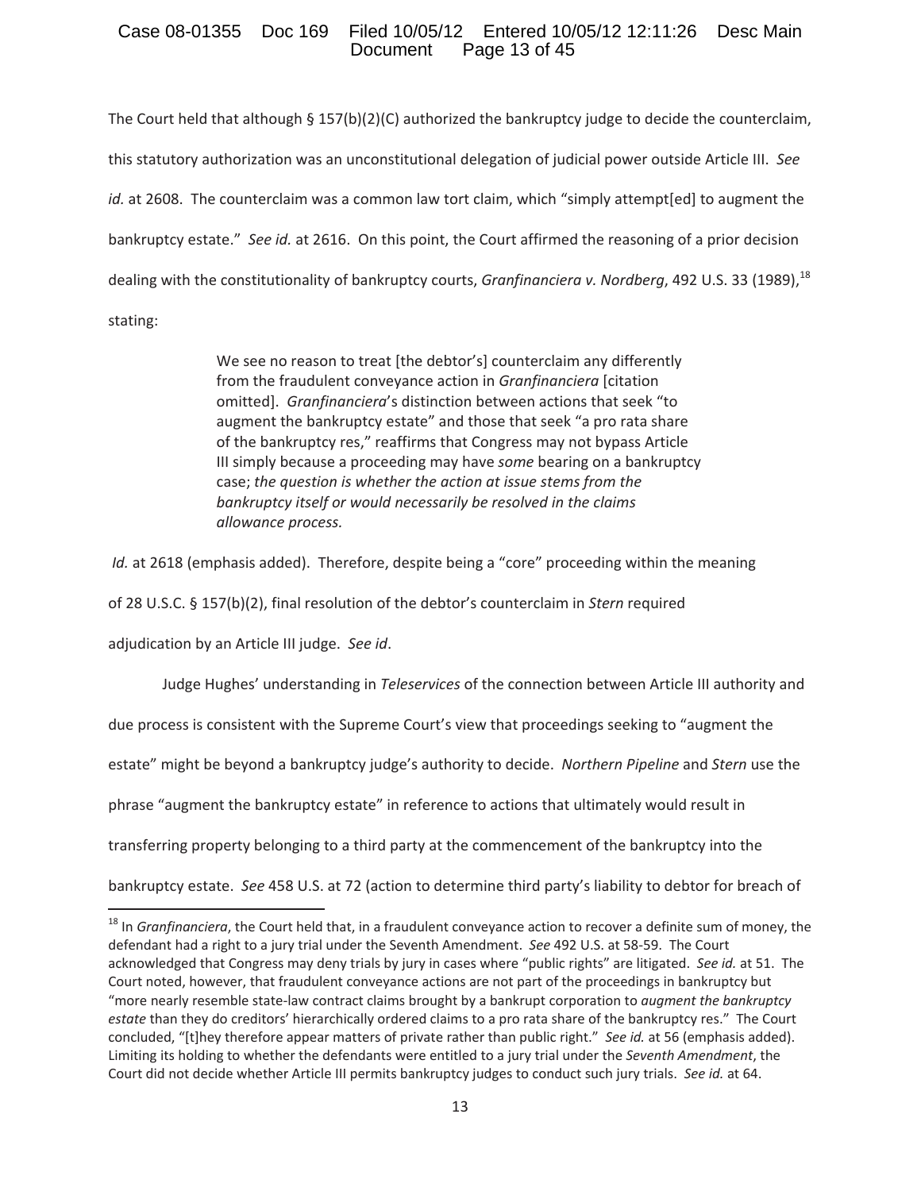The Court held that although § 157(b)(2)(C) authorized the bankruptcy judge to decide the counterclaim, this statutory authorization was an unconstitutional delegation of judicial power outside Article III. *See id.* at 2608. The counterclaim was a common law tort claim, which "simply attempt[ed] to augment the bankruptcy estate." *See id.* at 2616. On this point, the Court affirmed the reasoning of a prior decision dealing with the constitutionality of bankruptcy courts, *Granfinanciera v. Nordberg*, 492 U.S. 33 (1989),[18] stating:

> We see no reason to treat [the debtor's] counterclaim any differently from the fraudulent conveyance action in *Granfinanciera* [citation omitted]. *Granfinanciera*'s distinction between actions that seek "to augment the bankruptcy estate" and those that seek "a pro rata share of the bankruptcy res," reaffirms that Congress may not bypass Article III simply because a proceeding may have *some* bearing on a bankruptcy case; *the question is whether the action at issue stems from the bankruptcy itself or would necessarily be resolved in the claims allowance process.*

*Id.* at 2618 (emphasis added). Therefore, despite being a "core" proceeding within the meaning of 28 U.S.C. § 157(b)(2), final resolution of the debtor's counterclaim in *Stern* required adjudication by an Article III judge. *See id*.

Judge Hughes' understanding in *Teleservices* of the connection between Article III authority and due process is consistent with the Supreme Court's view that proceedings seeking to "augment the estate" might be beyond a bankruptcy judge's authority to decide. *Northern Pipeline* and *Stern* use the phrase "augment the bankruptcy estate" in reference to actions that ultimately would result in transferring property belonging to a third party at the commencement of the bankruptcy into the bankruptcy estate. *See* 458 U.S. at 72 (action to determine third party's liability to debtor for breach of

---

[18] In *Granfinanciera*, the Court held that, in a fraudulent conveyance action to recover a definite sum of money, the defendant had a right to a jury trial under the Seventh Amendment. *See* 492 U.S. at 58-59. The Court acknowledged that Congress may deny trials by jury in cases where "public rights" are litigated. *See id.* at 51. The Court noted, however, that fraudulent conveyance actions are not part of the proceedings in bankruptcy but "more nearly resemble state-law contract claims brought by a bankrupt corporation to *augment the bankruptcy estate* than they do creditors' hierarchically ordered claims to a pro rata share of the bankruptcy res." The Court concluded, "[t]hey therefore appear matters of private rather than public right." *See id.* at 56 (emphasis added). Limiting its holding to whether the defendants were entitled to a jury trial under the *Seventh Amendment*, the Court did not decide whether Article III permits bankruptcy judges to conduct such jury trials. *See id.* at 64.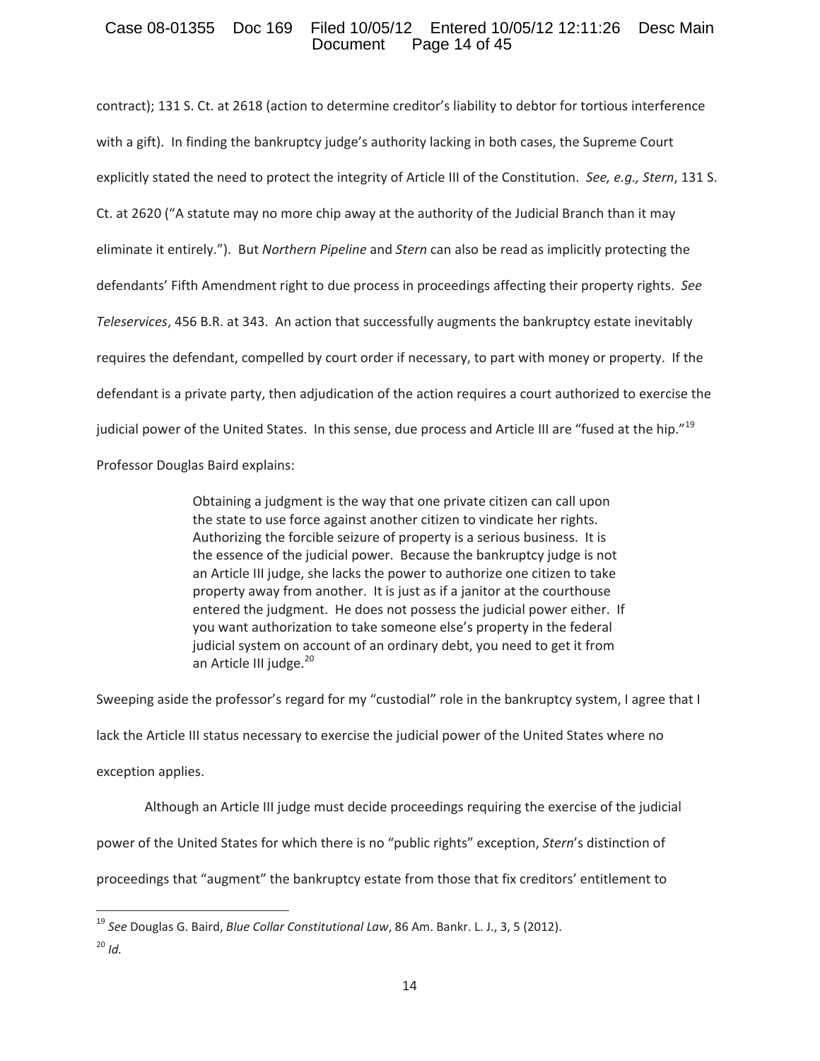contract); 131 S. Ct. at 2618 (action to determine creditor's liability to debtor for tortious interference with a gift). In finding the bankruptcy judge's authority lacking in both cases, the Supreme Court explicitly stated the need to protect the integrity of Article III of the Constitution. *See, e.g., Stern*, 131 S. Ct. at 2620 ("A statute may no more chip away at the authority of the Judicial Branch than it may eliminate it entirely."). But *Northern Pipeline* and *Stern* can also be read as implicitly protecting the defendants' Fifth Amendment right to due process in proceedings affecting their property rights. *See Teleservices*, 456 B.R. at 343. An action that successfully augments the bankruptcy estate inevitably requires the defendant, compelled by court order if necessary, to part with money or property. If the defendant is a private party, then adjudication of the action requires a court authorized to exercise the judicial power of the United States. In this sense, due process and Article III are "fused at the hip."[19] Professor Douglas Baird explains:

> Obtaining a judgment is the way that one private citizen can call upon the state to use force against another citizen to vindicate her rights. Authorizing the forcible seizure of property is a serious business. It is the essence of the judicial power. Because the bankruptcy judge is not an Article III judge, she lacks the power to authorize one citizen to take property away from another. It is just as if a janitor at the courthouse entered the judgment. He does not possess the judicial power either. If you want authorization to take someone else's property in the federal judicial system on account of an ordinary debt, you need to get it from an Article III judge.[20]

Sweeping aside the professor's regard for my "custodial" role in the bankruptcy system, I agree that I lack the Article III status necessary to exercise the judicial power of the United States where no exception applies.

Although an Article III judge must decide proceedings requiring the exercise of the judicial power of the United States for which there is no "public rights" exception, *Stern*'s distinction of proceedings that "augment" the bankruptcy estate from those that fix creditors' entitlement to

---

[19] *See* Douglas G. Baird, *Blue Collar Constitutional Law*, 86 Am. Bankr. L. J., 3, 5 (2012).

[20] *Id.*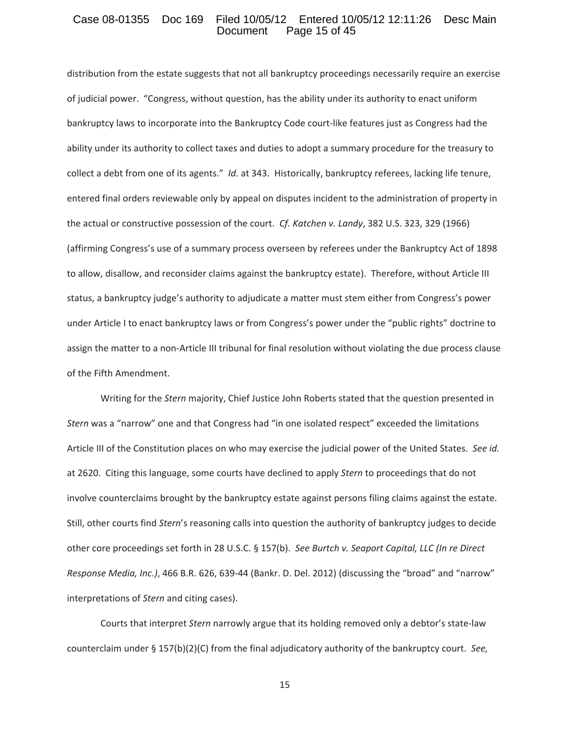distribution from the estate suggests that not all bankruptcy proceedings necessarily require an exercise of judicial power. "Congress, without question, has the ability under its authority to enact uniform bankruptcy laws to incorporate into the Bankruptcy Code court-like features just as Congress had the ability under its authority to collect taxes and duties to adopt a summary procedure for the treasury to collect a debt from one of its agents." *Id.* at 343. Historically, bankruptcy referees, lacking life tenure, entered final orders reviewable only by appeal on disputes incident to the administration of property in the actual or constructive possession of the court. *Cf. Katchen v. Landy*, 382 U.S. 323, 329 (1966) (affirming Congress's use of a summary process overseen by referees under the Bankruptcy Act of 1898 to allow, disallow, and reconsider claims against the bankruptcy estate). Therefore, without Article III status, a bankruptcy judge's authority to adjudicate a matter must stem either from Congress's power under Article I to enact bankruptcy laws or from Congress's power under the "public rights" doctrine to assign the matter to a non-Article III tribunal for final resolution without violating the due process clause of the Fifth Amendment.

Writing for the *Stern* majority, Chief Justice John Roberts stated that the question presented in *Stern* was a "narrow" one and that Congress had "in one isolated respect" exceeded the limitations Article III of the Constitution places on who may exercise the judicial power of the United States. *See id.* at 2620. Citing this language, some courts have declined to apply *Stern* to proceedings that do not involve counterclaims brought by the bankruptcy estate against persons filing claims against the estate. Still, other courts find *Stern*'s reasoning calls into question the authority of bankruptcy judges to decide other core proceedings set forth in 28 U.S.C. § 157(b). *See Burtch v. Seaport Capital, LLC (In re Direct Response Media, Inc.)*, 466 B.R. 626, 639-44 (Bankr. D. Del. 2012) (discussing the "broad" and "narrow" interpretations of *Stern* and citing cases).

Courts that interpret *Stern* narrowly argue that its holding removed only a debtor's state-law counterclaim under § 157(b)(2)(C) from the final adjudicatory authority of the bankruptcy court. *See,*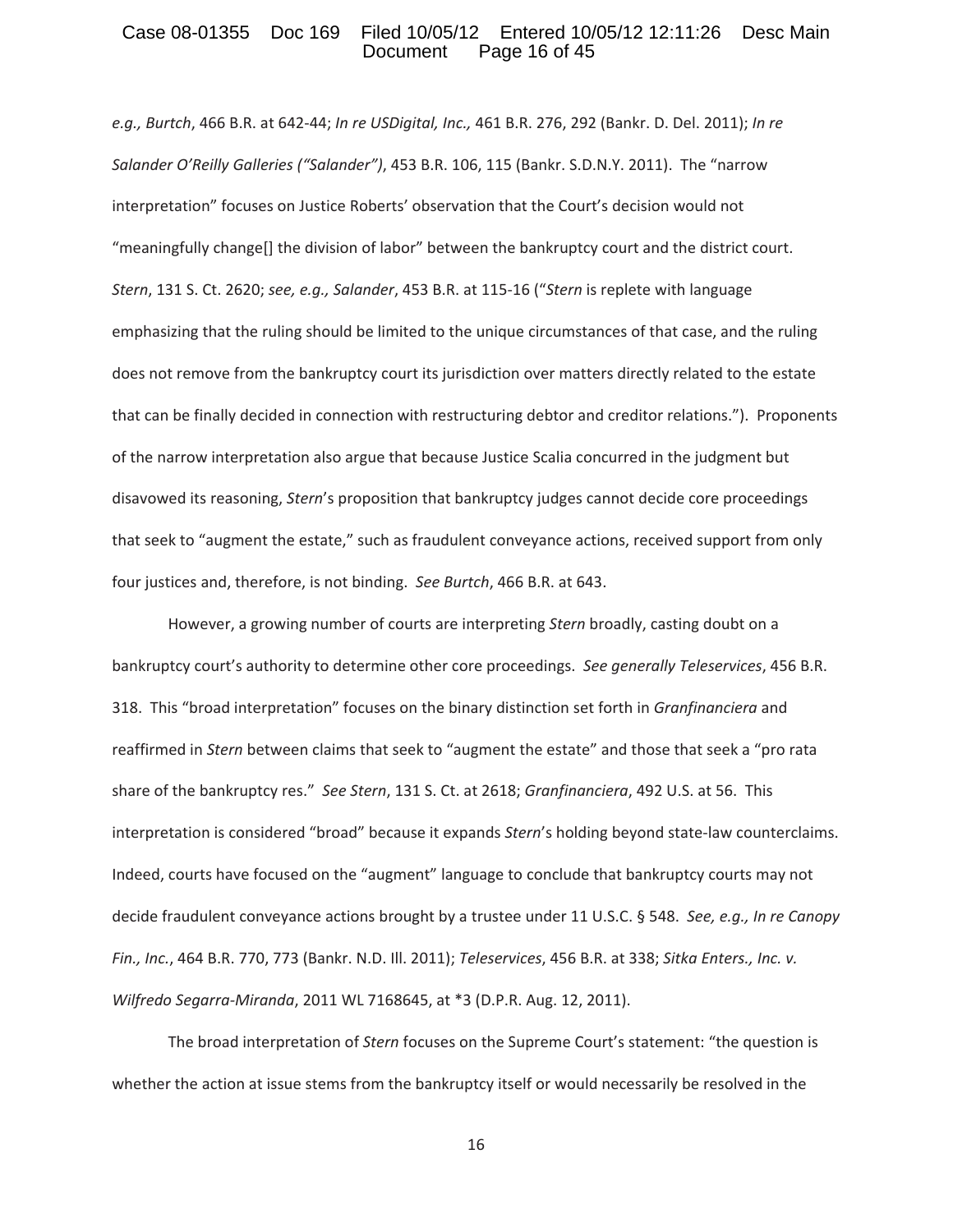*e.g., Burtch*, 466 B.R. at 642-44; *In re USDigital, Inc.,* 461 B.R. 276, 292 (Bankr. D. Del. 2011); *In re Salander O'Reilly Galleries ("Salander")*, 453 B.R. 106, 115 (Bankr. S.D.N.Y. 2011). The "narrow interpretation" focuses on Justice Roberts' observation that the Court's decision would not "meaningfully change[] the division of labor" between the bankruptcy court and the district court. *Stern*, 131 S. Ct. 2620; *see, e.g., Salander*, 453 B.R. at 115-16 ("*Stern* is replete with language emphasizing that the ruling should be limited to the unique circumstances of that case, and the ruling does not remove from the bankruptcy court its jurisdiction over matters directly related to the estate that can be finally decided in connection with restructuring debtor and creditor relations."). Proponents of the narrow interpretation also argue that because Justice Scalia concurred in the judgment but disavowed its reasoning, *Stern*'s proposition that bankruptcy judges cannot decide core proceedings that seek to "augment the estate," such as fraudulent conveyance actions, received support from only four justices and, therefore, is not binding. *See Burtch*, 466 B.R. at 643.

However, a growing number of courts are interpreting *Stern* broadly, casting doubt on a bankruptcy court's authority to determine other core proceedings. *See generally Teleservices*, 456 B.R. 318. This "broad interpretation" focuses on the binary distinction set forth in *Granfinanciera* and reaffirmed in *Stern* between claims that seek to "augment the estate" and those that seek a "pro rata share of the bankruptcy res." *See Stern*, 131 S. Ct. at 2618; *Granfinanciera*, 492 U.S. at 56. This interpretation is considered "broad" because it expands *Stern*'s holding beyond state-law counterclaims. Indeed, courts have focused on the "augment" language to conclude that bankruptcy courts may not decide fraudulent conveyance actions brought by a trustee under 11 U.S.C. § 548. *See, e.g., In re Canopy Fin., Inc.*, 464 B.R. 770, 773 (Bankr. N.D. Ill. 2011); *Teleservices*, 456 B.R. at 338; *Sitka Enters., Inc. v. Wilfredo Segarra-Miranda*, 2011 WL 7168645, at *3 (D.P.R. Aug. 12, 2011).

The broad interpretation of *Stern* focuses on the Supreme Court's statement: "the question is whether the action at issue stems from the bankruptcy itself or would necessarily be resolved in the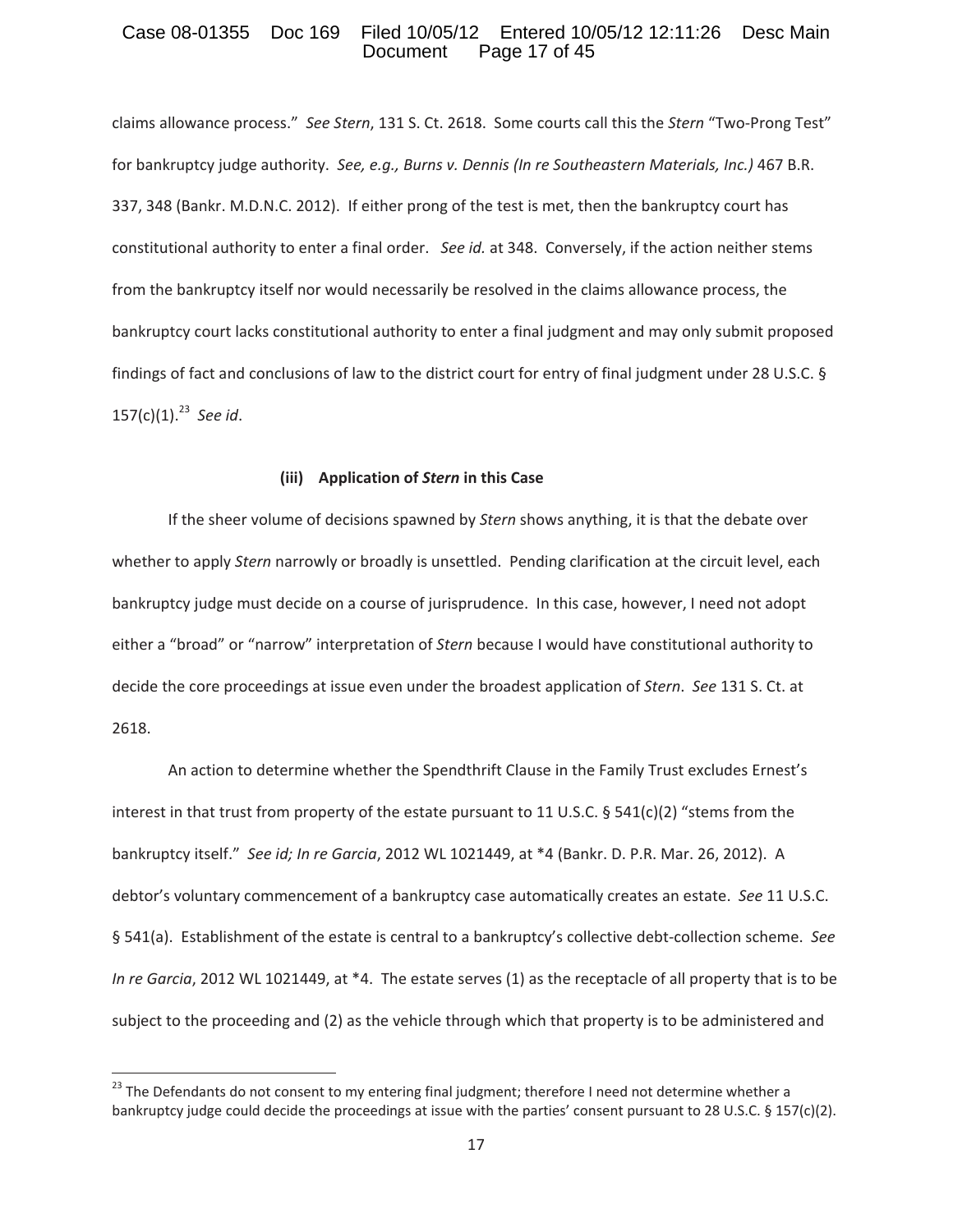claims allowance process." *See Stern*, 131 S. Ct. 2618. Some courts call this the *Stern* "Two-Prong Test" for bankruptcy judge authority. *See, e.g., Burns v. Dennis (In re Southeastern Materials, Inc.)* 467 B.R. 337, 348 (Bankr. M.D.N.C. 2012). If either prong of the test is met, then the bankruptcy court has constitutional authority to enter a final order. *See id.* at 348. Conversely, if the action neither stems from the bankruptcy itself nor would necessarily be resolved in the claims allowance process, the bankruptcy court lacks constitutional authority to enter a final judgment and may only submit proposed findings of fact and conclusions of law to the district court for entry of final judgment under 28 U.S.C. § 157(c)(1).[23] *See id*.

#### (iii) Application of *Stern* in this Case

If the sheer volume of decisions spawned by *Stern* shows anything, it is that the debate over whether to apply *Stern* narrowly or broadly is unsettled. Pending clarification at the circuit level, each bankruptcy judge must decide on a course of jurisprudence. In this case, however, I need not adopt either a "broad" or "narrow" interpretation of *Stern* because I would have constitutional authority to decide the core proceedings at issue even under the broadest application of *Stern*. *See* 131 S. Ct. at 2618.

An action to determine whether the Spendthrift Clause in the Family Trust excludes Ernest's interest in that trust from property of the estate pursuant to 11 U.S.C. § 541(c)(2) "stems from the bankruptcy itself." *See id; In re Garcia*, 2012 WL 1021449, at *4 (Bankr. D. P.R. Mar. 26, 2012). A debtor's voluntary commencement of a bankruptcy case automatically creates an estate. *See* 11 U.S.C. § 541(a). Establishment of the estate is central to a bankruptcy's collective debt-collection scheme. *See In re Garcia*, 2012 WL 1021449, at *4. The estate serves (1) as the receptacle of all property that is to be subject to the proceeding and (2) as the vehicle through which that property is to be administered and

[23] The Defendants do not consent to my entering final judgment; therefore I need not determine whether a bankruptcy judge could decide the proceedings at issue with the parties' consent pursuant to 28 U.S.C. § 157(c)(2).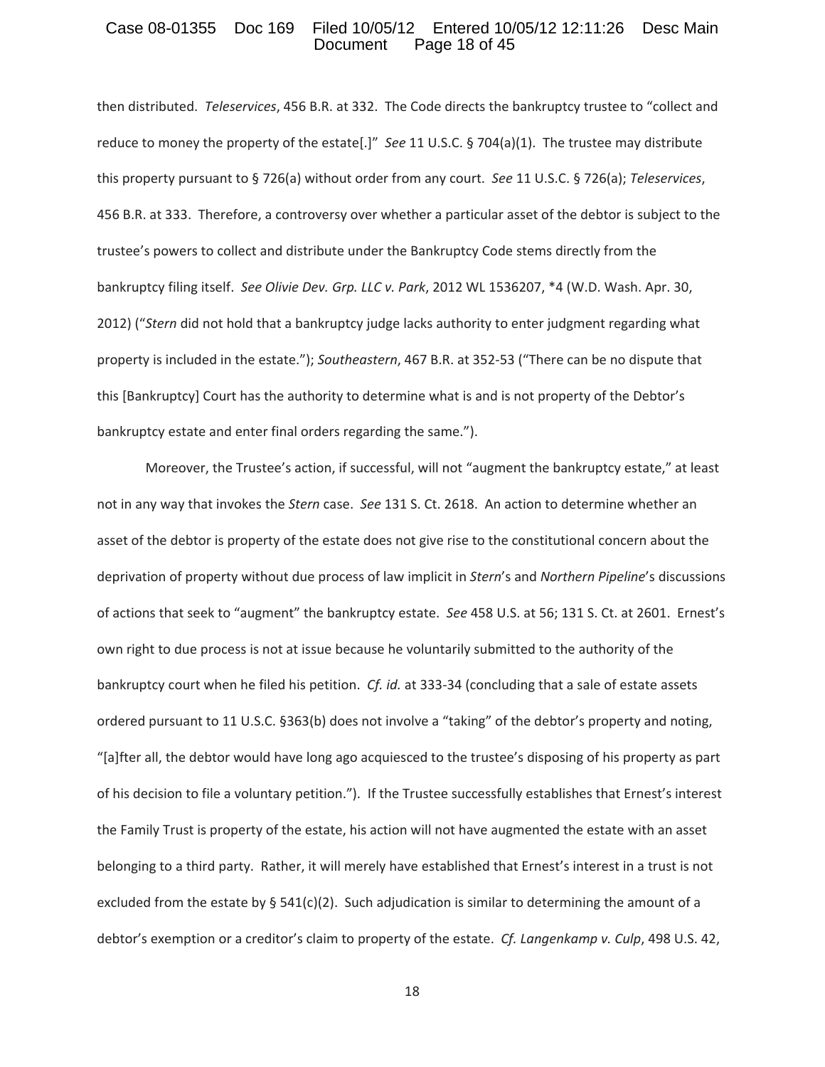then distributed. *Teleservices*, 456 B.R. at 332. The Code directs the bankruptcy trustee to "collect and reduce to money the property of the estate[.]" *See* 11 U.S.C. § 704(a)(1). The trustee may distribute this property pursuant to § 726(a) without order from any court. *See* 11 U.S.C. § 726(a); *Teleservices*, 456 B.R. at 333. Therefore, a controversy over whether a particular asset of the debtor is subject to the trustee's powers to collect and distribute under the Bankruptcy Code stems directly from the bankruptcy filing itself. *See Olivie Dev. Grp. LLC v. Park*, 2012 WL 1536207, *4 (W.D. Wash. Apr. 30, 2012) ("*Stern* did not hold that a bankruptcy judge lacks authority to enter judgment regarding what property is included in the estate."); *Southeastern*, 467 B.R. at 352-53 ("There can be no dispute that this [Bankruptcy] Court has the authority to determine what is and is not property of the Debtor's bankruptcy estate and enter final orders regarding the same.").

Moreover, the Trustee's action, if successful, will not "augment the bankruptcy estate," at least not in any way that invokes the *Stern* case. *See* 131 S. Ct. 2618. An action to determine whether an asset of the debtor is property of the estate does not give rise to the constitutional concern about the deprivation of property without due process of law implicit in *Stern*'s and *Northern Pipeline*'s discussions of actions that seek to "augment" the bankruptcy estate. *See* 458 U.S. at 56; 131 S. Ct. at 2601. Ernest's own right to due process is not at issue because he voluntarily submitted to the authority of the bankruptcy court when he filed his petition. *Cf. id.* at 333-34 (concluding that a sale of estate assets ordered pursuant to 11 U.S.C. §363(b) does not involve a "taking" of the debtor's property and noting, "[a]fter all, the debtor would have long ago acquiesced to the trustee's disposing of his property as part of his decision to file a voluntary petition."). If the Trustee successfully establishes that Ernest's interest the Family Trust is property of the estate, his action will not have augmented the estate with an asset belonging to a third party. Rather, it will merely have established that Ernest's interest in a trust is not excluded from the estate by § 541(c)(2). Such adjudication is similar to determining the amount of a debtor's exemption or a creditor's claim to property of the estate. *Cf. Langenkamp v. Culp*, 498 U.S. 42,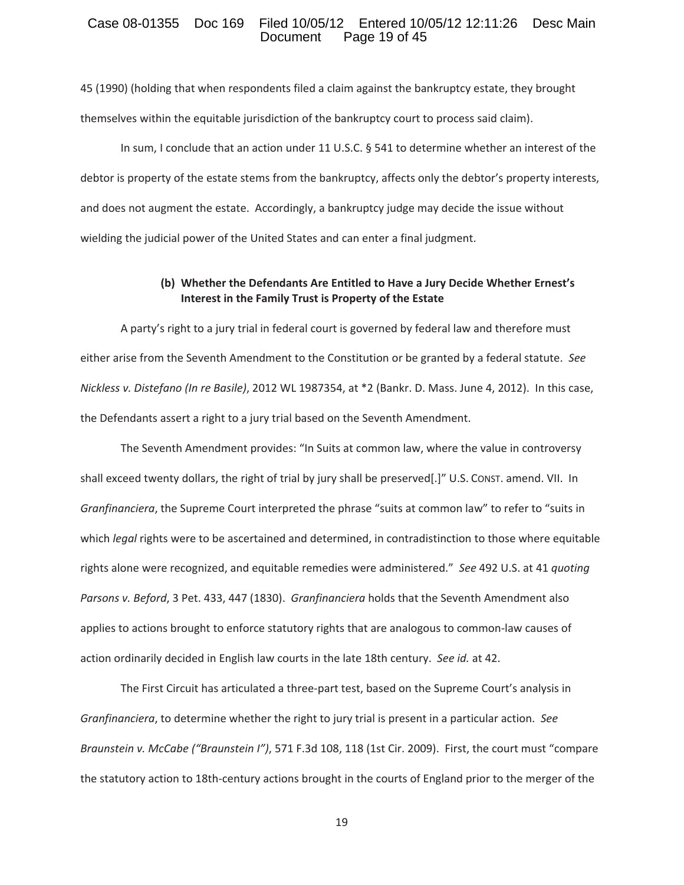45 (1990) (holding that when respondents filed a claim against the bankruptcy estate, they brought themselves within the equitable jurisdiction of the bankruptcy court to process said claim).

In sum, I conclude that an action under 11 U.S.C. § 541 to determine whether an interest of the debtor is property of the estate stems from the bankruptcy, affects only the debtor's property interests, and does not augment the estate. Accordingly, a bankruptcy judge may decide the issue without wielding the judicial power of the United States and can enter a final judgment.

**(b) Whether the Defendants Are Entitled to Have a Jury Decide Whether Ernest's Interest in the Family Trust is Property of the Estate**

A party's right to a jury trial in federal court is governed by federal law and therefore must either arise from the Seventh Amendment to the Constitution or be granted by a federal statute. *See Nickless v. Distefano (In re Basile)*, 2012 WL 1987354, at *2 (Bankr. D. Mass. June 4, 2012). In this case, the Defendants assert a right to a jury trial based on the Seventh Amendment.

The Seventh Amendment provides: "In Suits at common law, where the value in controversy shall exceed twenty dollars, the right of trial by jury shall be preserved[.]" U.S. CONST. amend. VII. In *Granfinanciera*, the Supreme Court interpreted the phrase "suits at common law" to refer to "suits in which *legal* rights were to be ascertained and determined, in contradistinction to those where equitable rights alone were recognized, and equitable remedies were administered." *See* 492 U.S. at 41 *quoting Parsons v. Beford*, 3 Pet. 433, 447 (1830). *Granfinanciera* holds that the Seventh Amendment also applies to actions brought to enforce statutory rights that are analogous to common-law causes of action ordinarily decided in English law courts in the late 18th century. *See id.* at 42.

The First Circuit has articulated a three-part test, based on the Supreme Court's analysis in *Granfinanciera*, to determine whether the right to jury trial is present in a particular action. *See Braunstein v. McCabe ("Braunstein I")*, 571 F.3d 108, 118 (1st Cir. 2009). First, the court must "compare the statutory action to 18th-century actions brought in the courts of England prior to the merger of the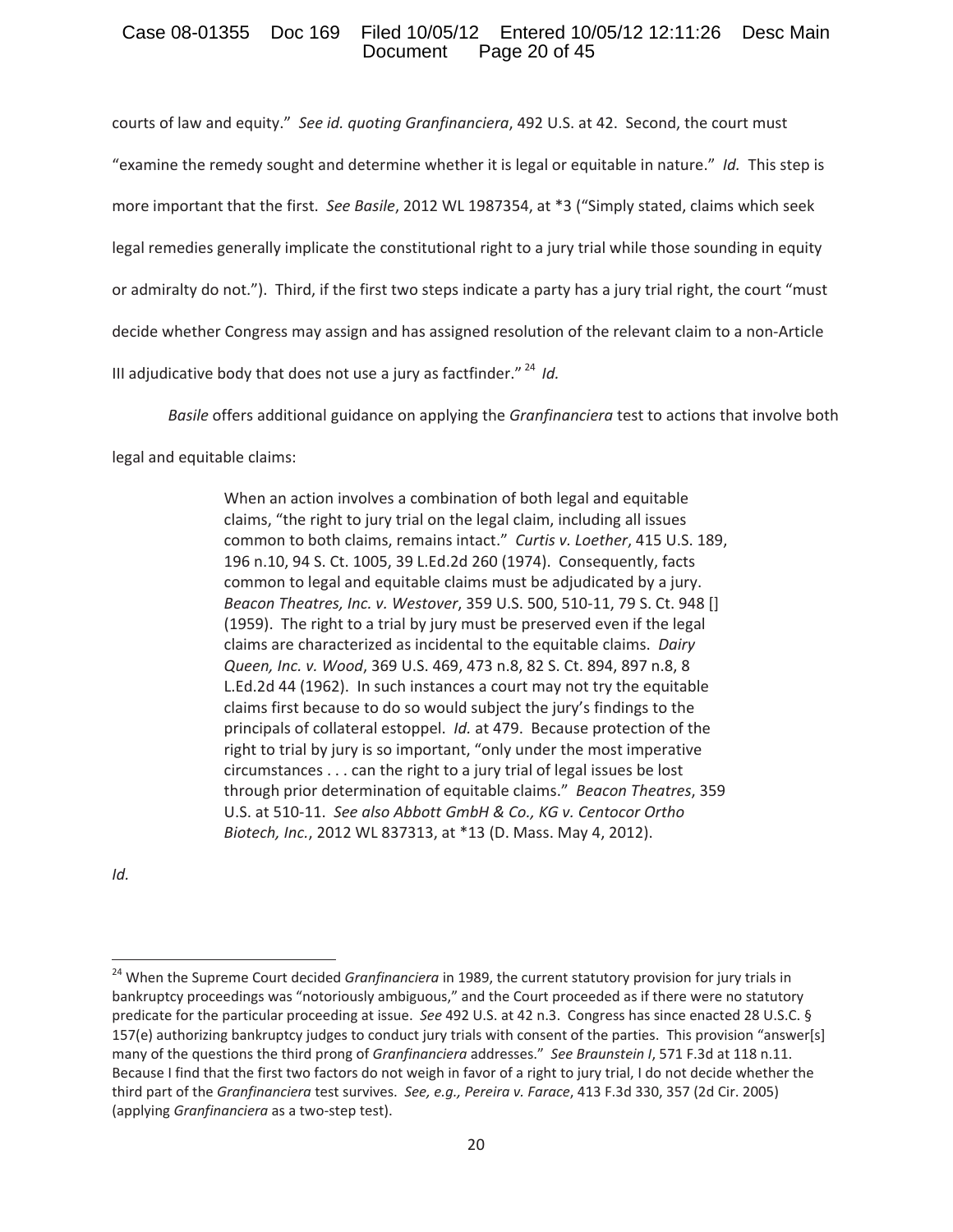courts of law and equity." *See id. quoting Granfinanciera*, 492 U.S. at 42. Second, the court must "examine the remedy sought and determine whether it is legal or equitable in nature." *Id.* This step is more important that the first. *See Basile*, 2012 WL 1987354, at *3 ("Simply stated, claims which seek legal remedies generally implicate the constitutional right to a jury trial while those sounding in equity or admiralty do not."). Third, if the first two steps indicate a party has a jury trial right, the court "must decide whether Congress may assign and has assigned resolution of the relevant claim to a non-Article III adjudicative body that does not use a jury as factfinder."[24] *Id.*

*Basile* offers additional guidance on applying the *Granfinanciera* test to actions that involve both legal and equitable claims:

> When an action involves a combination of both legal and equitable claims, "the right to jury trial on the legal claim, including all issues common to both claims, remains intact." *Curtis v. Loether*, 415 U.S. 189, 196 n.10, 94 S. Ct. 1005, 39 L.Ed.2d 260 (1974). Consequently, facts common to legal and equitable claims must be adjudicated by a jury. *Beacon Theatres, Inc. v. Westover*, 359 U.S. 500, 510-11, 79 S. Ct. 948 [] (1959). The right to a trial by jury must be preserved even if the legal claims are characterized as incidental to the equitable claims. *Dairy Queen, Inc. v. Wood*, 369 U.S. 469, 473 n.8, 82 S. Ct. 894, 897 n.8, 8 L.Ed.2d 44 (1962). In such instances a court may not try the equitable claims first because to do so would subject the jury's findings to the principals of collateral estoppel. *Id.* at 479. Because protection of the right to trial by jury is so important, "only under the most imperative circumstances . . . can the right to a jury trial of legal issues be lost through prior determination of equitable claims." *Beacon Theatres*, 359 U.S. at 510-11. *See also Abbott GmbH & Co., KG v. Centocor Ortho Biotech, Inc.*, 2012 WL 837313, at *13 (D. Mass. May 4, 2012).

*Id.*

---

[24] When the Supreme Court decided *Granfinanciera* in 1989, the current statutory provision for jury trials in bankruptcy proceedings was "notoriously ambiguous," and the Court proceeded as if there were no statutory predicate for the particular proceeding at issue. *See* 492 U.S. at 42 n.3. Congress has since enacted 28 U.S.C. § 157(e) authorizing bankruptcy judges to conduct jury trials with consent of the parties. This provision "answer[s] many of the questions the third prong of *Granfinanciera* addresses." *See Braunstein I*, 571 F.3d at 118 n.11. Because I find that the first two factors do not weigh in favor of a right to jury trial, I do not decide whether the third part of the *Granfinanciera* test survives. *See, e.g., Pereira v. Farace*, 413 F.3d 330, 357 (2d Cir. 2005) (applying *Granfinanciera* as a two-step test).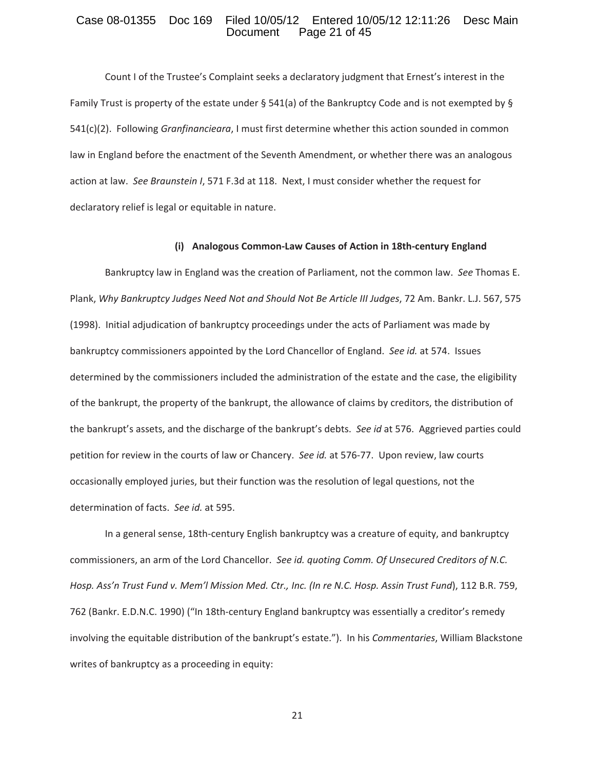Count I of the Trustee's Complaint seeks a declaratory judgment that Ernest's interest in the Family Trust is property of the estate under § 541(a) of the Bankruptcy Code and is not exempted by § 541(c)(2). Following *Granfinancieara*, I must first determine whether this action sounded in common law in England before the enactment of the Seventh Amendment, or whether there was an analogous action at law. *See Braunstein I*, 571 F.3d at 118. Next, I must consider whether the request for declaratory relief is legal or equitable in nature.

#### (i) Analogous Common-Law Causes of Action in 18th-century England

Bankruptcy law in England was the creation of Parliament, not the common law. *See* Thomas E. Plank, *Why Bankruptcy Judges Need Not and Should Not Be Article III Judges*, 72 Am. Bankr. L.J. 567, 575 (1998). Initial adjudication of bankruptcy proceedings under the acts of Parliament was made by bankruptcy commissioners appointed by the Lord Chancellor of England. *See id.* at 574. Issues determined by the commissioners included the administration of the estate and the case, the eligibility of the bankrupt, the property of the bankrupt, the allowance of claims by creditors, the distribution of the bankrupt's assets, and the discharge of the bankrupt's debts. *See id* at 576. Aggrieved parties could petition for review in the courts of law or Chancery. *See id.* at 576-77. Upon review, law courts occasionally employed juries, but their function was the resolution of legal questions, not the determination of facts. *See id.* at 595.

In a general sense, 18th-century English bankruptcy was a creature of equity, and bankruptcy commissioners, an arm of the Lord Chancellor. *See id. quoting Comm. Of Unsecured Creditors of N.C. Hosp. Ass'n Trust Fund v. Mem'l Mission Med. Ctr., Inc. (In re N.C. Hosp. Assin Trust Fund*), 112 B.R. 759, 762 (Bankr. E.D.N.C. 1990) ("In 18th-century England bankruptcy was essentially a creditor's remedy involving the equitable distribution of the bankrupt's estate."). In his *Commentaries*, William Blackstone writes of bankruptcy as a proceeding in equity: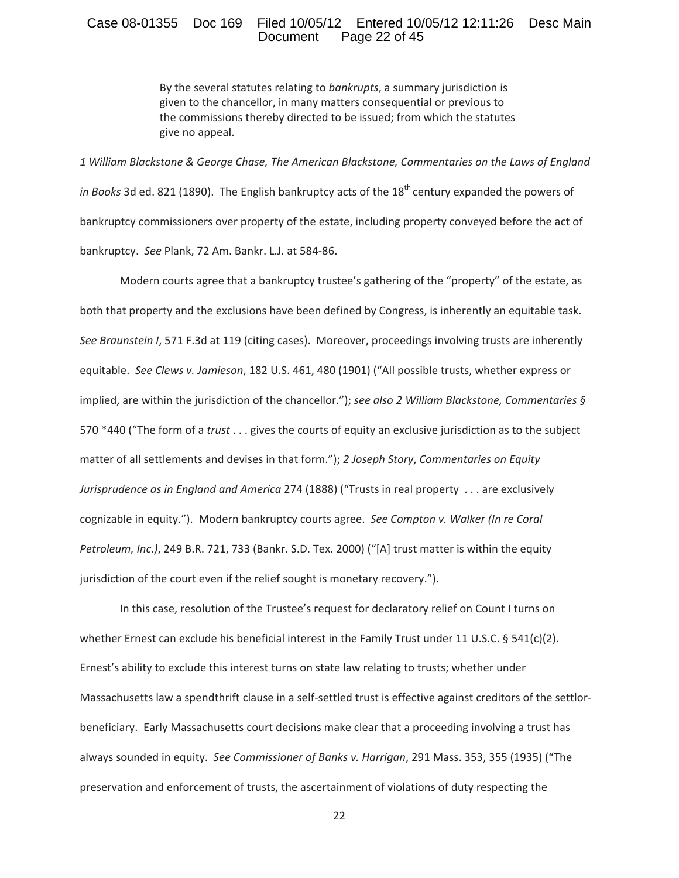> By the several statutes relating to *bankrupts*, a summary jurisdiction is given to the chancellor, in many matters consequential or previous to the commissions thereby directed to be issued; from which the statutes give no appeal.

*1 William Blackstone & George Chase, The American Blackstone, Commentaries on the Laws of England in Books* 3d ed. 821 (1890). The English bankruptcy acts of the 18th century expanded the powers of bankruptcy commissioners over property of the estate, including property conveyed before the act of bankruptcy. *See* Plank, 72 Am. Bankr. L.J. at 584-86.

Modern courts agree that a bankruptcy trustee's gathering of the "property" of the estate, as both that property and the exclusions have been defined by Congress, is inherently an equitable task. *See Braunstein I*, 571 F.3d at 119 (citing cases). Moreover, proceedings involving trusts are inherently equitable. *See Clews v. Jamieson*, 182 U.S. 461, 480 (1901) ("All possible trusts, whether express or implied, are within the jurisdiction of the chancellor."); *see also 2 William Blackstone, Commentaries §* 570 *440 ("The form of a *trust* . . . gives the courts of equity an exclusive jurisdiction as to the subject matter of all settlements and devises in that form."); *2 Joseph Story*, *Commentaries on Equity Jurisprudence as in England and America* 274 (1888) ("Trusts in real property . . . are exclusively cognizable in equity."). Modern bankruptcy courts agree. *See Compton v. Walker (In re Coral Petroleum, Inc.)*, 249 B.R. 721, 733 (Bankr. S.D. Tex. 2000) ("[A] trust matter is within the equity jurisdiction of the court even if the relief sought is monetary recovery.").

In this case, resolution of the Trustee's request for declaratory relief on Count I turns on whether Ernest can exclude his beneficial interest in the Family Trust under 11 U.S.C. § 541(c)(2). Ernest's ability to exclude this interest turns on state law relating to trusts; whether under Massachusetts law a spendthrift clause in a self-settled trust is effective against creditors of the settlor-beneficiary. Early Massachusetts court decisions make clear that a proceeding involving a trust has always sounded in equity. *See Commissioner of Banks v. Harrigan*, 291 Mass. 353, 355 (1935) ("The preservation and enforcement of trusts, the ascertainment of violations of duty respecting the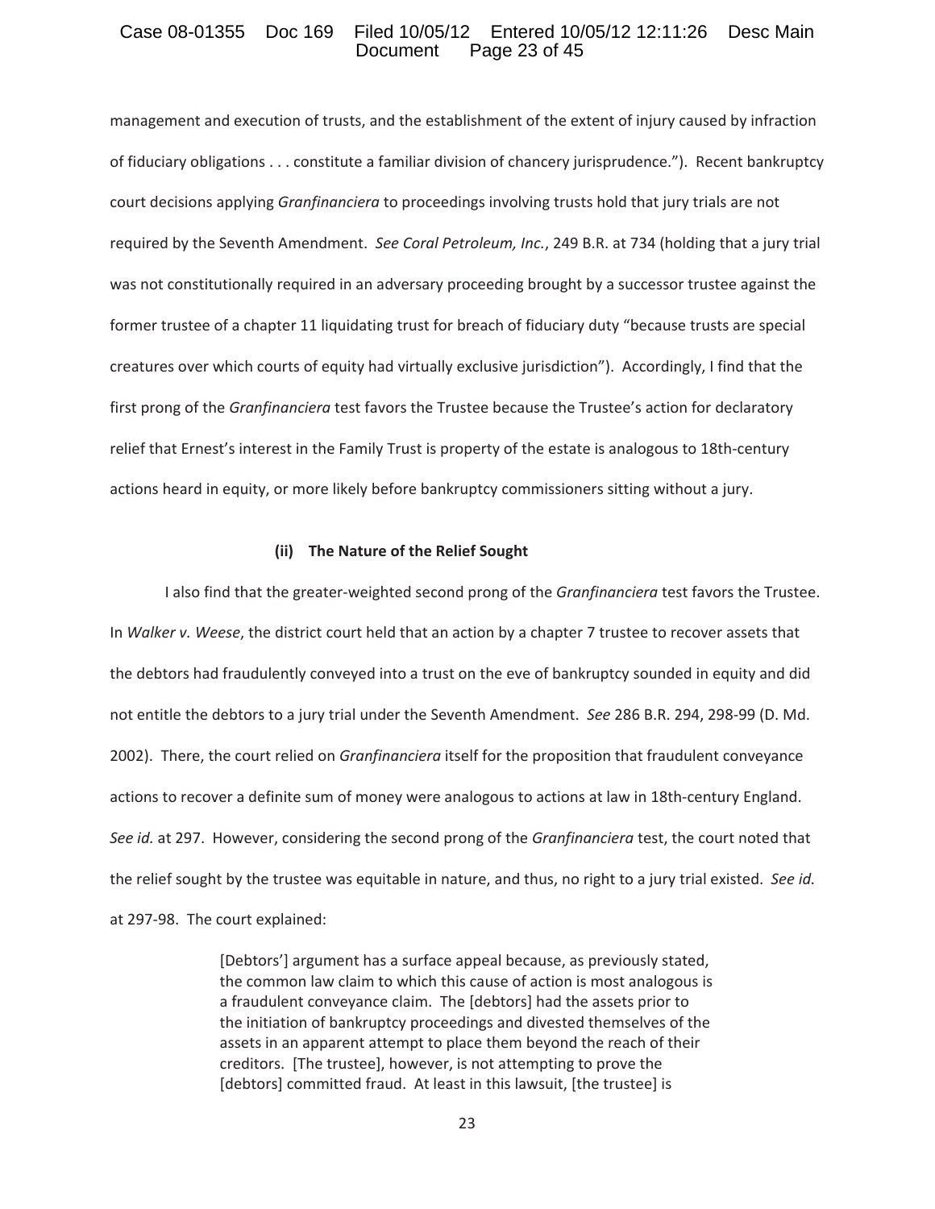management and execution of trusts, and the establishment of the extent of injury caused by infraction of fiduciary obligations . . . constitute a familiar division of chancery jurisprudence."). Recent bankruptcy court decisions applying *Granfinanciera* to proceedings involving trusts hold that jury trials are not required by the Seventh Amendment. *See Coral Petroleum, Inc.*, 249 B.R. at 734 (holding that a jury trial was not constitutionally required in an adversary proceeding brought by a successor trustee against the former trustee of a chapter 11 liquidating trust for breach of fiduciary duty "because trusts are special creatures over which courts of equity had virtually exclusive jurisdiction"). Accordingly, I find that the first prong of the *Granfinanciera* test favors the Trustee because the Trustee's action for declaratory relief that Ernest's interest in the Family Trust is property of the estate is analogous to 18th-century actions heard in equity, or more likely before bankruptcy commissioners sitting without a jury.

**(ii) The Nature of the Relief Sought**

I also find that the greater-weighted second prong of the *Granfinanciera* test favors the Trustee. In *Walker v. Weese*, the district court held that an action by a chapter 7 trustee to recover assets that the debtors had fraudulently conveyed into a trust on the eve of bankruptcy sounded in equity and did not entitle the debtors to a jury trial under the Seventh Amendment. *See* 286 B.R. 294, 298-99 (D. Md. 2002). There, the court relied on *Granfinanciera* itself for the proposition that fraudulent conveyance actions to recover a definite sum of money were analogous to actions at law in 18th-century England. *See id.* at 297. However, considering the second prong of the *Granfinanciera* test, the court noted that the relief sought by the trustee was equitable in nature, and thus, no right to a jury trial existed. *See id.* at 297-98. The court explained:

> [Debtors'] argument has a surface appeal because, as previously stated, the common law claim to which this cause of action is most analogous is a fraudulent conveyance claim. The [debtors] had the assets prior to the initiation of bankruptcy proceedings and divested themselves of the assets in an apparent attempt to place them beyond the reach of their creditors. [The trustee], however, is not attempting to prove the [debtors] committed fraud. At least in this lawsuit, [the trustee] is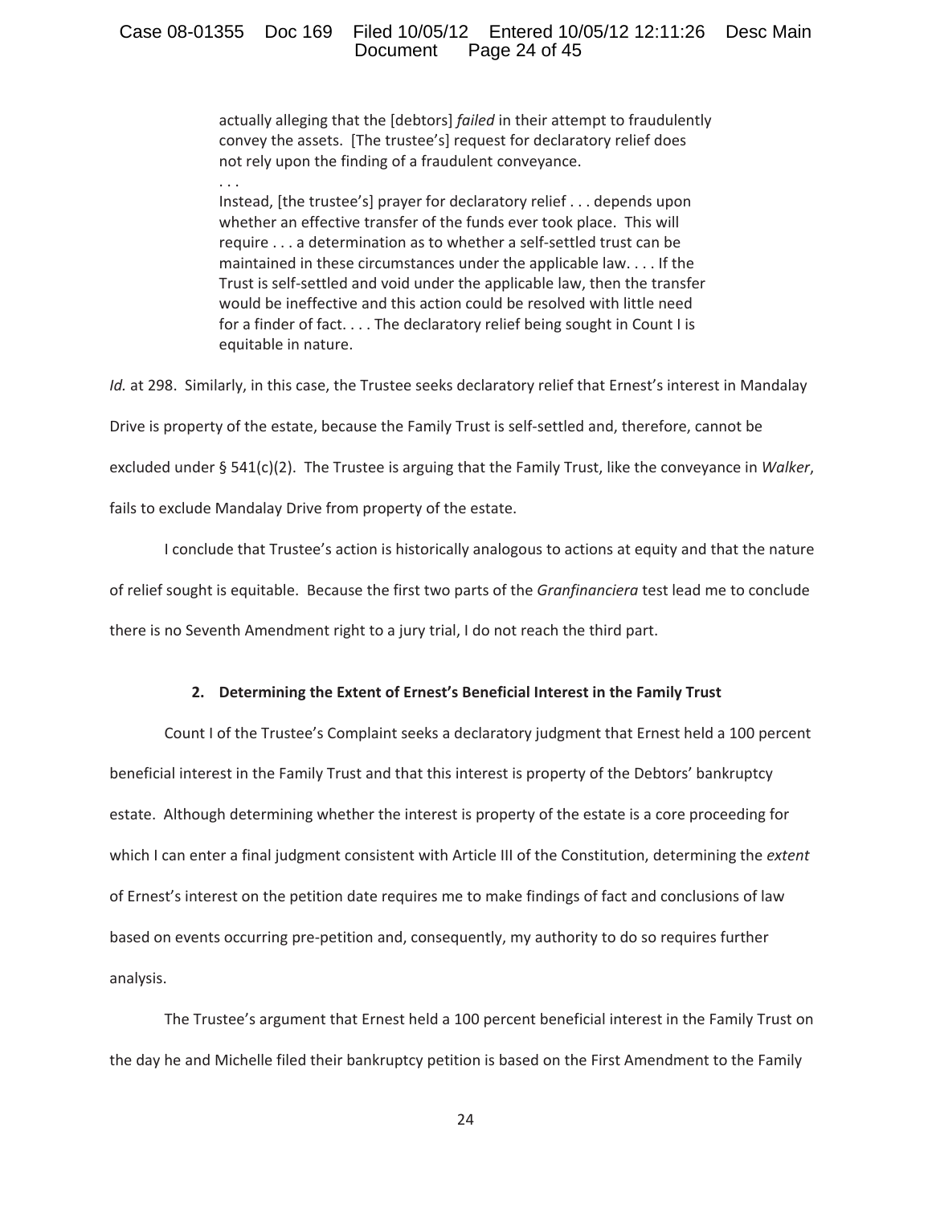> actually alleging that the [debtors] *failed* in their attempt to fraudulently convey the assets. [The trustee's] request for declaratory relief does not rely upon the finding of a fraudulent conveyance.
>
> . . .
>
> Instead, [the trustee's] prayer for declaratory relief . . . depends upon whether an effective transfer of the funds ever took place. This will require . . . a determination as to whether a self-settled trust can be maintained in these circumstances under the applicable law. . . . If the Trust is self-settled and void under the applicable law, then the transfer would be ineffective and this action could be resolved with little need for a finder of fact. . . . The declaratory relief being sought in Count I is equitable in nature.

*Id.* at 298. Similarly, in this case, the Trustee seeks declaratory relief that Ernest's interest in Mandalay Drive is property of the estate, because the Family Trust is self-settled and, therefore, cannot be excluded under § 541(c)(2). The Trustee is arguing that the Family Trust, like the conveyance in *Walker*, fails to exclude Mandalay Drive from property of the estate.

I conclude that Trustee's action is historically analogous to actions at equity and that the nature of relief sought is equitable. Because the first two parts of the *Granfinanciera* test lead me to conclude there is no Seventh Amendment right to a jury trial, I do not reach the third part.

### 2. Determining the Extent of Ernest's Beneficial Interest in the Family Trust

Count I of the Trustee's Complaint seeks a declaratory judgment that Ernest held a 100 percent beneficial interest in the Family Trust and that this interest is property of the Debtors' bankruptcy estate. Although determining whether the interest is property of the estate is a core proceeding for which I can enter a final judgment consistent with Article III of the Constitution, determining the *extent* of Ernest's interest on the petition date requires me to make findings of fact and conclusions of law based on events occurring pre-petition and, consequently, my authority to do so requires further analysis.

The Trustee's argument that Ernest held a 100 percent beneficial interest in the Family Trust on the day he and Michelle filed their bankruptcy petition is based on the First Amendment to the Family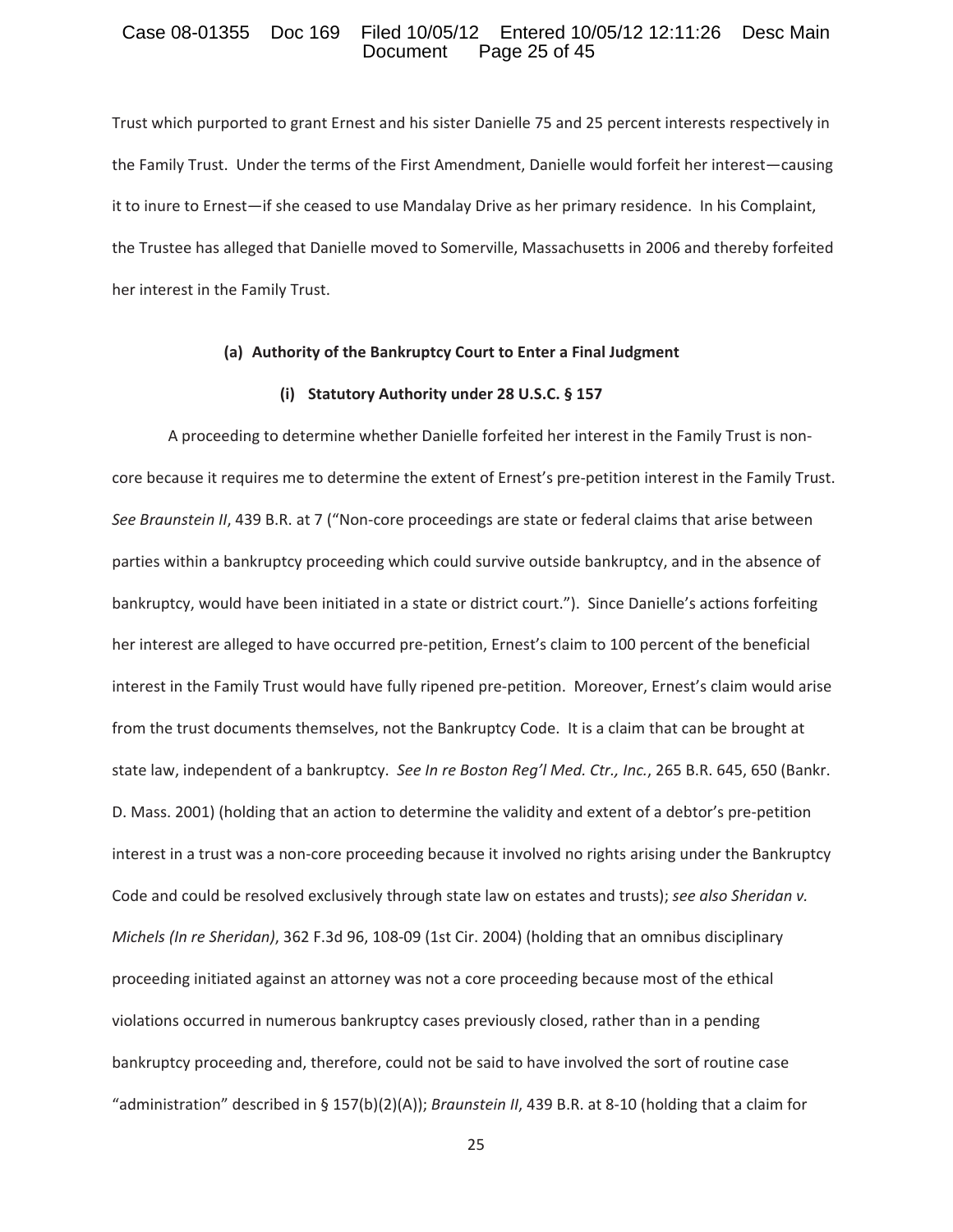Trust which purported to grant Ernest and his sister Danielle 75 and 25 percent interests respectively in the Family Trust. Under the terms of the First Amendment, Danielle would forfeit her interest—causing it to inure to Ernest—if she ceased to use Mandalay Drive as her primary residence. In his Complaint, the Trustee has alleged that Danielle moved to Somerville, Massachusetts in 2006 and thereby forfeited her interest in the Family Trust.

**(a) Authority of the Bankruptcy Court to Enter a Final Judgment**

**(i) Statutory Authority under 28 U.S.C. § 157**

A proceeding to determine whether Danielle forfeited her interest in the Family Trust is non-core because it requires me to determine the extent of Ernest's pre-petition interest in the Family Trust. *See Braunstein II*, 439 B.R. at 7 ("Non-core proceedings are state or federal claims that arise between parties within a bankruptcy proceeding which could survive outside bankruptcy, and in the absence of bankruptcy, would have been initiated in a state or district court."). Since Danielle's actions forfeiting her interest are alleged to have occurred pre-petition, Ernest's claim to 100 percent of the beneficial interest in the Family Trust would have fully ripened pre-petition. Moreover, Ernest's claim would arise from the trust documents themselves, not the Bankruptcy Code. It is a claim that can be brought at state law, independent of a bankruptcy. *See In re Boston Reg'l Med. Ctr., Inc.*, 265 B.R. 645, 650 (Bankr. D. Mass. 2001) (holding that an action to determine the validity and extent of a debtor's pre-petition interest in a trust was a non-core proceeding because it involved no rights arising under the Bankruptcy Code and could be resolved exclusively through state law on estates and trusts); *see also Sheridan v. Michels (In re Sheridan)*, 362 F.3d 96, 108-09 (1st Cir. 2004) (holding that an omnibus disciplinary proceeding initiated against an attorney was not a core proceeding because most of the ethical violations occurred in numerous bankruptcy cases previously closed, rather than in a pending bankruptcy proceeding and, therefore, could not be said to have involved the sort of routine case "administration" described in § 157(b)(2)(A)); *Braunstein II*, 439 B.R. at 8-10 (holding that a claim for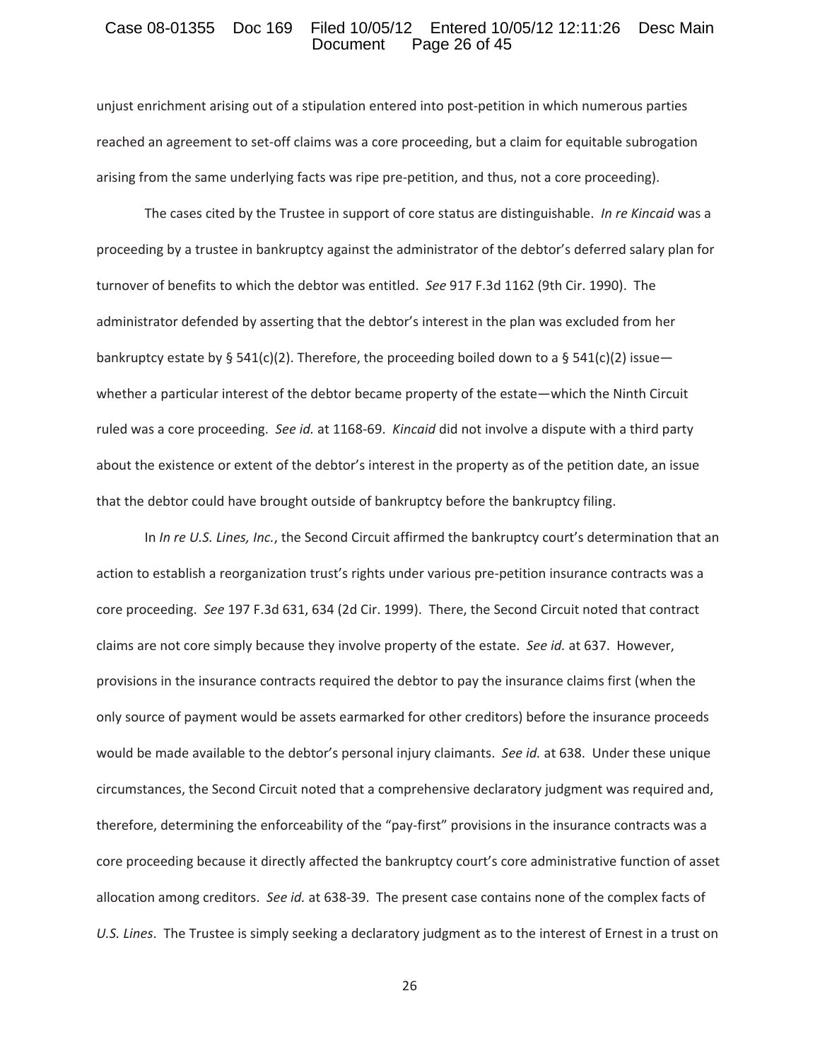unjust enrichment arising out of a stipulation entered into post-petition in which numerous parties reached an agreement to set-off claims was a core proceeding, but a claim for equitable subrogation arising from the same underlying facts was ripe pre-petition, and thus, not a core proceeding).

The cases cited by the Trustee in support of core status are distinguishable. *In re Kincaid* was a proceeding by a trustee in bankruptcy against the administrator of the debtor's deferred salary plan for turnover of benefits to which the debtor was entitled. *See* 917 F.3d 1162 (9th Cir. 1990). The administrator defended by asserting that the debtor's interest in the plan was excluded from her bankruptcy estate by § 541(c)(2). Therefore, the proceeding boiled down to a § 541(c)(2) issue—whether a particular interest of the debtor became property of the estate—which the Ninth Circuit ruled was a core proceeding. *See id.* at 1168-69. *Kincaid* did not involve a dispute with a third party about the existence or extent of the debtor's interest in the property as of the petition date, an issue that the debtor could have brought outside of bankruptcy before the bankruptcy filing.

In *In re U.S. Lines, Inc.*, the Second Circuit affirmed the bankruptcy court's determination that an action to establish a reorganization trust's rights under various pre-petition insurance contracts was a core proceeding. *See* 197 F.3d 631, 634 (2d Cir. 1999). There, the Second Circuit noted that contract claims are not core simply because they involve property of the estate. *See id.* at 637. However, provisions in the insurance contracts required the debtor to pay the insurance claims first (when the only source of payment would be assets earmarked for other creditors) before the insurance proceeds would be made available to the debtor's personal injury claimants. *See id.* at 638. Under these unique circumstances, the Second Circuit noted that a comprehensive declaratory judgment was required and, therefore, determining the enforceability of the "pay-first" provisions in the insurance contracts was a core proceeding because it directly affected the bankruptcy court's core administrative function of asset allocation among creditors. *See id.* at 638-39. The present case contains none of the complex facts of *U.S. Lines*. The Trustee is simply seeking a declaratory judgment as to the interest of Ernest in a trust on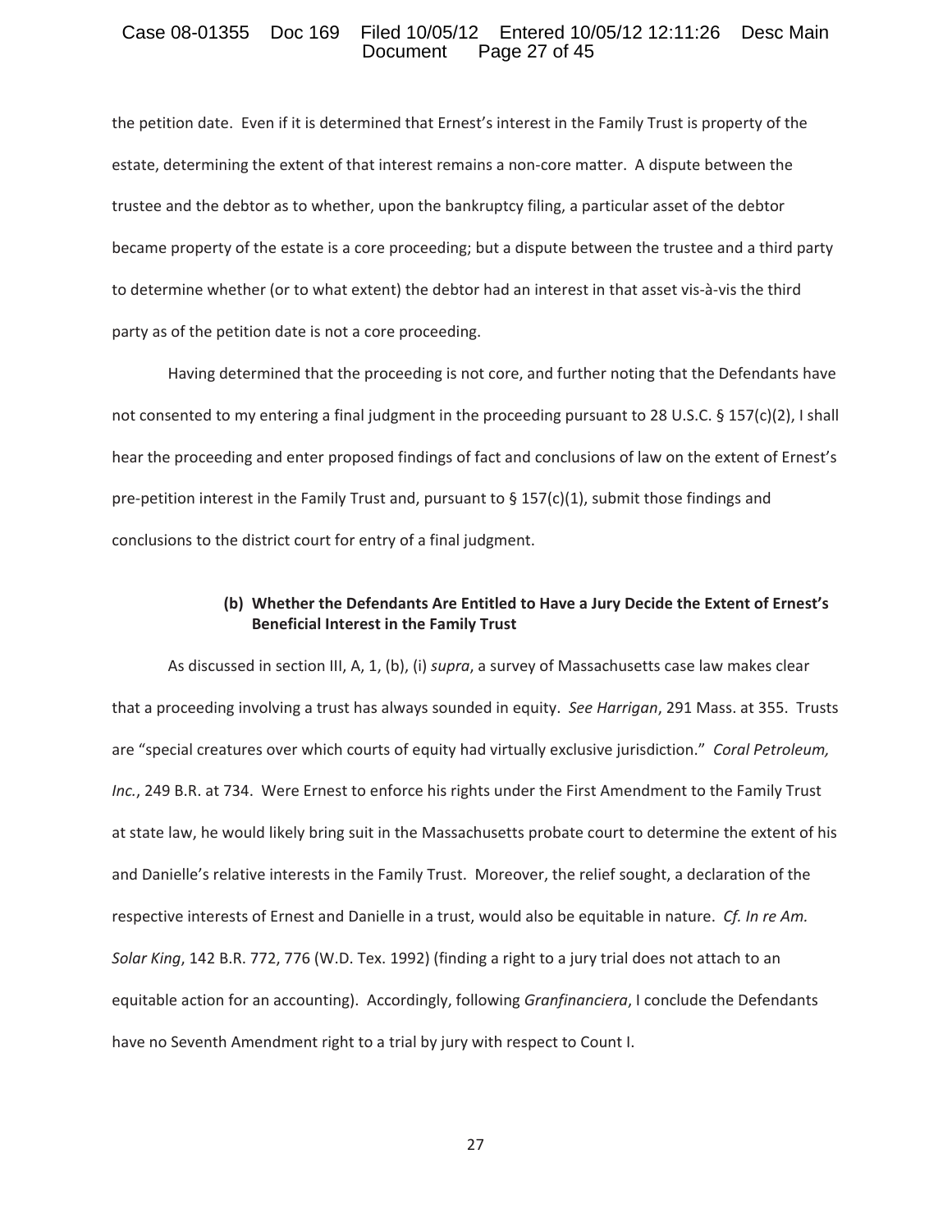the petition date. Even if it is determined that Ernest's interest in the Family Trust is property of the estate, determining the extent of that interest remains a non-core matter. A dispute between the trustee and the debtor as to whether, upon the bankruptcy filing, a particular asset of the debtor became property of the estate is a core proceeding; but a dispute between the trustee and a third party to determine whether (or to what extent) the debtor had an interest in that asset vis-à-vis the third party as of the petition date is not a core proceeding.

Having determined that the proceeding is not core, and further noting that the Defendants have not consented to my entering a final judgment in the proceeding pursuant to 28 U.S.C. § 157(c)(2), I shall hear the proceeding and enter proposed findings of fact and conclusions of law on the extent of Ernest's pre-petition interest in the Family Trust and, pursuant to § 157(c)(1), submit those findings and conclusions to the district court for entry of a final judgment.

**(b) Whether the Defendants Are Entitled to Have a Jury Decide the Extent of Ernest's Beneficial Interest in the Family Trust**

As discussed in section III, A, 1, (b), (i) *supra*, a survey of Massachusetts case law makes clear that a proceeding involving a trust has always sounded in equity. *See Harrigan*, 291 Mass. at 355. Trusts are "special creatures over which courts of equity had virtually exclusive jurisdiction." *Coral Petroleum, Inc.*, 249 B.R. at 734. Were Ernest to enforce his rights under the First Amendment to the Family Trust at state law, he would likely bring suit in the Massachusetts probate court to determine the extent of his and Danielle's relative interests in the Family Trust. Moreover, the relief sought, a declaration of the respective interests of Ernest and Danielle in a trust, would also be equitable in nature. *Cf. In re Am. Solar King*, 142 B.R. 772, 776 (W.D. Tex. 1992) (finding a right to a jury trial does not attach to an equitable action for an accounting). Accordingly, following *Granfinanciera*, I conclude the Defendants have no Seventh Amendment right to a trial by jury with respect to Count I.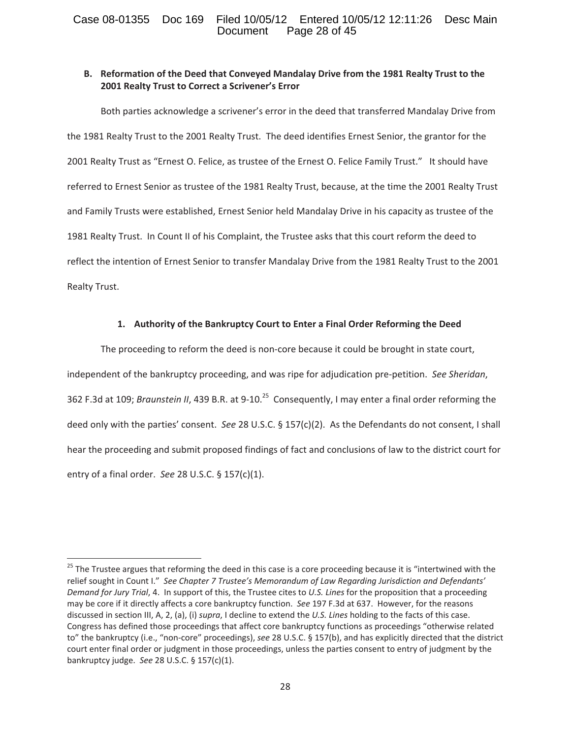### B. Reformation of the Deed that Conveyed Mandalay Drive from the 1981 Realty Trust to the 2001 Realty Trust to Correct a Scrivener's Error

Both parties acknowledge a scrivener's error in the deed that transferred Mandalay Drive from the 1981 Realty Trust to the 2001 Realty Trust. The deed identifies Ernest Senior, the grantor for the 2001 Realty Trust as "Ernest O. Felice, as trustee of the Ernest O. Felice Family Trust." It should have referred to Ernest Senior as trustee of the 1981 Realty Trust, because, at the time the 2001 Realty Trust and Family Trusts were established, Ernest Senior held Mandalay Drive in his capacity as trustee of the 1981 Realty Trust. In Count II of his Complaint, the Trustee asks that this court reform the deed to reflect the intention of Ernest Senior to transfer Mandalay Drive from the 1981 Realty Trust to the 2001 Realty Trust.

#### 1. Authority of the Bankruptcy Court to Enter a Final Order Reforming the Deed

The proceeding to reform the deed is non-core because it could be brought in state court, independent of the bankruptcy proceeding, and was ripe for adjudication pre-petition. *See Sheridan*, 362 F.3d at 109; *Braunstein II*, 439 B.R. at 9-10.[25] Consequently, I may enter a final order reforming the deed only with the parties' consent. *See* 28 U.S.C. § 157(c)(2). As the Defendants do not consent, I shall hear the proceeding and submit proposed findings of fact and conclusions of law to the district court for entry of a final order. *See* 28 U.S.C. § 157(c)(1).

---

[25] The Trustee argues that reforming the deed in this case is a core proceeding because it is "intertwined with the relief sought in Count I." *See Chapter 7 Trustee's Memorandum of Law Regarding Jurisdiction and Defendants' Demand for Jury Trial*, 4. In support of this, the Trustee cites to *U.S. Lines* for the proposition that a proceeding may be core if it directly affects a core bankruptcy function. *See* 197 F.3d at 637. However, for the reasons discussed in section III, A, 2, (a), (i) *supra*, I decline to extend the *U.S. Lines* holding to the facts of this case. Congress has defined those proceedings that affect core bankruptcy functions as proceedings "otherwise related to" the bankruptcy (i.e., "non-core" proceedings), *see* 28 U.S.C. § 157(b), and has explicitly directed that the district court enter final order or judgment in those proceedings, unless the parties consent to entry of judgment by the bankruptcy judge. *See* 28 U.S.C. § 157(c)(1).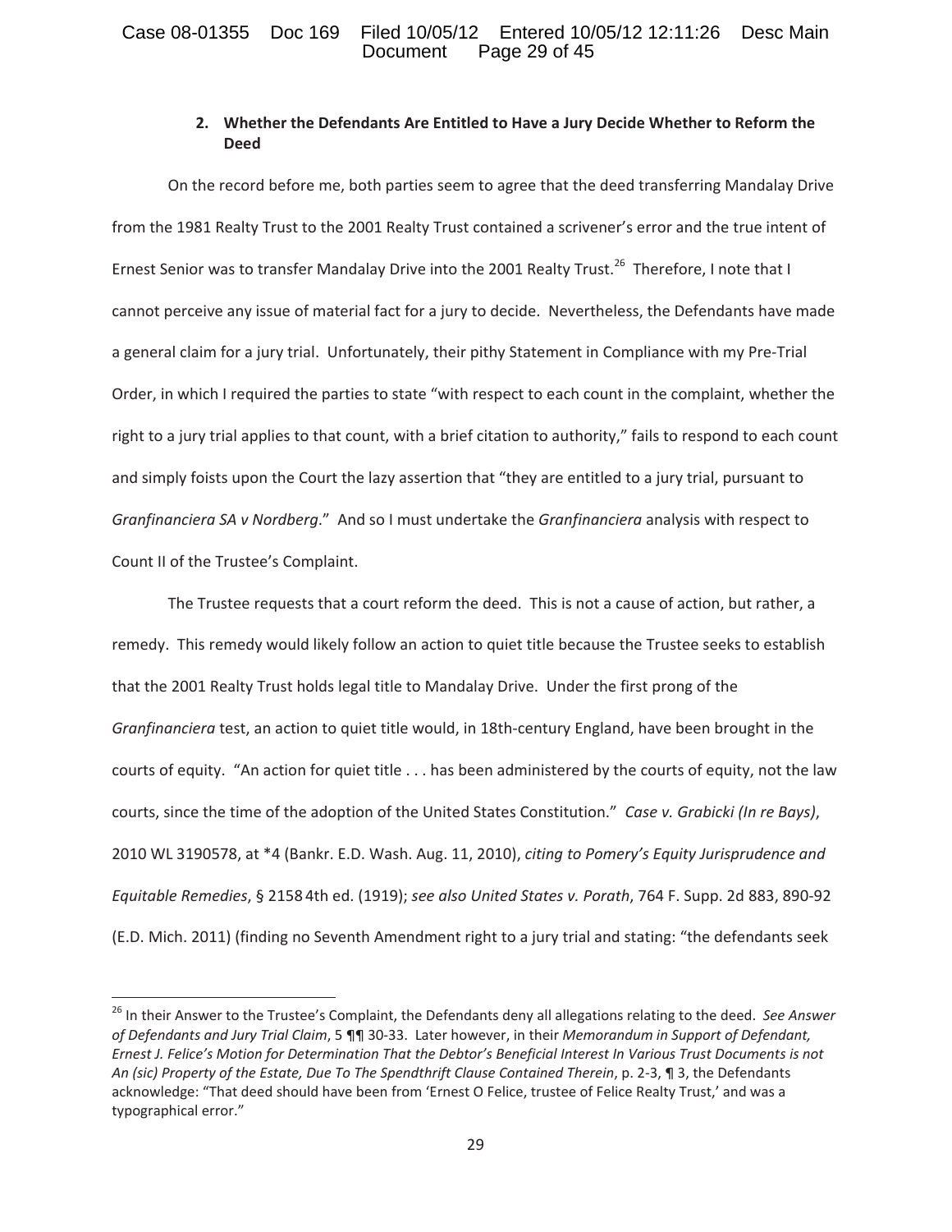**2. Whether the Defendants Are Entitled to Have a Jury Decide Whether to Reform the Deed**

On the record before me, both parties seem to agree that the deed transferring Mandalay Drive from the 1981 Realty Trust to the 2001 Realty Trust contained a scrivener's error and the true intent of Ernest Senior was to transfer Mandalay Drive into the 2001 Realty Trust.[26] Therefore, I note that I cannot perceive any issue of material fact for a jury to decide. Nevertheless, the Defendants have made a general claim for a jury trial. Unfortunately, their pithy Statement in Compliance with my Pre-Trial Order, in which I required the parties to state "with respect to each count in the complaint, whether the right to a jury trial applies to that count, with a brief citation to authority," fails to respond to each count and simply foists upon the Court the lazy assertion that "they are entitled to a jury trial, pursuant to *Granfinanciera SA v Nordberg*." And so I must undertake the *Granfinanciera* analysis with respect to Count II of the Trustee's Complaint.

The Trustee requests that a court reform the deed. This is not a cause of action, but rather, a remedy. This remedy would likely follow an action to quiet title because the Trustee seeks to establish that the 2001 Realty Trust holds legal title to Mandalay Drive. Under the first prong of the *Granfinanciera* test, an action to quiet title would, in 18th-century England, have been brought in the courts of equity. "An action for quiet title . . . has been administered by the courts of equity, not the law courts, since the time of the adoption of the United States Constitution." *Case v. Grabicki (In re Bays)*, 2010 WL 3190578, at *4 (Bankr. E.D. Wash. Aug. 11, 2010), *citing to Pomery's Equity Jurisprudence and Equitable Remedies*, § 2158 4th ed. (1919); *see also United States v. Porath*, 764 F. Supp. 2d 883, 890-92 (E.D. Mich. 2011) (finding no Seventh Amendment right to a jury trial and stating: "the defendants seek

[26] In their Answer to the Trustee's Complaint, the Defendants deny all allegations relating to the deed. *See Answer of Defendants and Jury Trial Claim*, 5 ¶¶ 30-33. Later however, in their *Memorandum in Support of Defendant, Ernest J. Felice's Motion for Determination That the Debtor's Beneficial Interest In Various Trust Documents is not An (sic) Property of the Estate, Due To The Spendthrift Clause Contained Therein*, p. 2-3, ¶ 3, the Defendants acknowledge: "That deed should have been from 'Ernest O Felice, trustee of Felice Realty Trust,' and was a typographical error."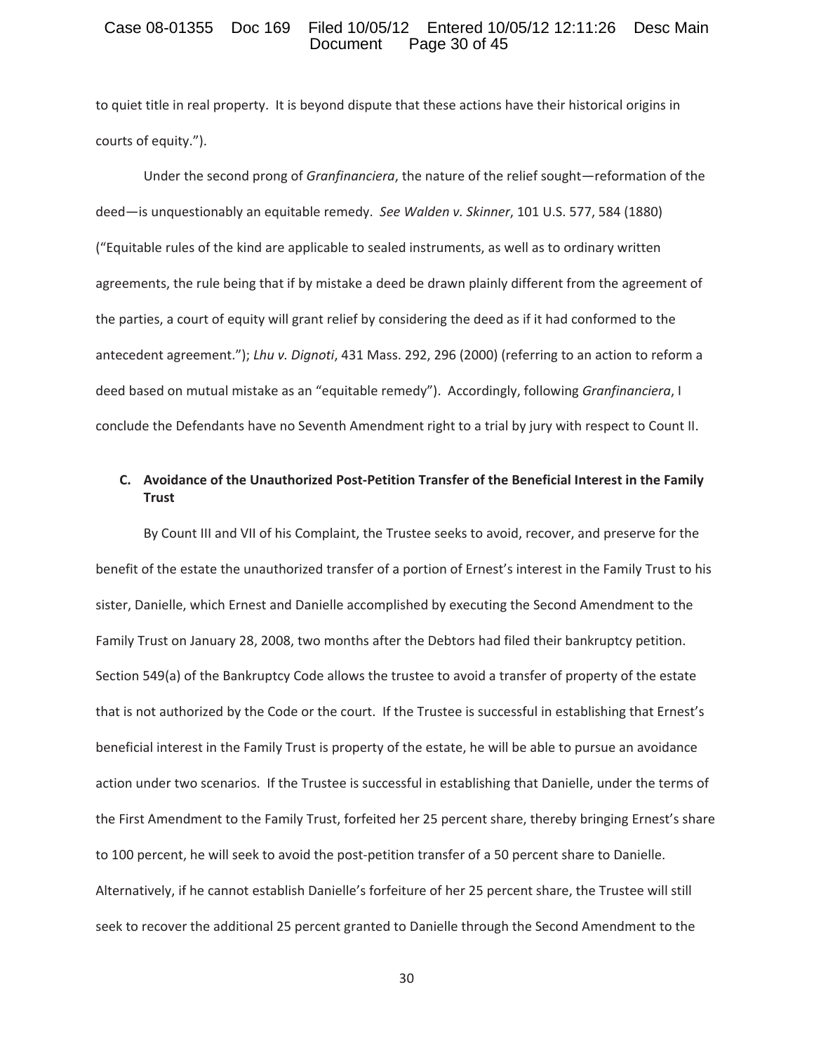to quiet title in real property. It is beyond dispute that these actions have their historical origins in courts of equity.").

Under the second prong of *Granfinanciera*, the nature of the relief sought—reformation of the deed—is unquestionably an equitable remedy. *See Walden v. Skinner*, 101 U.S. 577, 584 (1880) ("Equitable rules of the kind are applicable to sealed instruments, as well as to ordinary written agreements, the rule being that if by mistake a deed be drawn plainly different from the agreement of the parties, a court of equity will grant relief by considering the deed as if it had conformed to the antecedent agreement."); *Lhu v. Dignoti*, 431 Mass. 292, 296 (2000) (referring to an action to reform a deed based on mutual mistake as an "equitable remedy"). Accordingly, following *Granfinanciera*, I conclude the Defendants have no Seventh Amendment right to a trial by jury with respect to Count II.

**C. Avoidance of the Unauthorized Post-Petition Transfer of the Beneficial Interest in the Family Trust**

By Count III and VII of his Complaint, the Trustee seeks to avoid, recover, and preserve for the benefit of the estate the unauthorized transfer of a portion of Ernest's interest in the Family Trust to his sister, Danielle, which Ernest and Danielle accomplished by executing the Second Amendment to the Family Trust on January 28, 2008, two months after the Debtors had filed their bankruptcy petition. Section 549(a) of the Bankruptcy Code allows the trustee to avoid a transfer of property of the estate that is not authorized by the Code or the court. If the Trustee is successful in establishing that Ernest's beneficial interest in the Family Trust is property of the estate, he will be able to pursue an avoidance action under two scenarios. If the Trustee is successful in establishing that Danielle, under the terms of the First Amendment to the Family Trust, forfeited her 25 percent share, thereby bringing Ernest's share to 100 percent, he will seek to avoid the post-petition transfer of a 50 percent share to Danielle. Alternatively, if he cannot establish Danielle's forfeiture of her 25 percent share, the Trustee will still seek to recover the additional 25 percent granted to Danielle through the Second Amendment to the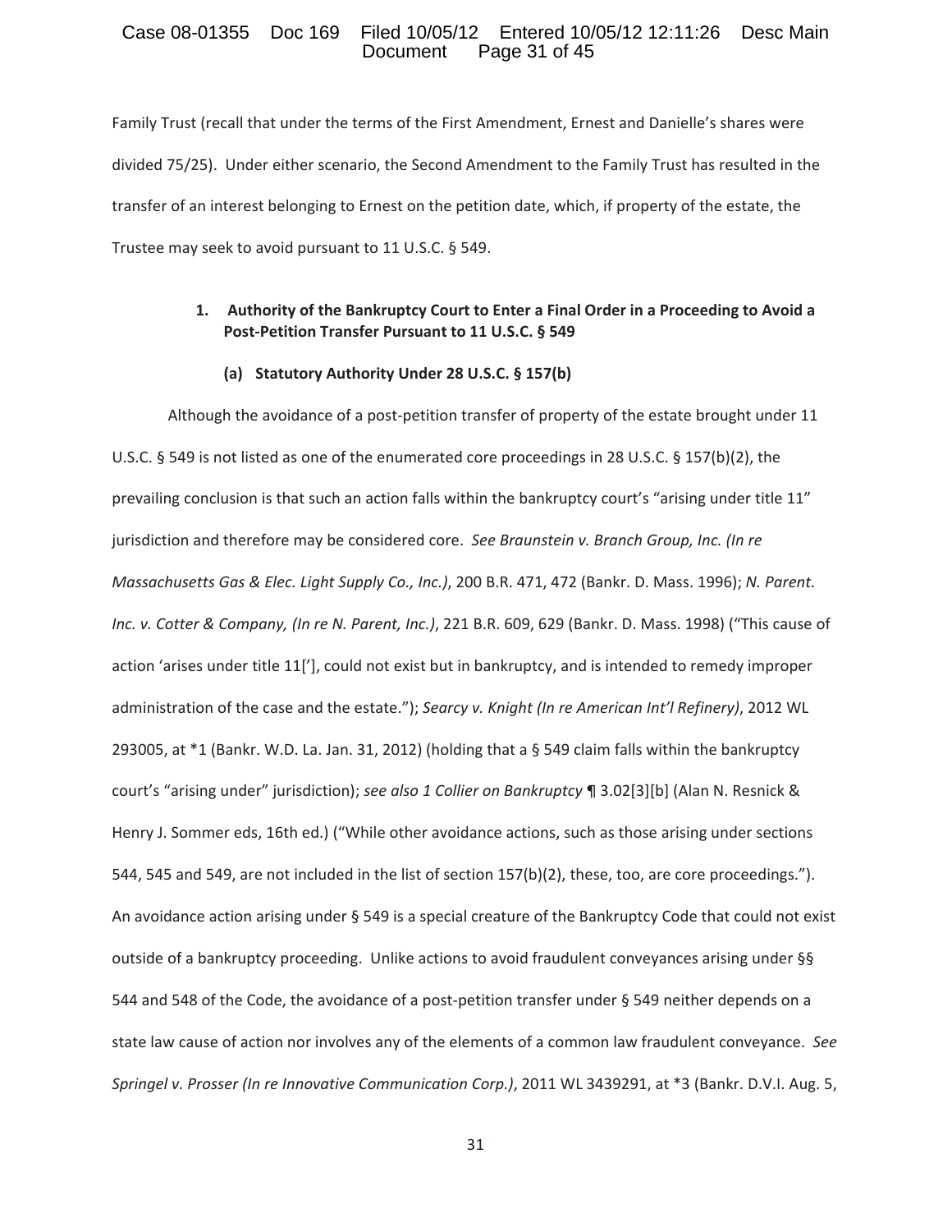Family Trust (recall that under the terms of the First Amendment, Ernest and Danielle's shares were divided 75/25). Under either scenario, the Second Amendment to the Family Trust has resulted in the transfer of an interest belonging to Ernest on the petition date, which, if property of the estate, the Trustee may seek to avoid pursuant to 11 U.S.C. § 549.

### 1. Authority of the Bankruptcy Court to Enter a Final Order in a Proceeding to Avoid a Post-Petition Transfer Pursuant to 11 U.S.C. § 549

#### (a) Statutory Authority Under 28 U.S.C. § 157(b)

Although the avoidance of a post-petition transfer of property of the estate brought under 11 U.S.C. § 549 is not listed as one of the enumerated core proceedings in 28 U.S.C. § 157(b)(2), the prevailing conclusion is that such an action falls within the bankruptcy court's "arising under title 11" jurisdiction and therefore may be considered core. *See Braunstein v. Branch Group, Inc. (In re Massachusetts Gas & Elec. Light Supply Co., Inc.)*, 200 B.R. 471, 472 (Bankr. D. Mass. 1996); *N. Parent. Inc. v. Cotter & Company, (In re N. Parent, Inc.)*, 221 B.R. 609, 629 (Bankr. D. Mass. 1998) ("This cause of action 'arises under title 11['], could not exist but in bankruptcy, and is intended to remedy improper administration of the case and the estate."); *Searcy v. Knight (In re American Int'l Refinery)*, 2012 WL 293005, at *1 (Bankr. W.D. La. Jan. 31, 2012) (holding that a § 549 claim falls within the bankruptcy court's "arising under" jurisdiction); *see also 1 Collier on Bankruptcy* ¶ 3.02[3][b] (Alan N. Resnick & Henry J. Sommer eds, 16th ed.) ("While other avoidance actions, such as those arising under sections 544, 545 and 549, are not included in the list of section 157(b)(2), these, too, are core proceedings."). An avoidance action arising under § 549 is a special creature of the Bankruptcy Code that could not exist outside of a bankruptcy proceeding. Unlike actions to avoid fraudulent conveyances arising under §§ 544 and 548 of the Code, the avoidance of a post-petition transfer under § 549 neither depends on a state law cause of action nor involves any of the elements of a common law fraudulent conveyance. *See Springel v. Prosser (In re Innovative Communication Corp.)*, 2011 WL 3439291, at *3 (Bankr. D.V.I. Aug. 5,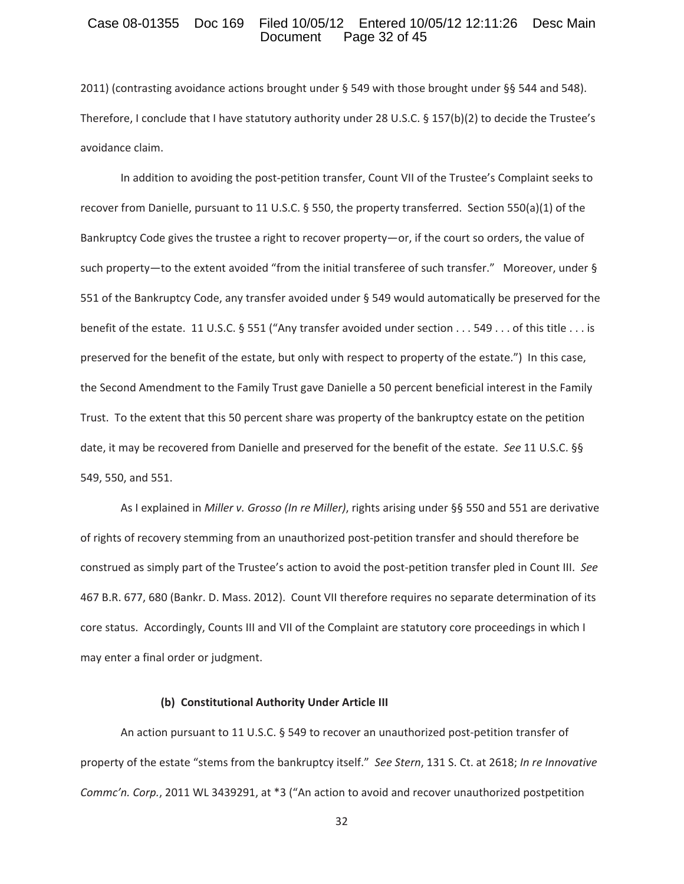2011) (contrasting avoidance actions brought under § 549 with those brought under §§ 544 and 548). Therefore, I conclude that I have statutory authority under 28 U.S.C. § 157(b)(2) to decide the Trustee's avoidance claim.

In addition to avoiding the post-petition transfer, Count VII of the Trustee's Complaint seeks to recover from Danielle, pursuant to 11 U.S.C. § 550, the property transferred. Section 550(a)(1) of the Bankruptcy Code gives the trustee a right to recover property—or, if the court so orders, the value of such property—to the extent avoided "from the initial transferee of such transfer." Moreover, under § 551 of the Bankruptcy Code, any transfer avoided under § 549 would automatically be preserved for the benefit of the estate. 11 U.S.C. § 551 ("Any transfer avoided under section . . . 549 . . . of this title . . . is preserved for the benefit of the estate, but only with respect to property of the estate.") In this case, the Second Amendment to the Family Trust gave Danielle a 50 percent beneficial interest in the Family Trust. To the extent that this 50 percent share was property of the bankruptcy estate on the petition date, it may be recovered from Danielle and preserved for the benefit of the estate. *See* 11 U.S.C. §§ 549, 550, and 551.

As I explained in *Miller v. Grosso (In re Miller)*, rights arising under §§ 550 and 551 are derivative of rights of recovery stemming from an unauthorized post-petition transfer and should therefore be construed as simply part of the Trustee's action to avoid the post-petition transfer pled in Count III. *See* 467 B.R. 677, 680 (Bankr. D. Mass. 2012). Count VII therefore requires no separate determination of its core status. Accordingly, Counts III and VII of the Complaint are statutory core proceedings in which I may enter a final order or judgment.

**(b) Constitutional Authority Under Article III**

An action pursuant to 11 U.S.C. § 549 to recover an unauthorized post-petition transfer of property of the estate "stems from the bankruptcy itself." *See Stern*, 131 S. Ct. at 2618; *In re Innovative Commc'n. Corp.*, 2011 WL 3439291, at *3 ("An action to avoid and recover unauthorized postpetition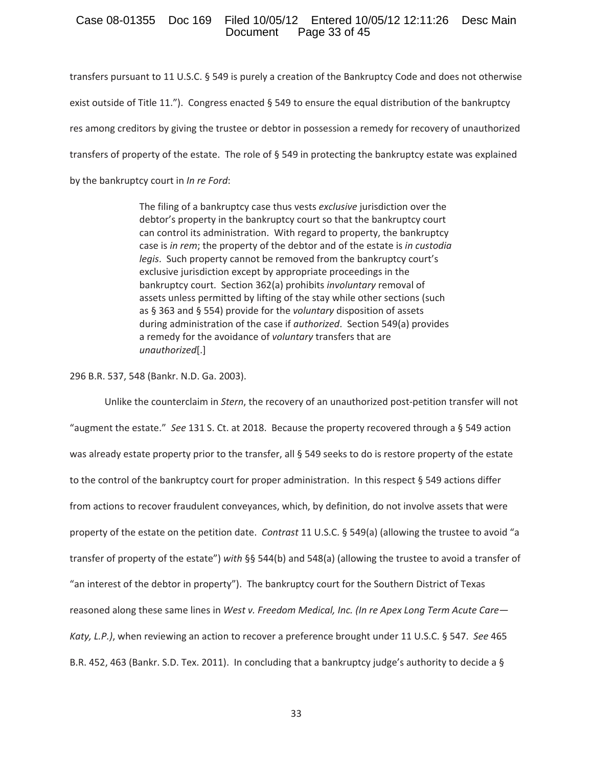transfers pursuant to 11 U.S.C. § 549 is purely a creation of the Bankruptcy Code and does not otherwise exist outside of Title 11."). Congress enacted § 549 to ensure the equal distribution of the bankruptcy res among creditors by giving the trustee or debtor in possession a remedy for recovery of unauthorized transfers of property of the estate. The role of § 549 in protecting the bankruptcy estate was explained by the bankruptcy court in *In re Ford*:

> The filing of a bankruptcy case thus vests *exclusive* jurisdiction over the debtor's property in the bankruptcy court so that the bankruptcy court can control its administration. With regard to property, the bankruptcy case is *in rem*; the property of the debtor and of the estate is *in custodia legis*. Such property cannot be removed from the bankruptcy court's exclusive jurisdiction except by appropriate proceedings in the bankruptcy court. Section 362(a) prohibits *involuntary* removal of assets unless permitted by lifting of the stay while other sections (such as § 363 and § 554) provide for the *voluntary* disposition of assets during administration of the case if *authorized*. Section 549(a) provides a remedy for the avoidance of *voluntary* transfers that are *unauthorized*[.]

296 B.R. 537, 548 (Bankr. N.D. Ga. 2003).

Unlike the counterclaim in *Stern*, the recovery of an unauthorized post-petition transfer will not "augment the estate." *See* 131 S. Ct. at 2018. Because the property recovered through a § 549 action was already estate property prior to the transfer, all § 549 seeks to do is restore property of the estate to the control of the bankruptcy court for proper administration. In this respect § 549 actions differ from actions to recover fraudulent conveyances, which, by definition, do not involve assets that were property of the estate on the petition date. *Contrast* 11 U.S.C. § 549(a) (allowing the trustee to avoid "a transfer of property of the estate") *with* §§ 544(b) and 548(a) (allowing the trustee to avoid a transfer of "an interest of the debtor in property"). The bankruptcy court for the Southern District of Texas reasoned along these same lines in *West v. Freedom Medical, Inc. (In re Apex Long Term Acute Care—Katy, L.P.)*, when reviewing an action to recover a preference brought under 11 U.S.C. § 547. *See* 465 B.R. 452, 463 (Bankr. S.D. Tex. 2011). In concluding that a bankruptcy judge's authority to decide a §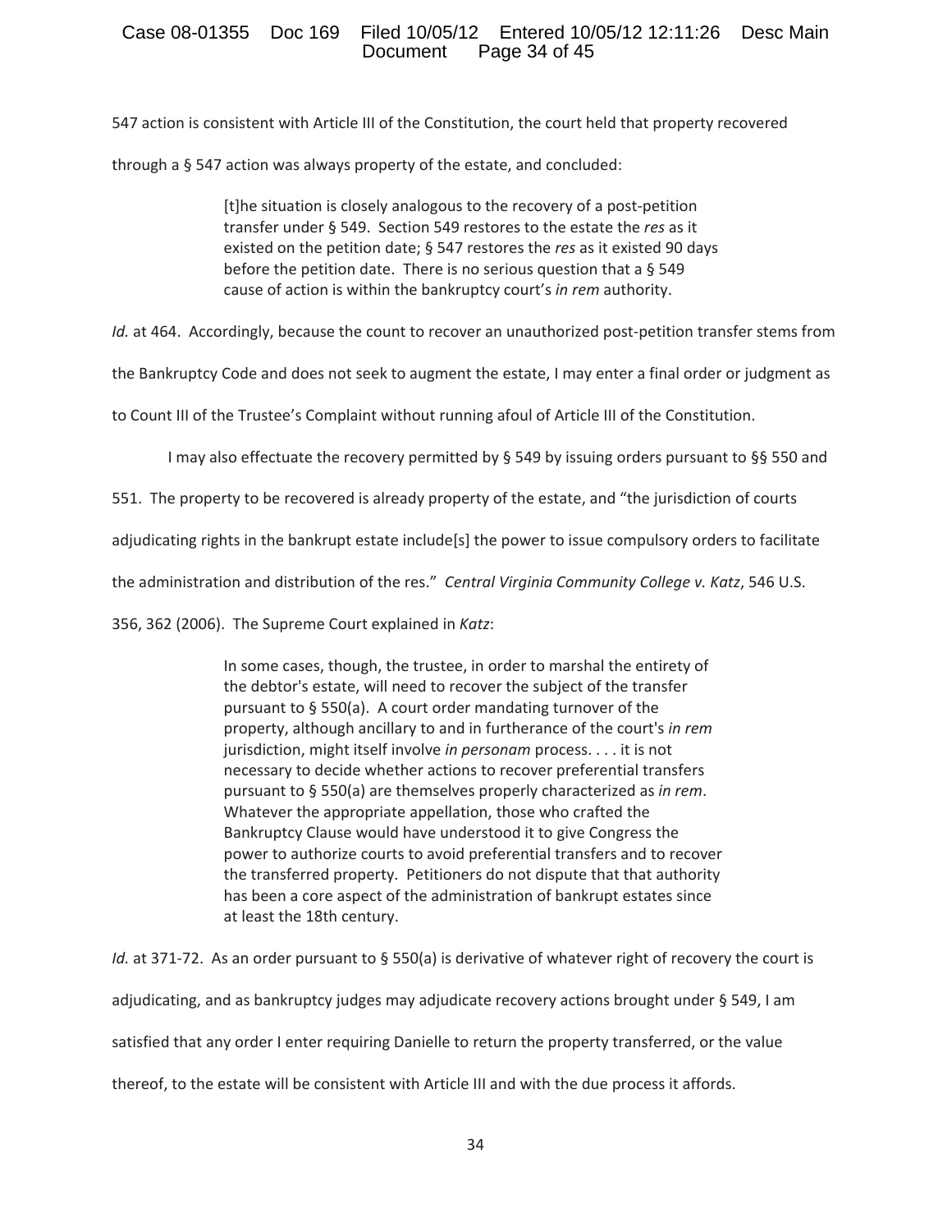547 action is consistent with Article III of the Constitution, the court held that property recovered through a § 547 action was always property of the estate, and concluded:

> [t]he situation is closely analogous to the recovery of a post-petition transfer under § 549. Section 549 restores to the estate the *res* as it existed on the petition date; § 547 restores the *res* as it existed 90 days before the petition date. There is no serious question that a § 549 cause of action is within the bankruptcy court's *in rem* authority.

*Id.* at 464. Accordingly, because the count to recover an unauthorized post-petition transfer stems from the Bankruptcy Code and does not seek to augment the estate, I may enter a final order or judgment as to Count III of the Trustee's Complaint without running afoul of Article III of the Constitution.

I may also effectuate the recovery permitted by § 549 by issuing orders pursuant to §§ 550 and 551. The property to be recovered is already property of the estate, and "the jurisdiction of courts adjudicating rights in the bankrupt estate include[s] the power to issue compulsory orders to facilitate the administration and distribution of the res." *Central Virginia Community College v. Katz*, 546 U.S. 356, 362 (2006). The Supreme Court explained in *Katz*:

> In some cases, though, the trustee, in order to marshal the entirety of the debtor's estate, will need to recover the subject of the transfer pursuant to § 550(a). A court order mandating turnover of the property, although ancillary to and in furtherance of the court's *in rem* jurisdiction, might itself involve *in personam* process. . . . it is not necessary to decide whether actions to recover preferential transfers pursuant to § 550(a) are themselves properly characterized as *in rem*. Whatever the appropriate appellation, those who crafted the Bankruptcy Clause would have understood it to give Congress the power to authorize courts to avoid preferential transfers and to recover the transferred property. Petitioners do not dispute that that authority has been a core aspect of the administration of bankrupt estates since at least the 18th century.

*Id.* at 371-72. As an order pursuant to § 550(a) is derivative of whatever right of recovery the court is adjudicating, and as bankruptcy judges may adjudicate recovery actions brought under § 549, I am satisfied that any order I enter requiring Danielle to return the property transferred, or the value thereof, to the estate will be consistent with Article III and with the due process it affords.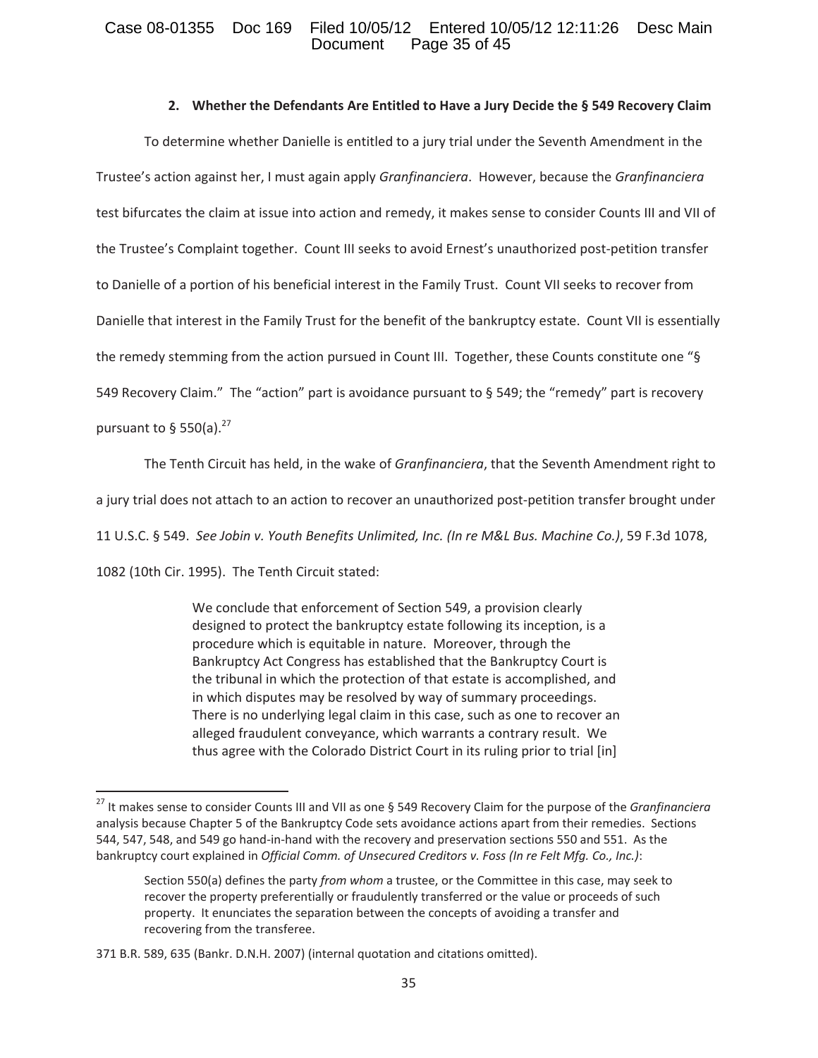### 2. Whether the Defendants Are Entitled to Have a Jury Decide the § 549 Recovery Claim

To determine whether Danielle is entitled to a jury trial under the Seventh Amendment in the Trustee's action against her, I must again apply *Granfinanciera*. However, because the *Granfinanciera* test bifurcates the claim at issue into action and remedy, it makes sense to consider Counts III and VII of the Trustee's Complaint together. Count III seeks to avoid Ernest's unauthorized post-petition transfer to Danielle of a portion of his beneficial interest in the Family Trust. Count VII seeks to recover from Danielle that interest in the Family Trust for the benefit of the bankruptcy estate. Count VII is essentially the remedy stemming from the action pursued in Count III. Together, these Counts constitute one "§ 549 Recovery Claim." The "action" part is avoidance pursuant to § 549; the "remedy" part is recovery pursuant to § 550(a).[27]

The Tenth Circuit has held, in the wake of *Granfinanciera*, that the Seventh Amendment right to a jury trial does not attach to an action to recover an unauthorized post-petition transfer brought under 11 U.S.C. § 549. *See Jobin v. Youth Benefits Unlimited, Inc. (In re M&L Bus. Machine Co.)*, 59 F.3d 1078, 1082 (10th Cir. 1995). The Tenth Circuit stated:

> We conclude that enforcement of Section 549, a provision clearly designed to protect the bankruptcy estate following its inception, is a procedure which is equitable in nature. Moreover, through the Bankruptcy Act Congress has established that the Bankruptcy Court is the tribunal in which the protection of that estate is accomplished, and in which disputes may be resolved by way of summary proceedings. There is no underlying legal claim in this case, such as one to recover an alleged fraudulent conveyance, which warrants a contrary result. We thus agree with the Colorado District Court in its ruling prior to trial [in]

---

[27] It makes sense to consider Counts III and VII as one § 549 Recovery Claim for the purpose of the *Granfinanciera* analysis because Chapter 5 of the Bankruptcy Code sets avoidance actions apart from their remedies. Sections 544, 547, 548, and 549 go hand-in-hand with the recovery and preservation sections 550 and 551. As the bankruptcy court explained in *Official Comm. of Unsecured Creditors v. Foss (In re Felt Mfg. Co., Inc.)*:

> Section 550(a) defines the party *from whom* a trustee, or the Committee in this case, may seek to recover the property preferentially or fraudulently transferred or the value or proceeds of such property. It enunciates the separation between the concepts of avoiding a transfer and recovering from the transferee.

371 B.R. 589, 635 (Bankr. D.N.H. 2007) (internal quotation and citations omitted).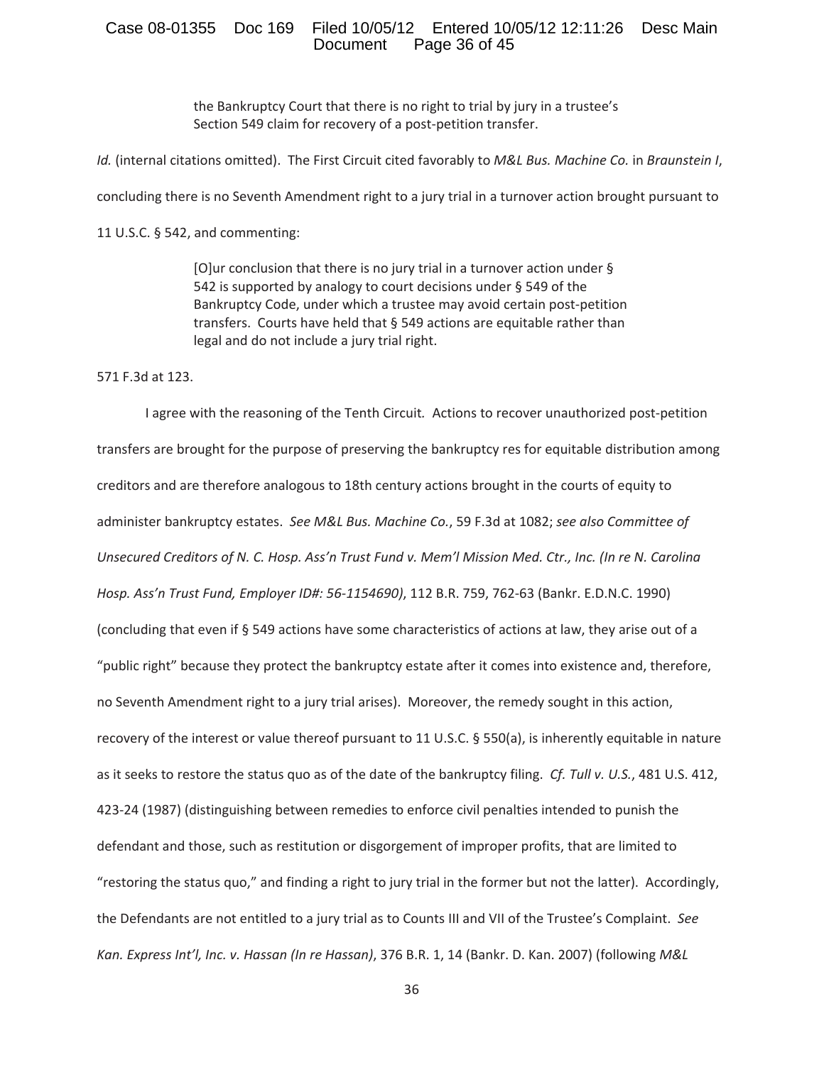> the Bankruptcy Court that there is no right to trial by jury in a trustee's Section 549 claim for recovery of a post-petition transfer.

*Id.* (internal citations omitted). The First Circuit cited favorably to *M&L Bus. Machine Co.* in *Braunstein I*, concluding there is no Seventh Amendment right to a jury trial in a turnover action brought pursuant to 11 U.S.C. § 542, and commenting:

> [O]ur conclusion that there is no jury trial in a turnover action under § 542 is supported by analogy to court decisions under § 549 of the Bankruptcy Code, under which a trustee may avoid certain post-petition transfers. Courts have held that § 549 actions are equitable rather than legal and do not include a jury trial right.

571 F.3d at 123.

I agree with the reasoning of the Tenth Circuit. Actions to recover unauthorized post-petition transfers are brought for the purpose of preserving the bankruptcy res for equitable distribution among creditors and are therefore analogous to 18th century actions brought in the courts of equity to administer bankruptcy estates. *See M&L Bus. Machine Co.*, 59 F.3d at 1082; *see also Committee of Unsecured Creditors of N. C. Hosp. Ass'n Trust Fund v. Mem'l Mission Med. Ctr., Inc. (In re N. Carolina Hosp. Ass'n Trust Fund, Employer ID#: 56-1154690)*, 112 B.R. 759, 762-63 (Bankr. E.D.N.C. 1990) (concluding that even if § 549 actions have some characteristics of actions at law, they arise out of a "public right" because they protect the bankruptcy estate after it comes into existence and, therefore, no Seventh Amendment right to a jury trial arises). Moreover, the remedy sought in this action, recovery of the interest or value thereof pursuant to 11 U.S.C. § 550(a), is inherently equitable in nature as it seeks to restore the status quo as of the date of the bankruptcy filing. *Cf. Tull v. U.S.*, 481 U.S. 412, 423-24 (1987) (distinguishing between remedies to enforce civil penalties intended to punish the defendant and those, such as restitution or disgorgement of improper profits, that are limited to "restoring the status quo," and finding a right to jury trial in the former but not the latter). Accordingly, the Defendants are not entitled to a jury trial as to Counts III and VII of the Trustee's Complaint. *See Kan. Express Int'l, Inc. v. Hassan (In re Hassan)*, 376 B.R. 1, 14 (Bankr. D. Kan. 2007) (following *M&L*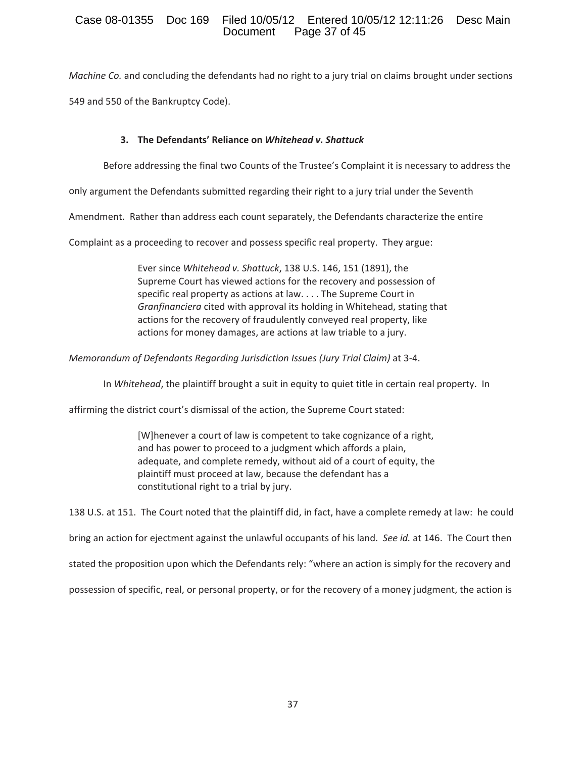*Machine Co.* and concluding the defendants had no right to a jury trial on claims brought under sections 549 and 550 of the Bankruptcy Code).

### 3. The Defendants' Reliance on *Whitehead v. Shattuck*

Before addressing the final two Counts of the Trustee's Complaint it is necessary to address the only argument the Defendants submitted regarding their right to a jury trial under the Seventh Amendment. Rather than address each count separately, the Defendants characterize the entire Complaint as a proceeding to recover and possess specific real property. They argue:

> Ever since *Whitehead v. Shattuck*, 138 U.S. 146, 151 (1891), the Supreme Court has viewed actions for the recovery and possession of specific real property as actions at law. . . . The Supreme Court in *Granfinanciera* cited with approval its holding in Whitehead, stating that actions for the recovery of fraudulently conveyed real property, like actions for money damages, are actions at law triable to a jury.

*Memorandum of Defendants Regarding Jurisdiction Issues (Jury Trial Claim)* at 3-4.

In *Whitehead*, the plaintiff brought a suit in equity to quiet title in certain real property. In affirming the district court's dismissal of the action, the Supreme Court stated:

> [W]henever a court of law is competent to take cognizance of a right, and has power to proceed to a judgment which affords a plain, adequate, and complete remedy, without aid of a court of equity, the plaintiff must proceed at law, because the defendant has a constitutional right to a trial by jury.

138 U.S. at 151. The Court noted that the plaintiff did, in fact, have a complete remedy at law: he could bring an action for ejectment against the unlawful occupants of his land. *See id.* at 146. The Court then stated the proposition upon which the Defendants rely: "where an action is simply for the recovery and possession of specific, real, or personal property, or for the recovery of a money judgment, the action is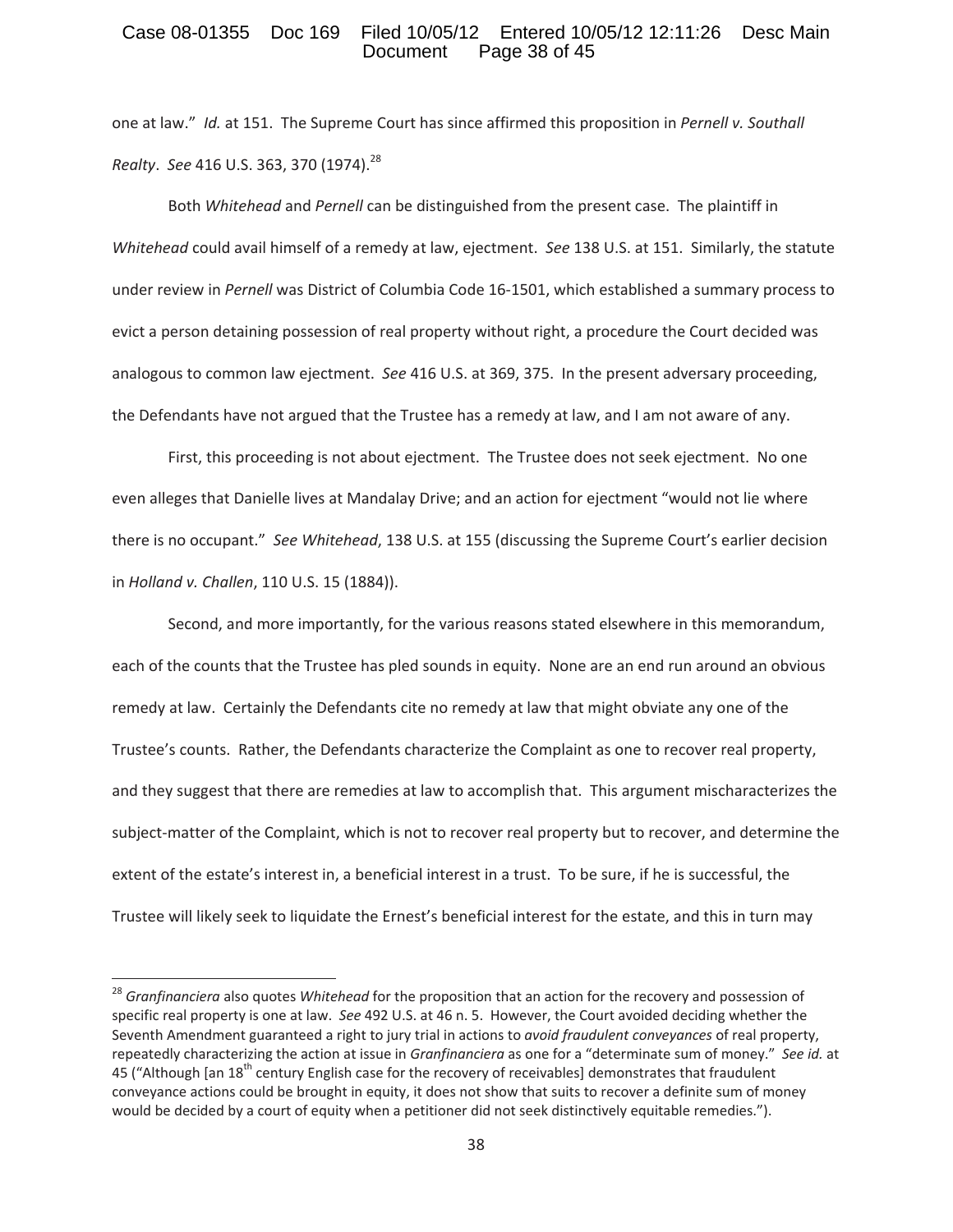one at law." *Id.* at 151. The Supreme Court has since affirmed this proposition in *Pernell v. Southall Realty*. *See* 416 U.S. 363, 370 (1974).[28]

Both *Whitehead* and *Pernell* can be distinguished from the present case. The plaintiff in *Whitehead* could avail himself of a remedy at law, ejectment. *See* 138 U.S. at 151. Similarly, the statute under review in *Pernell* was District of Columbia Code 16-1501, which established a summary process to evict a person detaining possession of real property without right, a procedure the Court decided was analogous to common law ejectment. *See* 416 U.S. at 369, 375. In the present adversary proceeding, the Defendants have not argued that the Trustee has a remedy at law, and I am not aware of any.

First, this proceeding is not about ejectment. The Trustee does not seek ejectment. No one even alleges that Danielle lives at Mandalay Drive; and an action for ejectment "would not lie where there is no occupant." *See Whitehead*, 138 U.S. at 155 (discussing the Supreme Court's earlier decision in *Holland v. Challen*, 110 U.S. 15 (1884)).

Second, and more importantly, for the various reasons stated elsewhere in this memorandum, each of the counts that the Trustee has pled sounds in equity. None are an end run around an obvious remedy at law. Certainly the Defendants cite no remedy at law that might obviate any one of the Trustee's counts. Rather, the Defendants characterize the Complaint as one to recover real property, and they suggest that there are remedies at law to accomplish that. This argument mischaracterizes the subject-matter of the Complaint, which is not to recover real property but to recover, and determine the extent of the estate's interest in, a beneficial interest in a trust. To be sure, if he is successful, the Trustee will likely seek to liquidate the Ernest's beneficial interest for the estate, and this in turn may

---

[28] *Granfinanciera* also quotes *Whitehead* for the proposition that an action for the recovery and possession of specific real property is one at law. *See* 492 U.S. at 46 n. 5. However, the Court avoided deciding whether the Seventh Amendment guaranteed a right to jury trial in actions to *avoid fraudulent conveyances* of real property, repeatedly characterizing the action at issue in *Granfinanciera* as one for a "determinate sum of money." *See id.* at 45 ("Although [an 18th century English case for the recovery of receivables] demonstrates that fraudulent conveyance actions could be brought in equity, it does not show that suits to recover a definite sum of money would be decided by a court of equity when a petitioner did not seek distinctively equitable remedies.").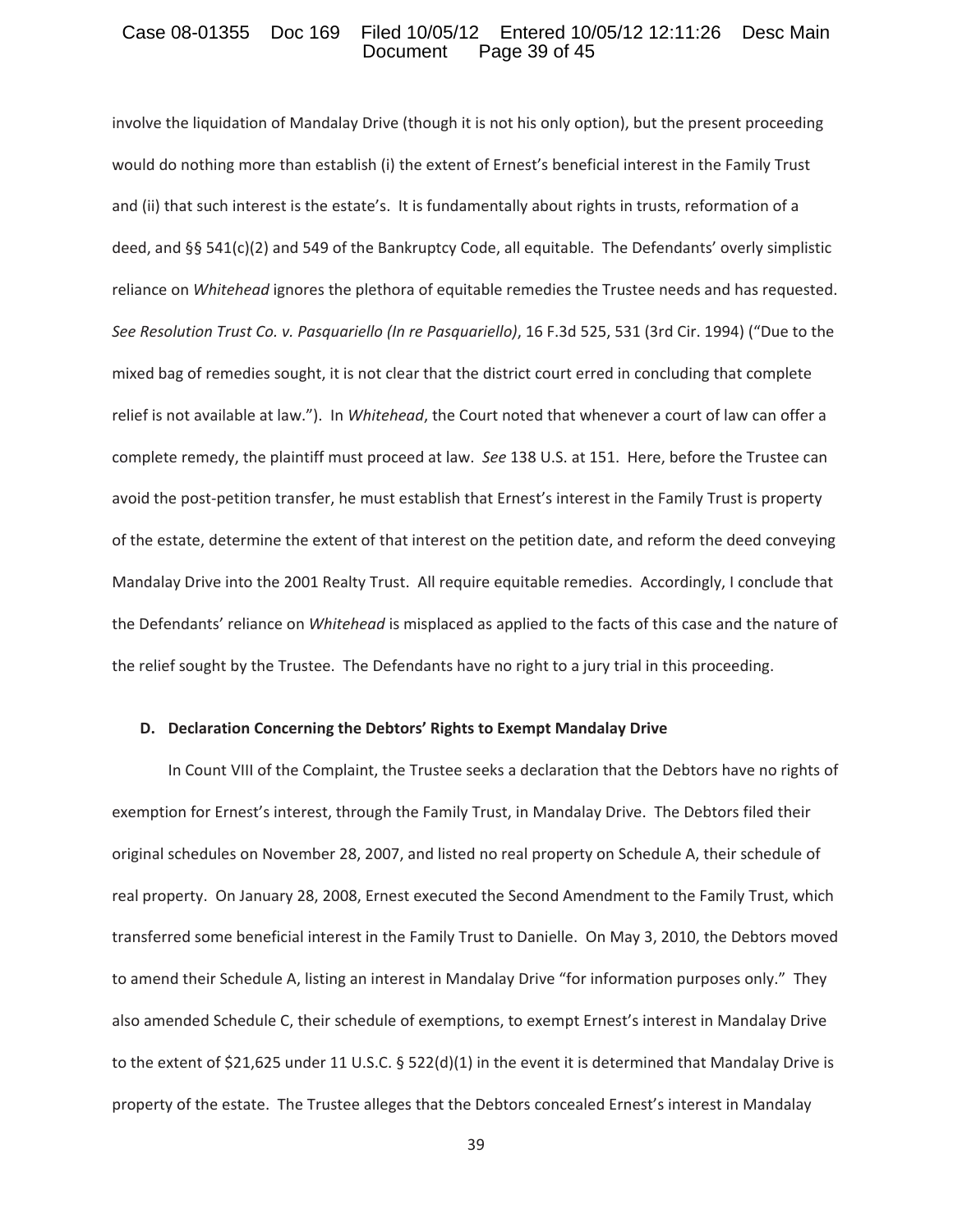involve the liquidation of Mandalay Drive (though it is not his only option), but the present proceeding would do nothing more than establish (i) the extent of Ernest's beneficial interest in the Family Trust and (ii) that such interest is the estate's. It is fundamentally about rights in trusts, reformation of a deed, and §§ 541(c)(2) and 549 of the Bankruptcy Code, all equitable. The Defendants' overly simplistic reliance on *Whitehead* ignores the plethora of equitable remedies the Trustee needs and has requested. *See Resolution Trust Co. v. Pasquariello (In re Pasquariello)*, 16 F.3d 525, 531 (3rd Cir. 1994) ("Due to the mixed bag of remedies sought, it is not clear that the district court erred in concluding that complete relief is not available at law."). In *Whitehead*, the Court noted that whenever a court of law can offer a complete remedy, the plaintiff must proceed at law. *See* 138 U.S. at 151. Here, before the Trustee can avoid the post-petition transfer, he must establish that Ernest's interest in the Family Trust is property of the estate, determine the extent of that interest on the petition date, and reform the deed conveying Mandalay Drive into the 2001 Realty Trust. All require equitable remedies. Accordingly, I conclude that the Defendants' reliance on *Whitehead* is misplaced as applied to the facts of this case and the nature of the relief sought by the Trustee. The Defendants have no right to a jury trial in this proceeding.

**D. Declaration Concerning the Debtors' Rights to Exempt Mandalay Drive**

In Count VIII of the Complaint, the Trustee seeks a declaration that the Debtors have no rights of exemption for Ernest's interest, through the Family Trust, in Mandalay Drive. The Debtors filed their original schedules on November 28, 2007, and listed no real property on Schedule A, their schedule of real property. On January 28, 2008, Ernest executed the Second Amendment to the Family Trust, which transferred some beneficial interest in the Family Trust to Danielle. On May 3, 2010, the Debtors moved to amend their Schedule A, listing an interest in Mandalay Drive "for information purposes only." They also amended Schedule C, their schedule of exemptions, to exempt Ernest's interest in Mandalay Drive to the extent of $21,625 under 11 U.S.C. § 522(d)(1) in the event it is determined that Mandalay Drive is property of the estate. The Trustee alleges that the Debtors concealed Ernest's interest in Mandalay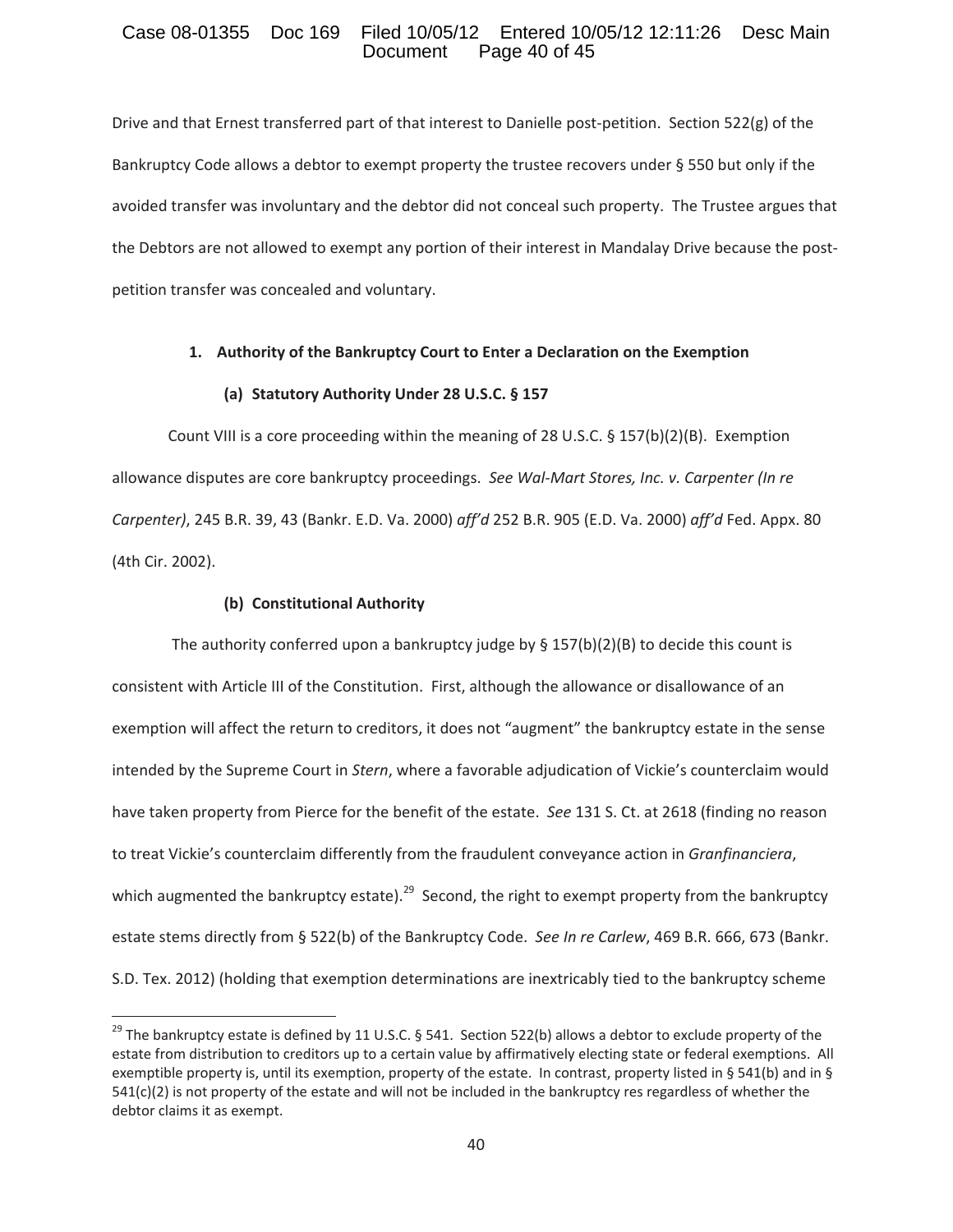Drive and that Ernest transferred part of that interest to Danielle post-petition. Section 522(g) of the Bankruptcy Code allows a debtor to exempt property the trustee recovers under § 550 but only if the avoided transfer was involuntary and the debtor did not conceal such property. The Trustee argues that the Debtors are not allowed to exempt any portion of their interest in Mandalay Drive because the post-petition transfer was concealed and voluntary.

**1. Authority of the Bankruptcy Court to Enter a Declaration on the Exemption**

**(a) Statutory Authority Under 28 U.S.C. § 157**

Count VIII is a core proceeding within the meaning of 28 U.S.C. § 157(b)(2)(B). Exemption allowance disputes are core bankruptcy proceedings. *See Wal-Mart Stores, Inc. v. Carpenter (In re Carpenter)*, 245 B.R. 39, 43 (Bankr. E.D. Va. 2000) *aff'd* 252 B.R. 905 (E.D. Va. 2000) *aff'd* Fed. Appx. 80 (4th Cir. 2002).

**(b) Constitutional Authority**

The authority conferred upon a bankruptcy judge by § 157(b)(2)(B) to decide this count is consistent with Article III of the Constitution. First, although the allowance or disallowance of an exemption will affect the return to creditors, it does not "augment" the bankruptcy estate in the sense intended by the Supreme Court in *Stern*, where a favorable adjudication of Vickie's counterclaim would have taken property from Pierce for the benefit of the estate. *See* 131 S. Ct. at 2618 (finding no reason to treat Vickie's counterclaim differently from the fraudulent conveyance action in *Granfinanciera*, which augmented the bankruptcy estate).[29] Second, the right to exempt property from the bankruptcy estate stems directly from § 522(b) of the Bankruptcy Code. *See In re Carlew*, 469 B.R. 666, 673 (Bankr. S.D. Tex. 2012) (holding that exemption determinations are inextricably tied to the bankruptcy scheme

---

[29] The bankruptcy estate is defined by 11 U.S.C. § 541. Section 522(b) allows a debtor to exclude property of the estate from distribution to creditors up to a certain value by affirmatively electing state or federal exemptions. All exemptible property is, until its exemption, property of the estate. In contrast, property listed in § 541(b) and in § 541(c)(2) is not property of the estate and will not be included in the bankruptcy res regardless of whether the debtor claims it as exempt.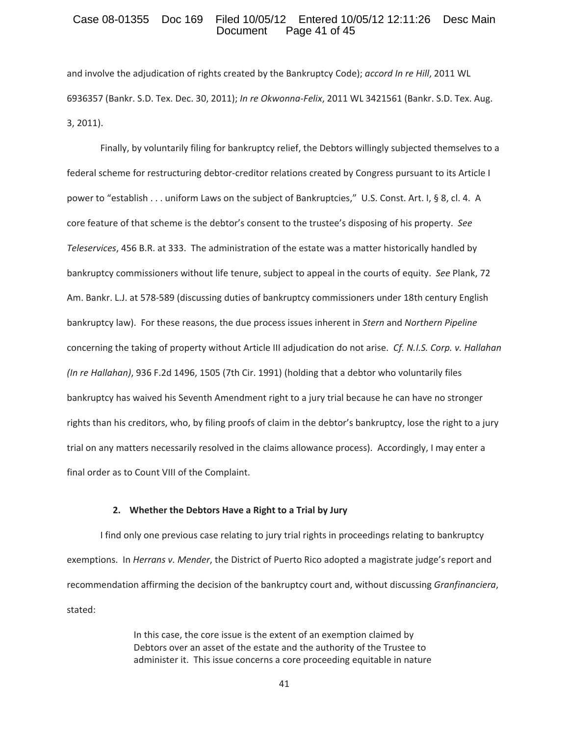and involve the adjudication of rights created by the Bankruptcy Code); *accord In re Hill*, 2011 WL 6936357 (Bankr. S.D. Tex. Dec. 30, 2011); *In re Okwonna-Felix*, 2011 WL 3421561 (Bankr. S.D. Tex. Aug. 3, 2011).

Finally, by voluntarily filing for bankruptcy relief, the Debtors willingly subjected themselves to a federal scheme for restructuring debtor-creditor relations created by Congress pursuant to its Article I power to "establish . . . uniform Laws on the subject of Bankruptcies," U.S. Const. Art. I, § 8, cl. 4. A core feature of that scheme is the debtor's consent to the trustee's disposing of his property. *See Teleservices*, 456 B.R. at 333. The administration of the estate was a matter historically handled by bankruptcy commissioners without life tenure, subject to appeal in the courts of equity. *See* Plank, 72 Am. Bankr. L.J. at 578-589 (discussing duties of bankruptcy commissioners under 18th century English bankruptcy law). For these reasons, the due process issues inherent in *Stern* and *Northern Pipeline* concerning the taking of property without Article III adjudication do not arise. *Cf. N.I.S. Corp. v. Hallahan (In re Hallahan)*, 936 F.2d 1496, 1505 (7th Cir. 1991) (holding that a debtor who voluntarily files bankruptcy has waived his Seventh Amendment right to a jury trial because he can have no stronger rights than his creditors, who, by filing proofs of claim in the debtor's bankruptcy, lose the right to a jury trial on any matters necessarily resolved in the claims allowance process). Accordingly, I may enter a final order as to Count VIII of the Complaint.

### 2. Whether the Debtors Have a Right to a Trial by Jury

I find only one previous case relating to jury trial rights in proceedings relating to bankruptcy exemptions. In *Herrans v. Mender*, the District of Puerto Rico adopted a magistrate judge's report and recommendation affirming the decision of the bankruptcy court and, without discussing *Granfinanciera*, stated:

> In this case, the core issue is the extent of an exemption claimed by Debtors over an asset of the estate and the authority of the Trustee to administer it. This issue concerns a core proceeding equitable in nature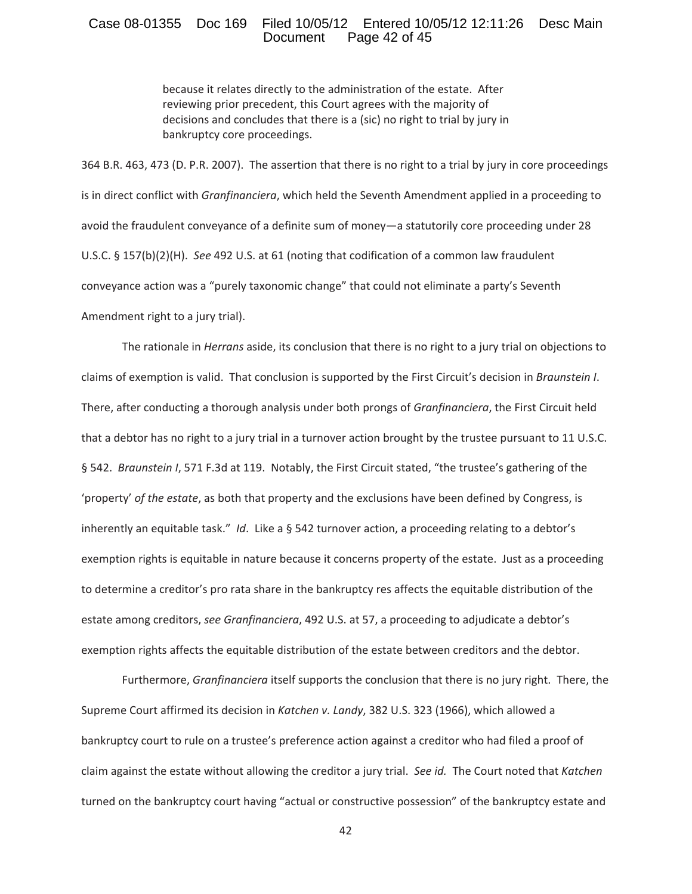> because it relates directly to the administration of the estate. After reviewing prior precedent, this Court agrees with the majority of decisions and concludes that there is a (sic) no right to trial by jury in bankruptcy core proceedings.

364 B.R. 463, 473 (D. P.R. 2007). The assertion that there is no right to a trial by jury in core proceedings is in direct conflict with *Granfinanciera*, which held the Seventh Amendment applied in a proceeding to avoid the fraudulent conveyance of a definite sum of money—a statutorily core proceeding under 28 U.S.C. § 157(b)(2)(H). *See* 492 U.S. at 61 (noting that codification of a common law fraudulent conveyance action was a "purely taxonomic change" that could not eliminate a party's Seventh Amendment right to a jury trial).

The rationale in *Herrans* aside, its conclusion that there is no right to a jury trial on objections to claims of exemption is valid. That conclusion is supported by the First Circuit's decision in *Braunstein I*. There, after conducting a thorough analysis under both prongs of *Granfinanciera*, the First Circuit held that a debtor has no right to a jury trial in a turnover action brought by the trustee pursuant to 11 U.S.C. § 542. *Braunstein I*, 571 F.3d at 119. Notably, the First Circuit stated, "the trustee's gathering of the 'property' *of the estate*, as both that property and the exclusions have been defined by Congress, is inherently an equitable task." *Id*. Like a § 542 turnover action, a proceeding relating to a debtor's exemption rights is equitable in nature because it concerns property of the estate. Just as a proceeding to determine a creditor's pro rata share in the bankruptcy res affects the equitable distribution of the estate among creditors, *see Granfinanciera*, 492 U.S. at 57, a proceeding to adjudicate a debtor's exemption rights affects the equitable distribution of the estate between creditors and the debtor.

Furthermore, *Granfinanciera* itself supports the conclusion that there is no jury right. There, the Supreme Court affirmed its decision in *Katchen v. Landy*, 382 U.S. 323 (1966), which allowed a bankruptcy court to rule on a trustee's preference action against a creditor who had filed a proof of claim against the estate without allowing the creditor a jury trial. *See id.* The Court noted that *Katchen* turned on the bankruptcy court having "actual or constructive possession" of the bankruptcy estate and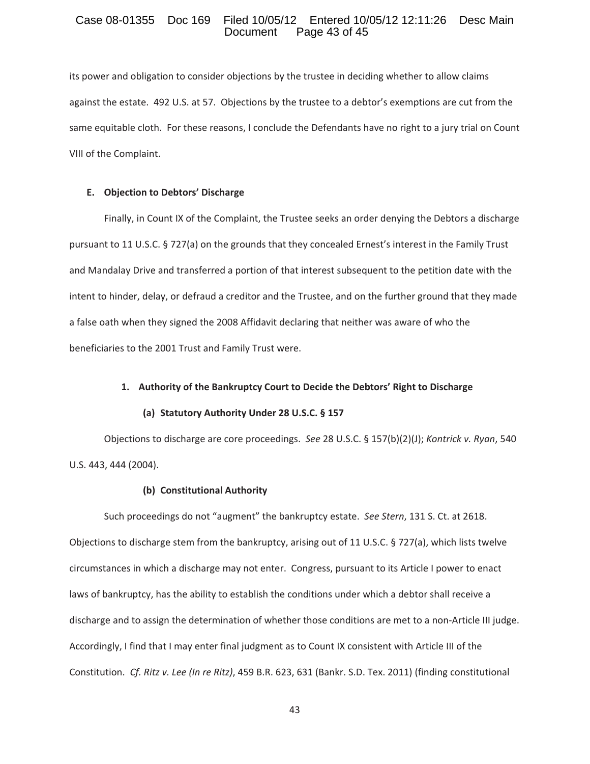its power and obligation to consider objections by the trustee in deciding whether to allow claims against the estate. 492 U.S. at 57. Objections by the trustee to a debtor's exemptions are cut from the same equitable cloth. For these reasons, I conclude the Defendants have no right to a jury trial on Count VIII of the Complaint.

### E. Objection to Debtors' Discharge

Finally, in Count IX of the Complaint, the Trustee seeks an order denying the Debtors a discharge pursuant to 11 U.S.C. § 727(a) on the grounds that they concealed Ernest's interest in the Family Trust and Mandalay Drive and transferred a portion of that interest subsequent to the petition date with the intent to hinder, delay, or defraud a creditor and the Trustee, and on the further ground that they made a false oath when they signed the 2008 Affidavit declaring that neither was aware of who the beneficiaries to the 2001 Trust and Family Trust were.

#### 1. Authority of the Bankruptcy Court to Decide the Debtors' Right to Discharge

##### (a) Statutory Authority Under 28 U.S.C. § 157

Objections to discharge are core proceedings. *See* 28 U.S.C. § 157(b)(2)(J); *Kontrick v. Ryan*, 540 U.S. 443, 444 (2004).

##### (b) Constitutional Authority

Such proceedings do not "augment" the bankruptcy estate. *See Stern*, 131 S. Ct. at 2618. Objections to discharge stem from the bankruptcy, arising out of 11 U.S.C. § 727(a), which lists twelve circumstances in which a discharge may not enter. Congress, pursuant to its Article I power to enact laws of bankruptcy, has the ability to establish the conditions under which a debtor shall receive a discharge and to assign the determination of whether those conditions are met to a non-Article III judge. Accordingly, I find that I may enter final judgment as to Count IX consistent with Article III of the Constitution. *Cf. Ritz v. Lee (In re Ritz)*, 459 B.R. 623, 631 (Bankr. S.D. Tex. 2011) (finding constitutional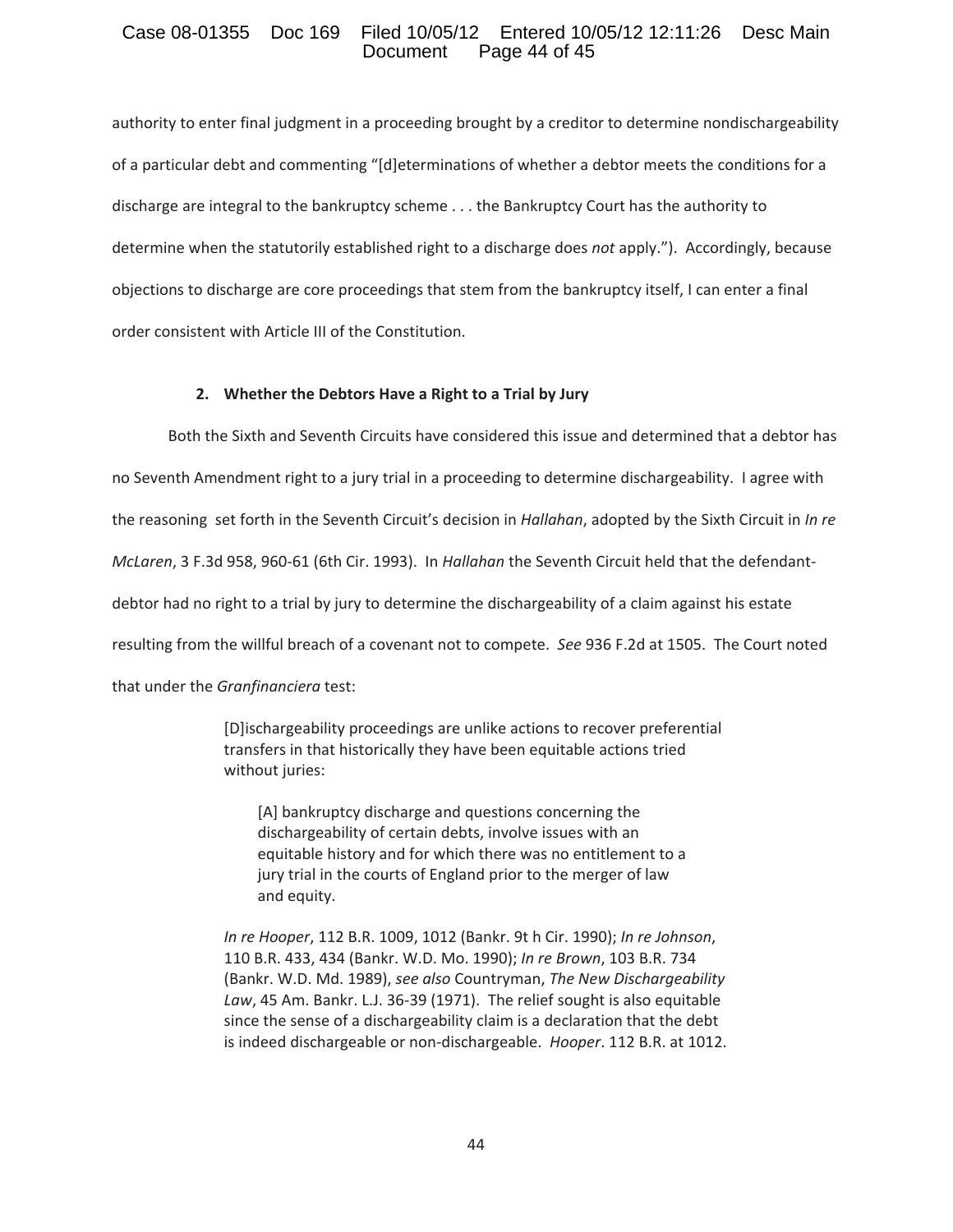authority to enter final judgment in a proceeding brought by a creditor to determine nondischargeability of a particular debt and commenting "[d]eterminations of whether a debtor meets the conditions for a discharge are integral to the bankruptcy scheme . . . the Bankruptcy Court has the authority to determine when the statutorily established right to a discharge does *not* apply."). Accordingly, because objections to discharge are core proceedings that stem from the bankruptcy itself, I can enter a final order consistent with Article III of the Constitution.

#### 2. Whether the Debtors Have a Right to a Trial by Jury

Both the Sixth and Seventh Circuits have considered this issue and determined that a debtor has no Seventh Amendment right to a jury trial in a proceeding to determine dischargeability. I agree with the reasoning set forth in the Seventh Circuit's decision in *Hallahan*, adopted by the Sixth Circuit in *In re McLaren*, 3 F.3d 958, 960-61 (6th Cir. 1993). In *Hallahan* the Seventh Circuit held that the defendant-debtor had no right to a trial by jury to determine the dischargeability of a claim against his estate resulting from the willful breach of a covenant not to compete. *See* 936 F.2d at 1505. The Court noted that under the *Granfinanciera* test:

> [D]ischargeability proceedings are unlike actions to recover preferential transfers in that historically they have been equitable actions tried without juries:
>
> > [A] bankruptcy discharge and questions concerning the dischargeability of certain debts, involve issues with an equitable history and for which there was no entitlement to a jury trial in the courts of England prior to the merger of law and equity.
>
> *In re Hooper*, 112 B.R. 1009, 1012 (Bankr. 9t h Cir. 1990); *In re Johnson*, 110 B.R. 433, 434 (Bankr. W.D. Mo. 1990); *In re Brown*, 103 B.R. 734 (Bankr. W.D. Md. 1989), *see also* Countryman, *The New Dischargeability Law*, 45 Am. Bankr. L.J. 36-39 (1971). The relief sought is also equitable since the sense of a dischargeability claim is a declaration that the debt is indeed dischargeable or non-dischargeable. *Hooper*. 112 B.R. at 1012.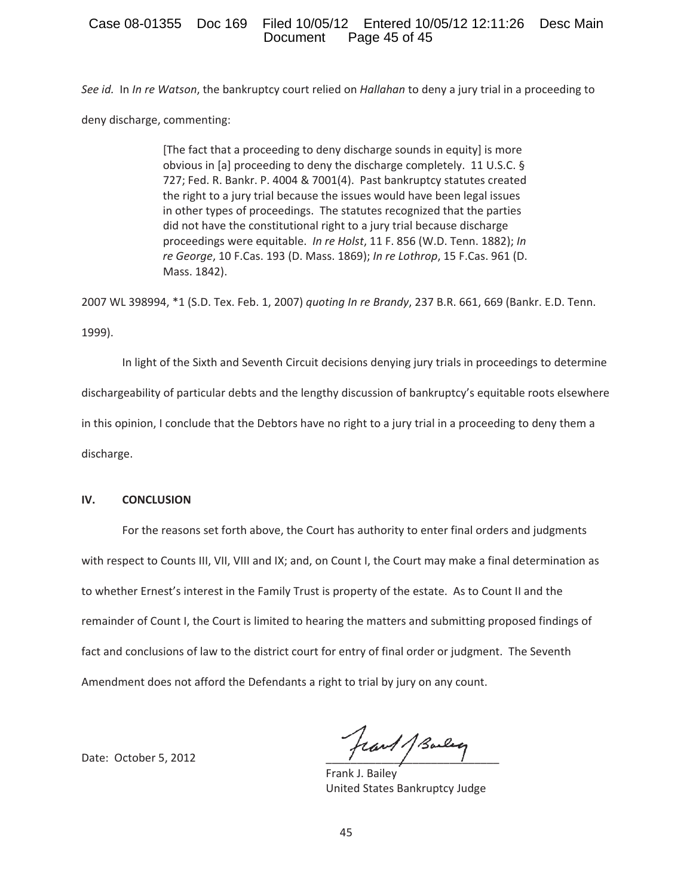*See id.* In *In re Watson*, the bankruptcy court relied on *Hallahan* to deny a jury trial in a proceeding to deny discharge, commenting:

> [The fact that a proceeding to deny discharge sounds in equity] is more obvious in [a] proceeding to deny the discharge completely. 11 U.S.C. § 727; Fed. R. Bankr. P. 4004 & 7001(4). Past bankruptcy statutes created the right to a jury trial because the issues would have been legal issues in other types of proceedings. The statutes recognized that the parties did not have the constitutional right to a jury trial because discharge proceedings were equitable. *In re Holst*, 11 F. 856 (W.D. Tenn. 1882); *In re George*, 10 F.Cas. 193 (D. Mass. 1869); *In re Lothrop*, 15 F.Cas. 961 (D. Mass. 1842).

2007 WL 398994, *1 (S.D. Tex. Feb. 1, 2007) *quoting In re Brandy*, 237 B.R. 661, 669 (Bankr. E.D. Tenn. 1999).

In light of the Sixth and Seventh Circuit decisions denying jury trials in proceedings to determine dischargeability of particular debts and the lengthy discussion of bankruptcy's equitable roots elsewhere in this opinion, I conclude that the Debtors have no right to a jury trial in a proceeding to deny them a discharge.

## IV. CONCLUSION

For the reasons set forth above, the Court has authority to enter final orders and judgments with respect to Counts III, VII, VIII and IX; and, on Count I, the Court may make a final determination as to whether Ernest's interest in the Family Trust is property of the estate. As to Count II and the remainder of Count I, the Court is limited to hearing the matters and submitting proposed findings of fact and conclusions of law to the district court for entry of final order or judgment. The Seventh Amendment does not afford the Defendants a right to trial by jury on any count.

Date: October 5, 2012

Frank J. Bailey
United States Bankruptcy Judge